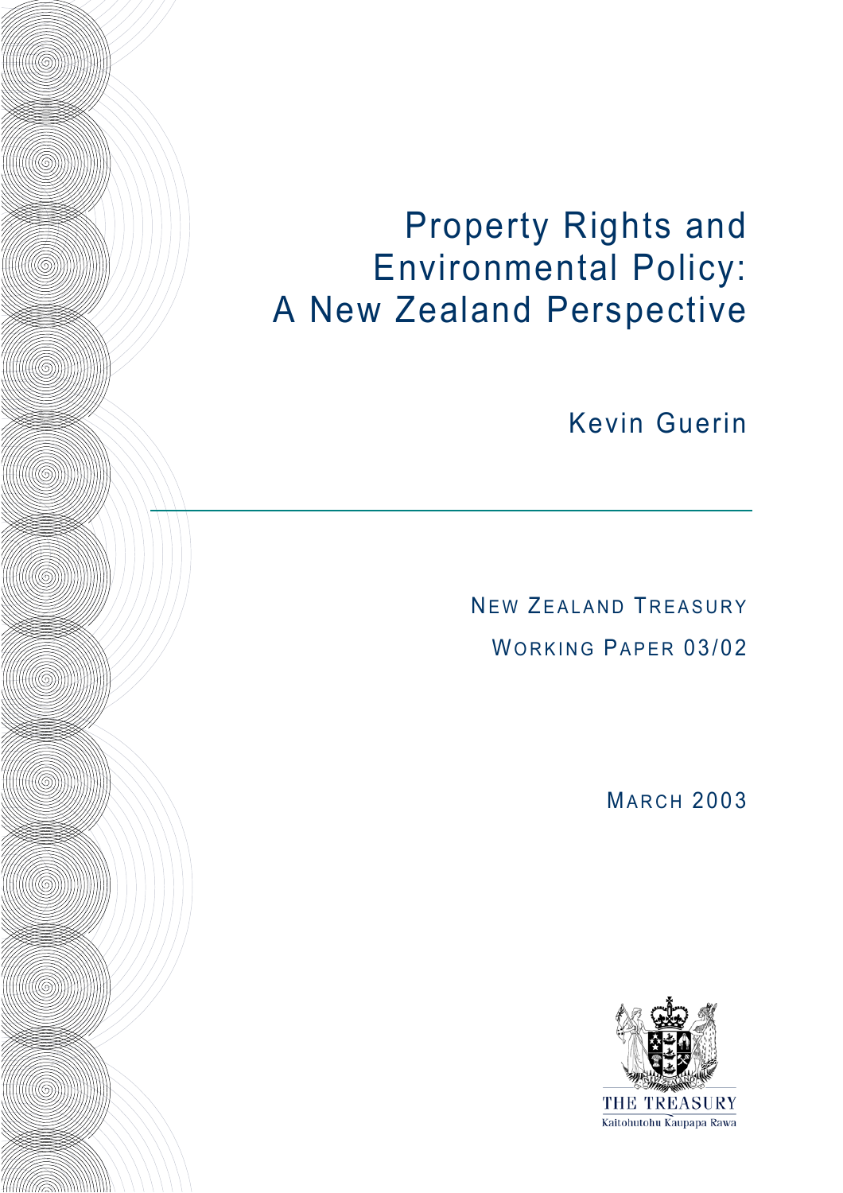# Property Rights and Environmental Policy: A New Zealand Perspective

Kevin Guerin

NEW ZEALAND TREASURY

WORKING PAPER 03/02

MARCH 2003

THE TREASURY
Kaitohutohu Kaupapa Rawa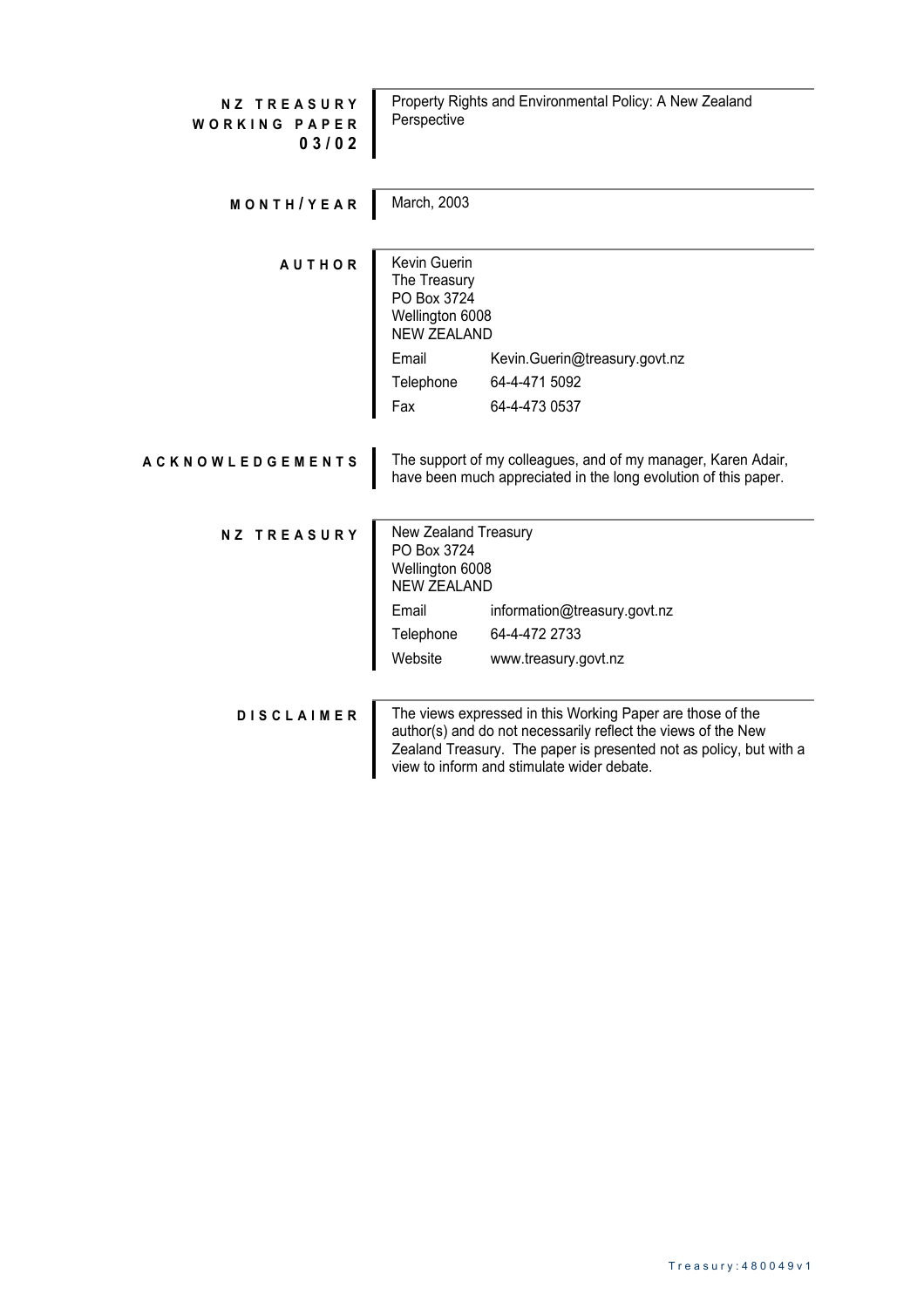**NZ TREASURY WORKING PAPER 03/02**

Property Rights and Environmental Policy: A New Zealand Perspective

**MONTH/YEAR**

March, 2003

**AUTHOR**

Kevin Guerin
The Treasury
PO Box 3724
Wellington 6008
NEW ZEALAND

| | |
|---|---|
| Email | Kevin.Guerin@treasury.govt.nz |
| Telephone | 64-4-471 5092 |
| Fax | 64-4-473 0537 |

**ACKNOWLEDGEMENTS**

The support of my colleagues, and of my manager, Karen Adair, have been much appreciated in the long evolution of this paper.

**NZ TREASURY**

New Zealand Treasury
PO Box 3724
Wellington 6008
NEW ZEALAND

| | |
|---|---|
| Email | information@treasury.govt.nz |
| Telephone | 64-4-472 2733 |
| Website | www.treasury.govt.nz |

**DISCLAIMER**

The views expressed in this Working Paper are those of the author(s) and do not necessarily reflect the views of the New Zealand Treasury. The paper is presented not as policy, but with a view to inform and stimulate wider debate.

Treasury:480049v1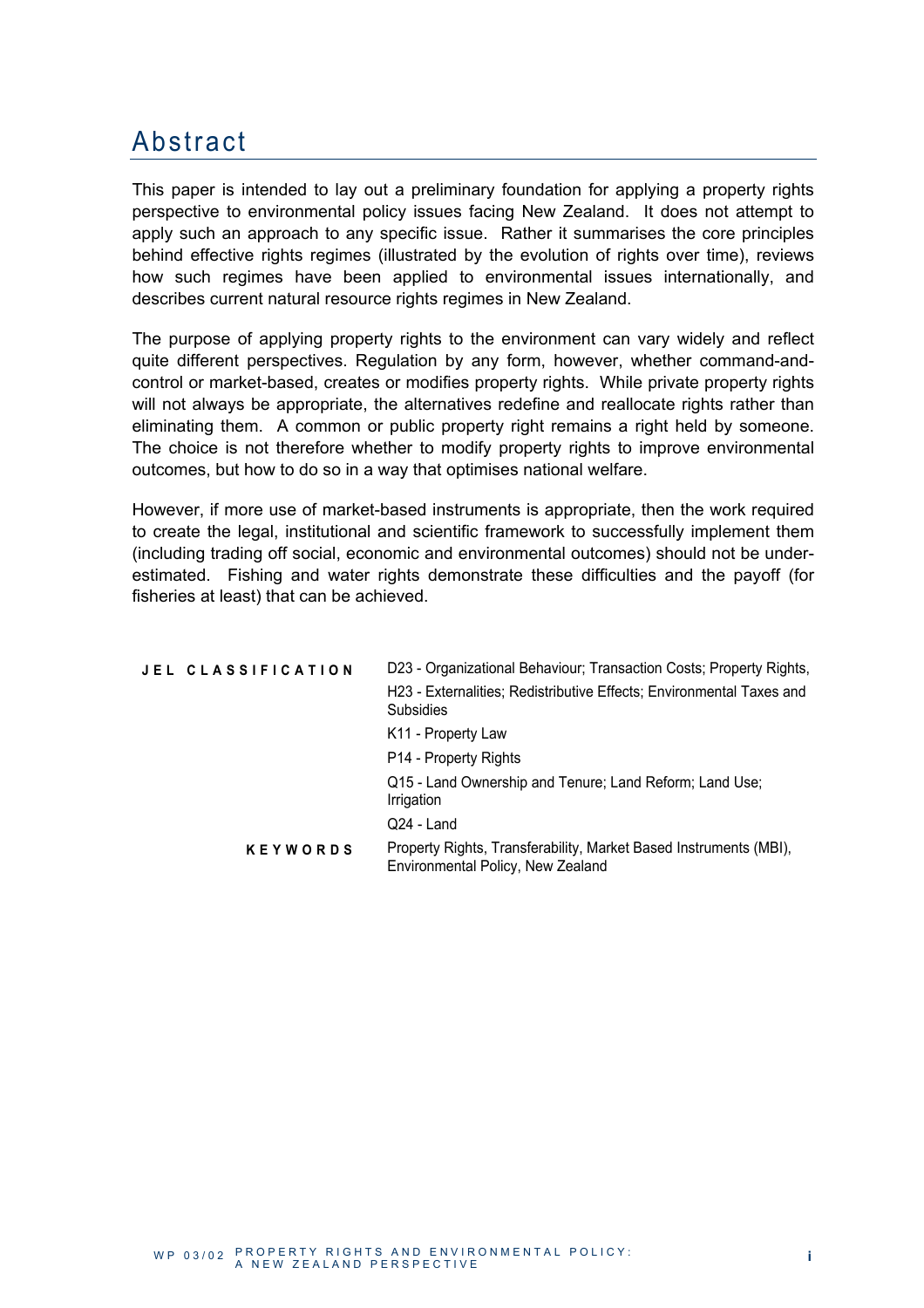# Abstract

This paper is intended to lay out a preliminary foundation for applying a property rights perspective to environmental policy issues facing New Zealand. It does not attempt to apply such an approach to any specific issue. Rather it summarises the core principles behind effective rights regimes (illustrated by the evolution of rights over time), reviews how such regimes have been applied to environmental issues internationally, and describes current natural resource rights regimes in New Zealand.

The purpose of applying property rights to the environment can vary widely and reflect quite different perspectives. Regulation by any form, however, whether command-and-control or market-based, creates or modifies property rights. While private property rights will not always be appropriate, the alternatives redefine and reallocate rights rather than eliminating them. A common or public property right remains a right held by someone. The choice is not therefore whether to modify property rights to improve environmental outcomes, but how to do so in a way that optimises national welfare.

However, if more use of market-based instruments is appropriate, then the work required to create the legal, institutional and scientific framework to successfully implement them (including trading off social, economic and environmental outcomes) should not be under-estimated. Fishing and water rights demonstrate these difficulties and the payoff (for fisheries at least) that can be achieved.

**JEL CLASSIFICATION**

D23 - Organizational Behaviour; Transaction Costs; Property Rights,

H23 - Externalities; Redistributive Effects; Environmental Taxes and Subsidies

K11 - Property Law

P14 - Property Rights

Q15 - Land Ownership and Tenure; Land Reform; Land Use; Irrigation

Q24 - Land

**KEYWORDS**

Property Rights, Transferability, Market Based Instruments (MBI), Environmental Policy, New Zealand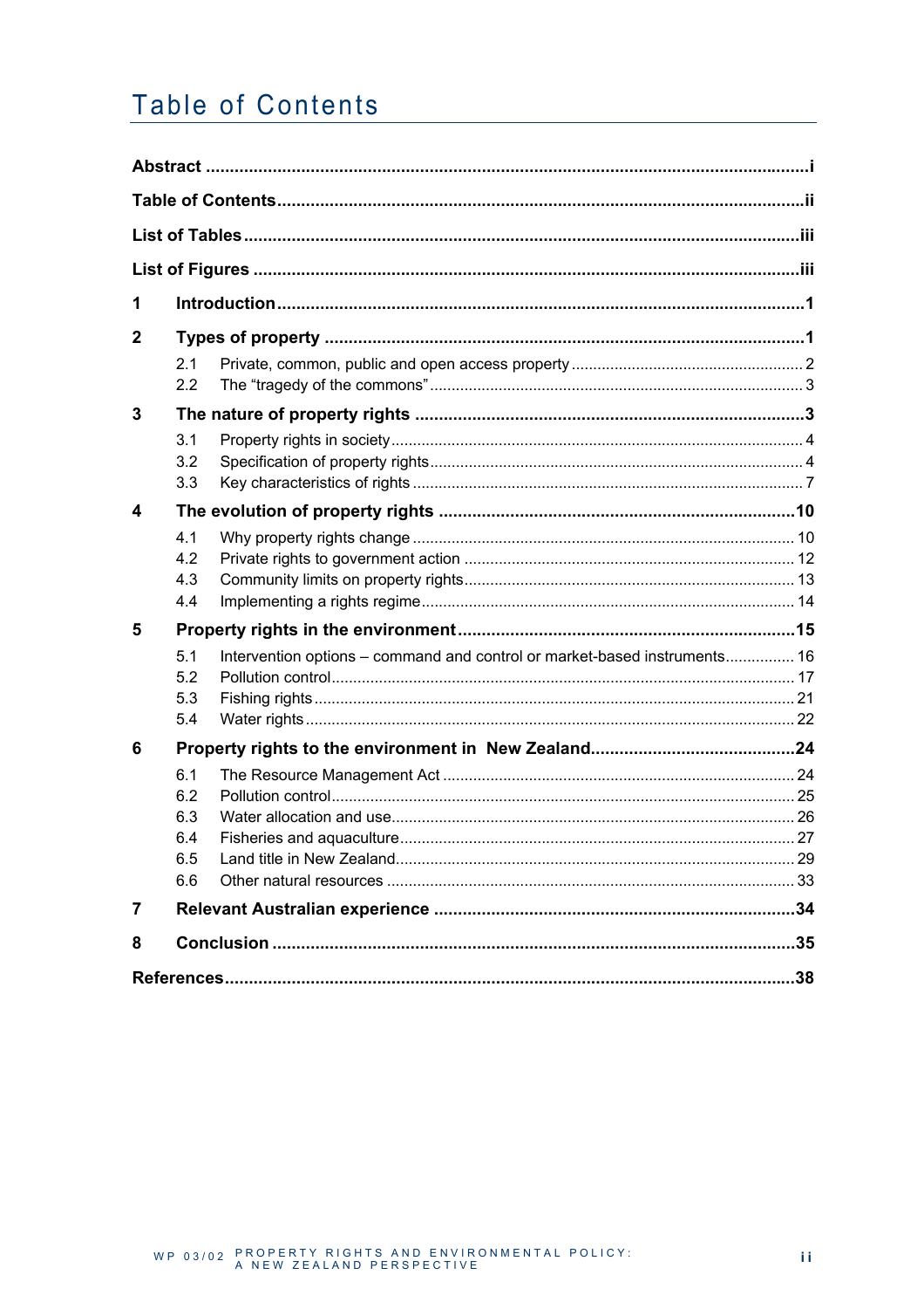# Table of Contents

**Abstract** ....................................................................................................................i

**Table of Contents**..........................................................................................................ii

**List of Tables**.................................................................................................................iii

**List of Figures** ..............................................................................................................iii

**1 Introduction**..............................................................................................................1

**2 Types of property** ......................................................................................................1

- 2.1 Private, common, public and open access property ...................................................... 2
- 2.2 The "tragedy of the commons" ...................................................................................... 3

**3 The nature of property rights** ....................................................................................3

- 3.1 Property rights in society................................................................................................ 4
- 3.2 Specification of property rights...................................................................................... 4
- 3.3 Key characteristics of rights ........................................................................................... 7

**4 The evolution of property rights** ...............................................................................10

- 4.1 Why property rights change ......................................................................................... 10
- 4.2 Private rights to government action ............................................................................. 12
- 4.3 Community limits on property rights............................................................................. 13
- 4.4 Implementing a rights regime....................................................................................... 14

**5 Property rights in the environment**..........................................................................15

- 5.1 Intervention options – command and control or market-based instruments................ 16
- 5.2 Pollution control........................................................................................................... 17
- 5.3 Fishing rights............................................................................................................... 21
- 5.4 Water rights................................................................................................................. 22

**6 Property rights to the environment in New Zealand**..............................................24

- 6.1 The Resource Management Act .................................................................................. 24
- 6.2 Pollution control........................................................................................................... 25
- 6.3 Water allocation and use............................................................................................. 26
- 6.4 Fisheries and aquaculture............................................................................................ 27
- 6.5 Land title in New Zealand............................................................................................. 29
- 6.6 Other natural resources .............................................................................................. 33

**7 Relevant Australian experience** ..............................................................................34

**8 Conclusion** ...............................................................................................................35

**References**....................................................................................................................38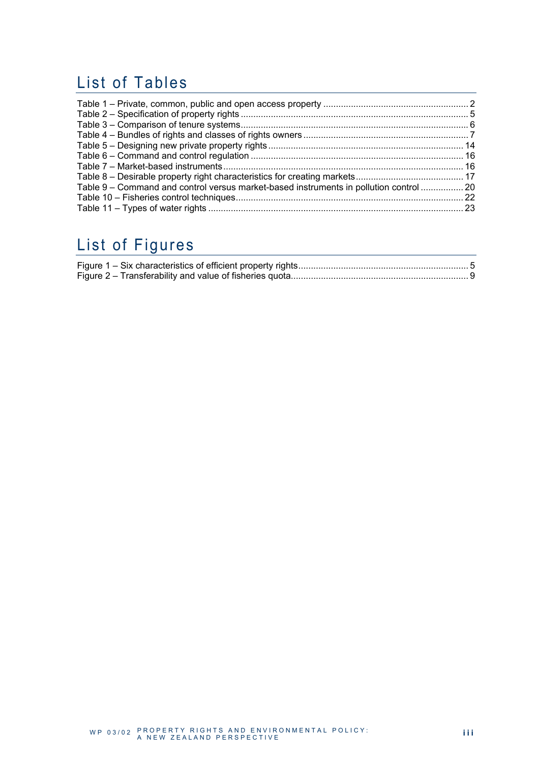# List of Tables

Table 1 – Private, common, public and open access property ........ 2
Table 2 – Specification of property rights ........ 5
Table 3 – Comparison of tenure systems ........ 6
Table 4 – Bundles of rights and classes of rights owners ........ 7
Table 5 – Designing new private property rights ........ 14
Table 6 – Command and control regulation ........ 16
Table 7 – Market-based instruments ........ 16
Table 8 – Desirable property right characteristics for creating markets ........ 17
Table 9 – Command and control versus market-based instruments in pollution control ........ 20
Table 10 – Fisheries control techniques ........ 22
Table 11 – Types of water rights ........ 23

# List of Figures

Figure 1 – Six characteristics of efficient property rights ........ 5
Figure 2 – Transferability and value of fisheries quota ........ 9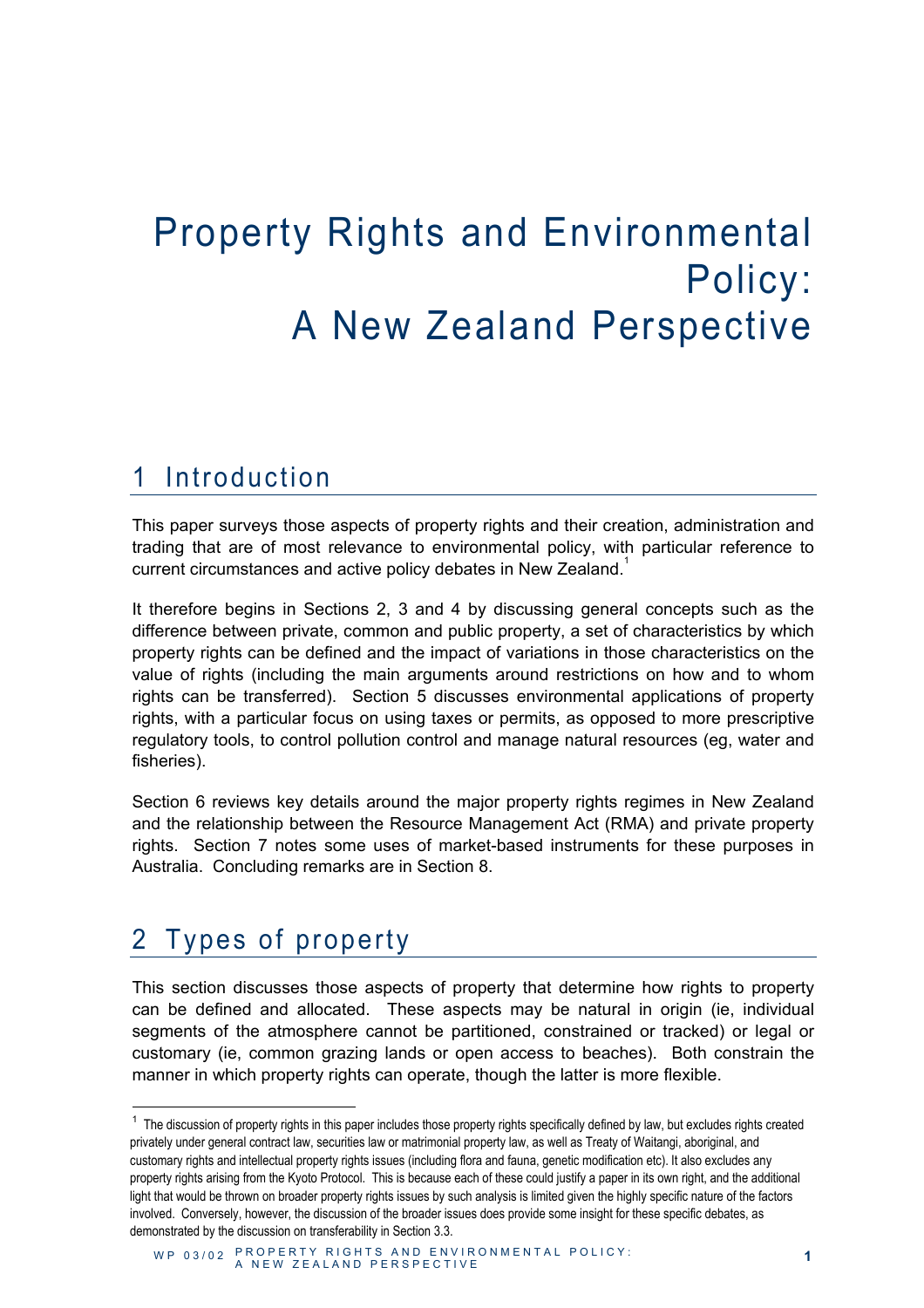# Property Rights and Environmental Policy: A New Zealand Perspective

## 1 Introduction

This paper surveys those aspects of property rights and their creation, administration and trading that are of most relevance to environmental policy, with particular reference to current circumstances and active policy debates in New Zealand.[1]

It therefore begins in Sections 2, 3 and 4 by discussing general concepts such as the difference between private, common and public property, a set of characteristics by which property rights can be defined and the impact of variations in those characteristics on the value of rights (including the main arguments around restrictions on how and to whom rights can be transferred). Section 5 discusses environmental applications of property rights, with a particular focus on using taxes or permits, as opposed to more prescriptive regulatory tools, to control pollution control and manage natural resources (eg, water and fisheries).

Section 6 reviews key details around the major property rights regimes in New Zealand and the relationship between the Resource Management Act (RMA) and private property rights. Section 7 notes some uses of market-based instruments for these purposes in Australia. Concluding remarks are in Section 8.

## 2 Types of property

This section discusses those aspects of property that determine how rights to property can be defined and allocated. These aspects may be natural in origin (ie, individual segments of the atmosphere cannot be partitioned, constrained or tracked) or legal or customary (ie, common grazing lands or open access to beaches). Both constrain the manner in which property rights can operate, though the latter is more flexible.

[1] The discussion of property rights in this paper includes those property rights specifically defined by law, but excludes rights created privately under general contract law, securities law or matrimonial property law, as well as Treaty of Waitangi, aboriginal, and customary rights and intellectual property rights issues (including flora and fauna, genetic modification etc). It also excludes any property rights arising from the Kyoto Protocol. This is because each of these could justify a paper in its own right, and the additional light that would be thrown on broader property rights issues by such analysis is limited given the highly specific nature of the factors involved. Conversely, however, the discussion of the broader issues does provide some insight for these specific debates, as demonstrated by the discussion on transferability in Section 3.3.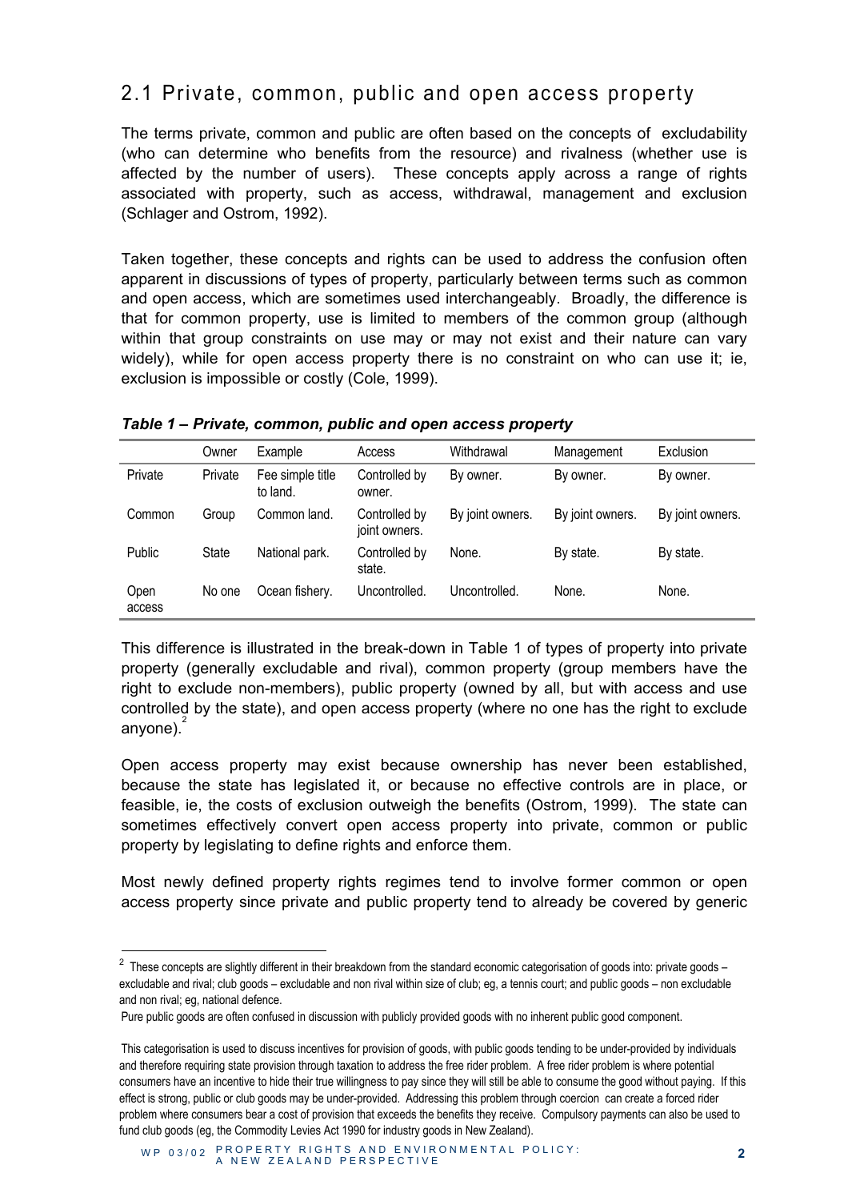## 2.1 Private, common, public and open access property

The terms private, common and public are often based on the concepts of excludability (who can determine who benefits from the resource) and rivalness (whether use is affected by the number of users). These concepts apply across a range of rights associated with property, such as access, withdrawal, management and exclusion (Schlager and Ostrom, 1992).

Taken together, these concepts and rights can be used to address the confusion often apparent in discussions of types of property, particularly between terms such as common and open access, which are sometimes used interchangeably. Broadly, the difference is that for common property, use is limited to members of the common group (although within that group constraints on use may or may not exist and their nature can vary widely), while for open access property there is no constraint on who can use it; ie, exclusion is impossible or costly (Cole, 1999).

***Table 1 – Private, common, public and open access property***

| | Owner | Example | Access | Withdrawal | Management | Exclusion |
|---|---|---|---|---|---|---|
| Private | Private | Fee simple title to land. | Controlled by owner. | By owner. | By owner. | By owner. |
| Common | Group | Common land. | Controlled by joint owners. | By joint owners. | By joint owners. | By joint owners. |
| Public | State | National park. | Controlled by state. | None. | By state. | By state. |
| Open access | No one | Ocean fishery. | Uncontrolled. | Uncontrolled. | None. | None. |

This difference is illustrated in the break-down in Table 1 of types of property into private property (generally excludable and rival), common property (group members have the right to exclude non-members), public property (owned by all, but with access and use controlled by the state), and open access property (where no one has the right to exclude anyone).[2]

Open access property may exist because ownership has never been established, because the state has legislated it, or because no effective controls are in place, or feasible, ie, the costs of exclusion outweigh the benefits (Ostrom, 1999). The state can sometimes effectively convert open access property into private, common or public property by legislating to define rights and enforce them.

Most newly defined property rights regimes tend to involve former common or open access property since private and public property tend to already be covered by generic

---

[2] These concepts are slightly different in their breakdown from the standard economic categorisation of goods into: private goods – excludable and rival; club goods – excludable and non rival within size of club; eg, a tennis court; and public goods – non excludable and non rival; eg, national defence.

Pure public goods are often confused in discussion with publicly provided goods with no inherent public good component.

This categorisation is used to discuss incentives for provision of goods, with public goods tending to be under-provided by individuals and therefore requiring state provision through taxation to address the free rider problem. A free rider problem is where potential consumers have an incentive to hide their true willingness to pay since they will still be able to consume the good without paying. If this effect is strong, public or club goods may be under-provided. Addressing this problem through coercion can create a forced rider problem where consumers bear a cost of provision that exceeds the benefits they receive. Compulsory payments can also be used to fund club goods (eg, the Commodity Levies Act 1990 for industry goods in New Zealand).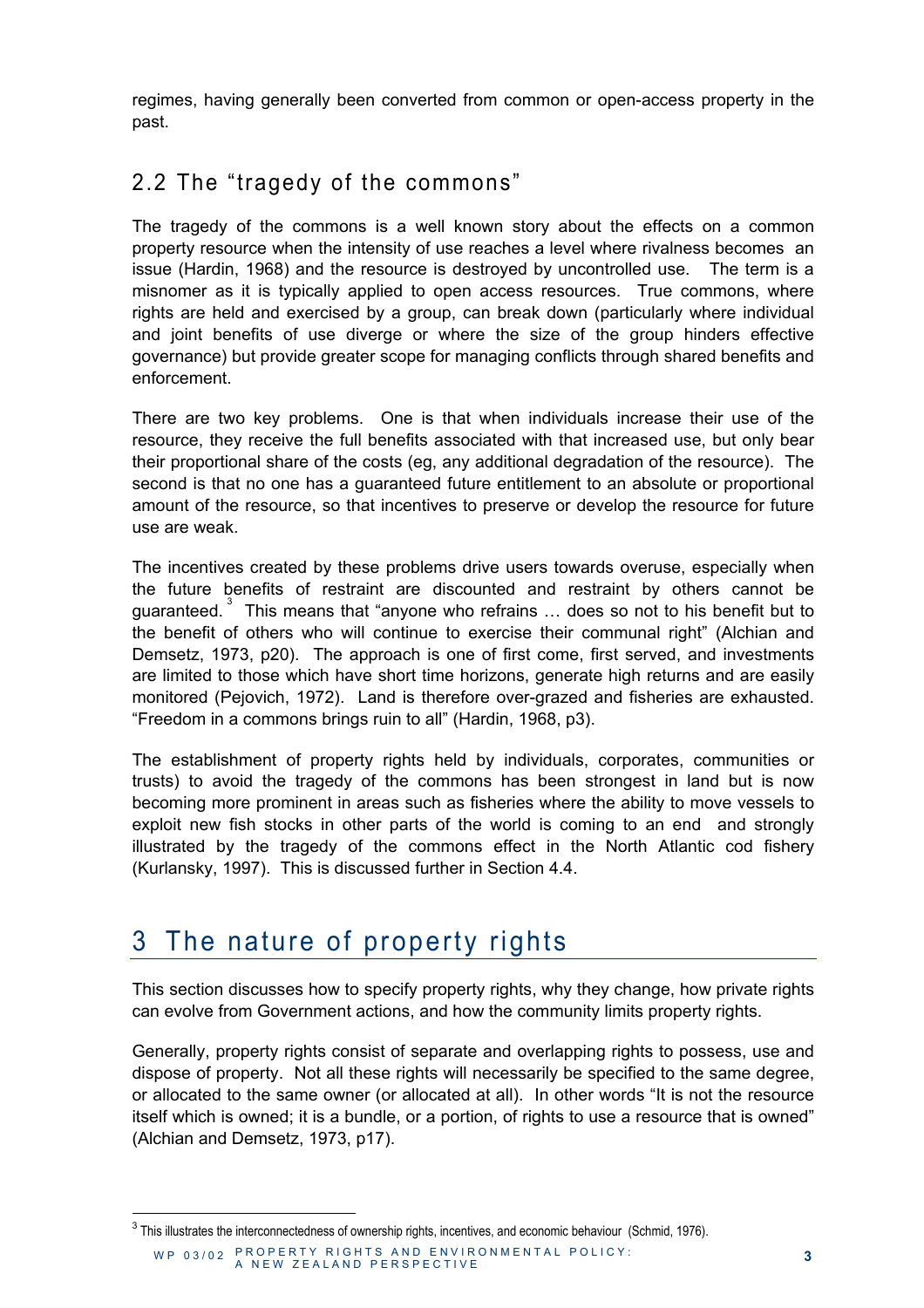regimes, having generally been converted from common or open-access property in the past.

## 2.2 The "tragedy of the commons"

The tragedy of the commons is a well known story about the effects on a common property resource when the intensity of use reaches a level where rivalness becomes an issue (Hardin, 1968) and the resource is destroyed by uncontrolled use. The term is a misnomer as it is typically applied to open access resources. True commons, where rights are held and exercised by a group, can break down (particularly where individual and joint benefits of use diverge or where the size of the group hinders effective governance) but provide greater scope for managing conflicts through shared benefits and enforcement.

There are two key problems. One is that when individuals increase their use of the resource, they receive the full benefits associated with that increased use, but only bear their proportional share of the costs (eg, any additional degradation of the resource). The second is that no one has a guaranteed future entitlement to an absolute or proportional amount of the resource, so that incentives to preserve or develop the resource for future use are weak.

The incentives created by these problems drive users towards overuse, especially when the future benefits of restraint are discounted and restraint by others cannot be guaranteed.[3] This means that "anyone who refrains … does so not to his benefit but to the benefit of others who will continue to exercise their communal right" (Alchian and Demsetz, 1973, p20). The approach is one of first come, first served, and investments are limited to those which have short time horizons, generate high returns and are easily monitored (Pejovich, 1972). Land is therefore over-grazed and fisheries are exhausted. "Freedom in a commons brings ruin to all" (Hardin, 1968, p3).

The establishment of property rights held by individuals, corporates, communities or trusts) to avoid the tragedy of the commons has been strongest in land but is now becoming more prominent in areas such as fisheries where the ability to move vessels to exploit new fish stocks in other parts of the world is coming to an end and strongly illustrated by the tragedy of the commons effect in the North Atlantic cod fishery (Kurlansky, 1997). This is discussed further in Section 4.4.

# 3 The nature of property rights

This section discusses how to specify property rights, why they change, how private rights can evolve from Government actions, and how the community limits property rights.

Generally, property rights consist of separate and overlapping rights to possess, use and dispose of property. Not all these rights will necessarily be specified to the same degree, or allocated to the same owner (or allocated at all). In other words "It is not the resource itself which is owned; it is a bundle, or a portion, of rights to use a resource that is owned" (Alchian and Demsetz, 1973, p17).

---

[3] This illustrates the interconnectedness of ownership rights, incentives, and economic behaviour (Schmid, 1976).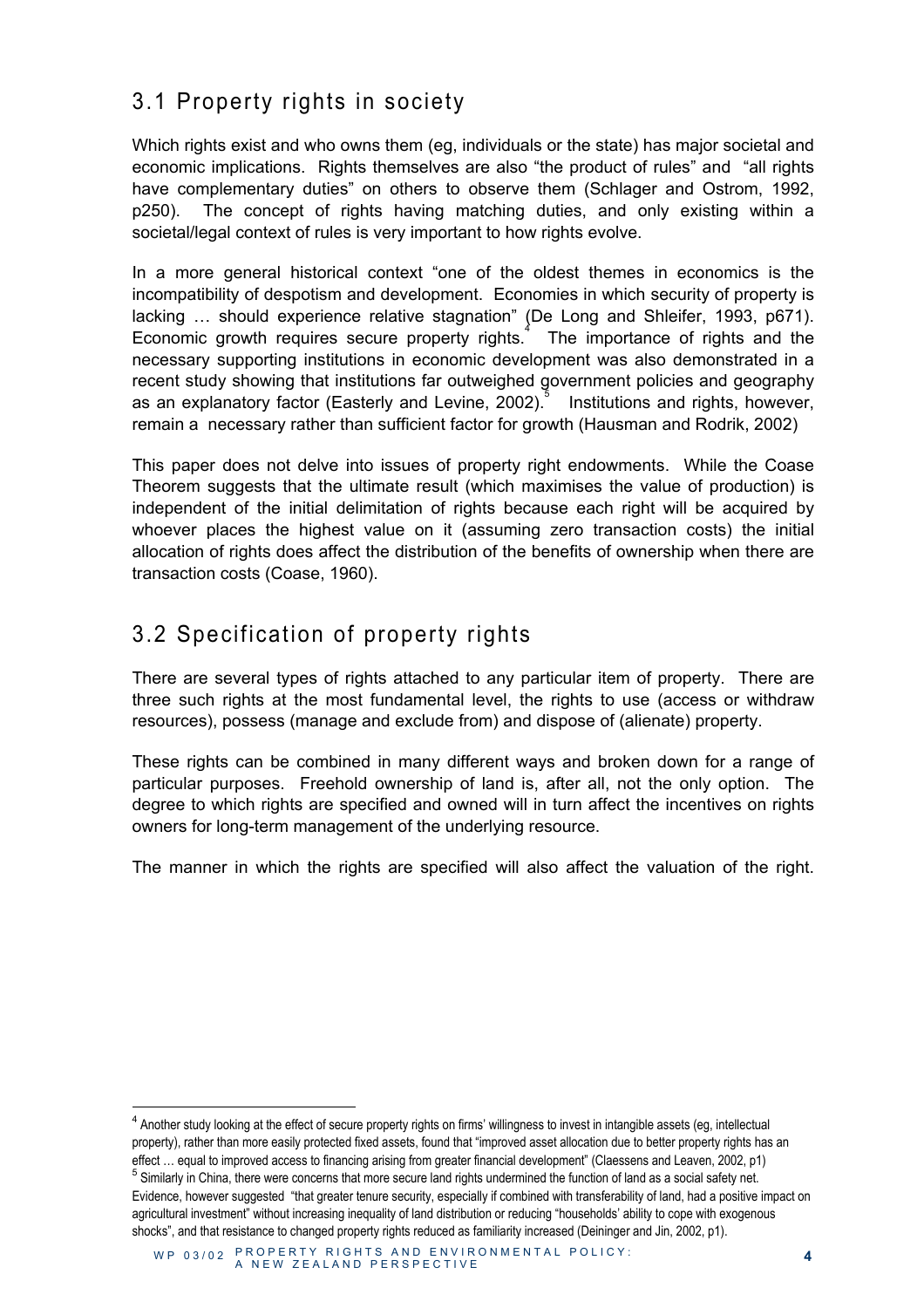## 3.1 Property rights in society

Which rights exist and who owns them (eg, individuals or the state) has major societal and economic implications. Rights themselves are also "the product of rules" and "all rights have complementary duties" on others to observe them (Schlager and Ostrom, 1992, p250). The concept of rights having matching duties, and only existing within a societal/legal context of rules is very important to how rights evolve.

In a more general historical context "one of the oldest themes in economics is the incompatibility of despotism and development. Economies in which security of property is lacking … should experience relative stagnation" (De Long and Shleifer, 1993, p671). Economic growth requires secure property rights.[4] The importance of rights and the necessary supporting institutions in economic development was also demonstrated in a recent study showing that institutions far outweighed government policies and geography as an explanatory factor (Easterly and Levine, 2002).[5] Institutions and rights, however, remain a necessary rather than sufficient factor for growth (Hausman and Rodrik, 2002)

This paper does not delve into issues of property right endowments. While the Coase Theorem suggests that the ultimate result (which maximises the value of production) is independent of the initial delimitation of rights because each right will be acquired by whoever places the highest value on it (assuming zero transaction costs) the initial allocation of rights does affect the distribution of the benefits of ownership when there are transaction costs (Coase, 1960).

## 3.2 Specification of property rights

There are several types of rights attached to any particular item of property. There are three such rights at the most fundamental level, the rights to use (access or withdraw resources), possess (manage and exclude from) and dispose of (alienate) property.

These rights can be combined in many different ways and broken down for a range of particular purposes. Freehold ownership of land is, after all, not the only option. The degree to which rights are specified and owned will in turn affect the incentives on rights owners for long-term management of the underlying resource.

The manner in which the rights are specified will also affect the valuation of the right.

---

[4] Another study looking at the effect of secure property rights on firms' willingness to invest in intangible assets (eg, intellectual property), rather than more easily protected fixed assets, found that "improved asset allocation due to better property rights has an effect … equal to improved access to financing arising from greater financial development" (Claessens and Leaven, 2002, p1)

[5] Similarly in China, there were concerns that more secure land rights undermined the function of land as a social safety net. Evidence, however suggested "that greater tenure security, especially if combined with transferability of land, had a positive impact on agricultural investment" without increasing inequality of land distribution or reducing "households' ability to cope with exogenous shocks", and that resistance to changed property rights reduced as familiarity increased (Deininger and Jin, 2002, p1).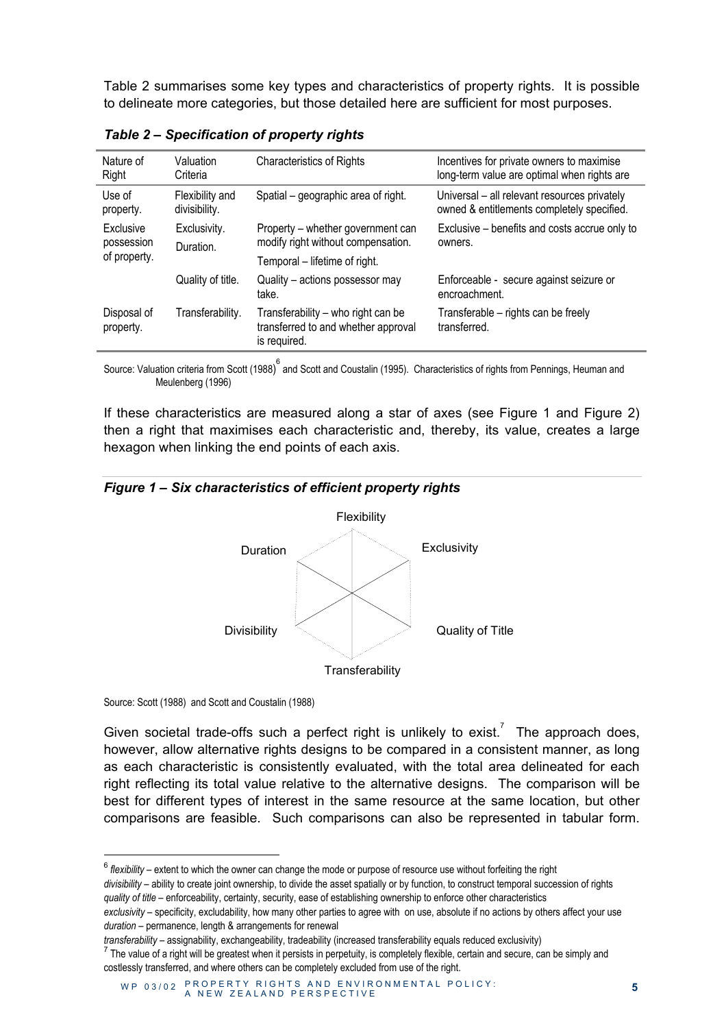Table 2 summarises some key types and characteristics of property rights. It is possible to delineate more categories, but those detailed here are sufficient for most purposes.

***Table 2 – Specification of property rights***

| Nature of Right | Valuation Criteria | Characteristics of Rights | Incentives for private owners to maximise long-term value are optimal when rights are |
|---|---|---|---|
| Use of property. | Flexibility and divisibility. | Spatial – geographic area of right. | Universal – all relevant resources privately owned & entitlements completely specified. |
| Exclusive possession of property. | Exclusivity. Duration. | Property – whether government can modify right without compensation. Temporal – lifetime of right. | Exclusive – benefits and costs accrue only to owners. |
| | Quality of title. | Quality – actions possessor may take. | Enforceable - secure against seizure or encroachment. |
| Disposal of property. | Transferability. | Transferability – who right can be transferred to and whether approval is required. | Transferable – rights can be freely transferred. |

Source: Valuation criteria from Scott (1988)[6] and Scott and Coustalin (1995). Characteristics of rights from Pennings, Heuman and Meulenberg (1996)

If these characteristics are measured along a star of axes (see Figure 1 and Figure 2) then a right that maximises each characteristic and, thereby, its value, creates a large hexagon when linking the end points of each axis.

***Figure 1 – Six characteristics of efficient property rights***

Flexibility

Exclusivity

Quality of Title

Transferability

Divisibility

Duration

Source: Scott (1988) and Scott and Coustalin (1988)

Given societal trade-offs such a perfect right is unlikely to exist.[7] The approach does, however, allow alternative rights designs to be compared in a consistent manner, as long as each characteristic is consistently evaluated, with the total area delineated for each right reflecting its total value relative to the alternative designs. The comparison will be best for different types of interest in the same resource at the same location, but other comparisons are feasible. Such comparisons can also be represented in tabular form.

---

[6] *flexibility* – extent to which the owner can change the mode or purpose of resource use without forfeiting the right
*divisibility* – ability to create joint ownership, to divide the asset spatially or by function, to construct temporal succession of rights
*quality of title* – enforceability, certainty, security, ease of establishing ownership to enforce other characteristics
*exclusivity* – specificity, excludability, how many other parties to agree with on use, absolute if no actions by others affect your use
*duration* – permanence, length & arrangements for renewal
*transferability* – assignability, exchangeability, tradeability (increased transferability equals reduced exclusivity)

[7] The value of a right will be greatest when it persists in perpetuity, is completely flexible, certain and secure, can be simply and costlessly transferred, and where others can be completely excluded from use of the right.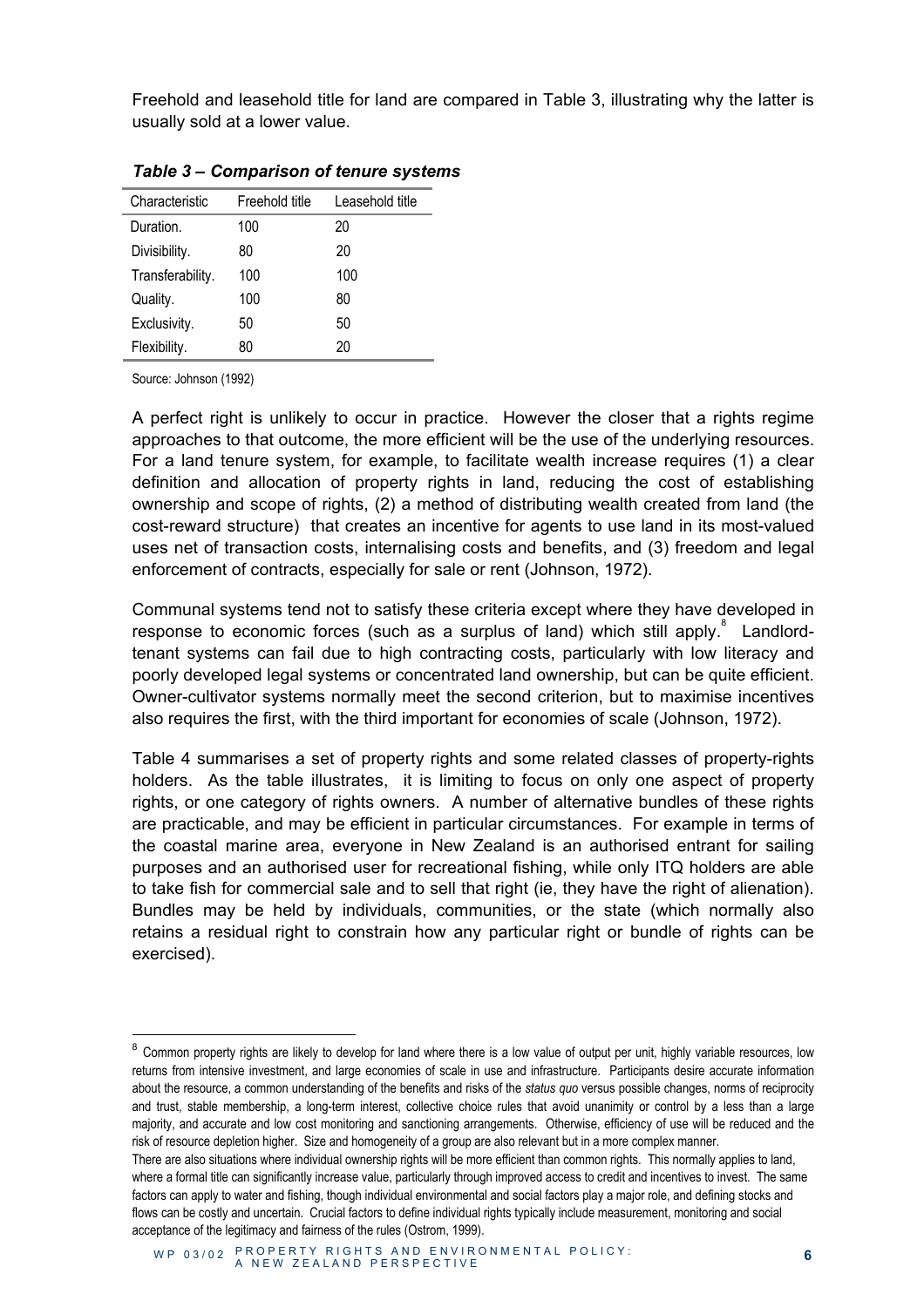Freehold and leasehold title for land are compared in Table 3, illustrating why the latter is usually sold at a lower value.

*Table 3 – Comparison of tenure systems*

| Characteristic | Freehold title | Leasehold title |
|---|---|---|
| Duration. | 100 | 20 |
| Divisibility. | 80 | 20 |
| Transferability. | 100 | 100 |
| Quality. | 100 | 80 |
| Exclusivity. | 50 | 50 |
| Flexibility. | 80 | 20 |

Source: Johnson (1992)

A perfect right is unlikely to occur in practice. However the closer that a rights regime approaches to that outcome, the more efficient will be the use of the underlying resources. For a land tenure system, for example, to facilitate wealth increase requires (1) a clear definition and allocation of property rights in land, reducing the cost of establishing ownership and scope of rights, (2) a method of distributing wealth created from land (the cost-reward structure) that creates an incentive for agents to use land in its most-valued uses net of transaction costs, internalising costs and benefits, and (3) freedom and legal enforcement of contracts, especially for sale or rent (Johnson, 1972).

Communal systems tend not to satisfy these criteria except where they have developed in response to economic forces (such as a surplus of land) which still apply.[8] Landlord-tenant systems can fail due to high contracting costs, particularly with low literacy and poorly developed legal systems or concentrated land ownership, but can be quite efficient. Owner-cultivator systems normally meet the second criterion, but to maximise incentives also requires the first, with the third important for economies of scale (Johnson, 1972).

Table 4 summarises a set of property rights and some related classes of property-rights holders. As the table illustrates, it is limiting to focus on only one aspect of property rights, or one category of rights owners. A number of alternative bundles of these rights are practicable, and may be efficient in particular circumstances. For example in terms of the coastal marine area, everyone in New Zealand is an authorised entrant for sailing purposes and an authorised user for recreational fishing, while only ITQ holders are able to take fish for commercial sale and to sell that right (ie, they have the right of alienation). Bundles may be held by individuals, communities, or the state (which normally also retains a residual right to constrain how any particular right or bundle of rights can be exercised).

[8] Common property rights are likely to develop for land where there is a low value of output per unit, highly variable resources, low returns from intensive investment, and large economies of scale in use and infrastructure. Participants desire accurate information about the resource, a common understanding of the benefits and risks of the *status quo* versus possible changes, norms of reciprocity and trust, stable membership, a long-term interest, collective choice rules that avoid unanimity or control by a less than a large majority, and accurate and low cost monitoring and sanctioning arrangements. Otherwise, efficiency of use will be reduced and the risk of resource depletion higher. Size and homogeneity of a group are also relevant but in a more complex manner.

There are also situations where individual ownership rights will be more efficient than common rights. This normally applies to land, where a formal title can significantly increase value, particularly through improved access to credit and incentives to invest. The same factors can apply to water and fishing, though individual environmental and social factors play a major role, and defining stocks and flows can be costly and uncertain. Crucial factors to define individual rights typically include measurement, monitoring and social acceptance of the legitimacy and fairness of the rules (Ostrom, 1999).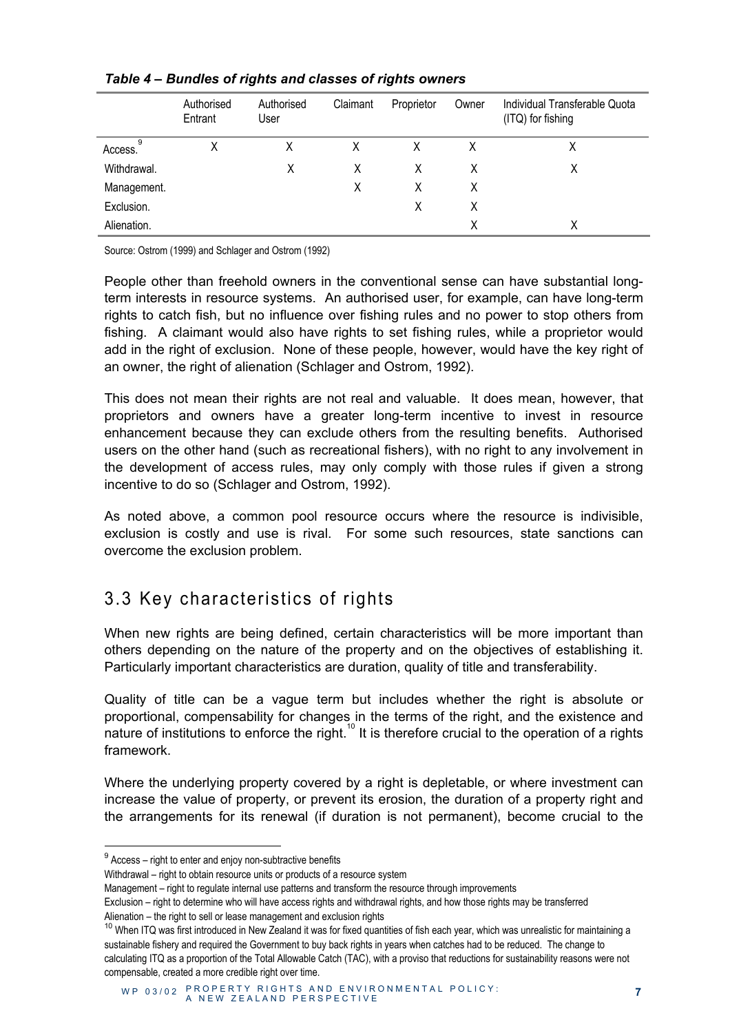*Table 4 – Bundles of rights and classes of rights owners*

| | Authorised Entrant | Authorised User | Claimant | Proprietor | Owner | Individual Transferable Quota (ITQ) for fishing |
|---|---|---|---|---|---|---|
| Access.[9] | X | X | X | X | X | X |
| Withdrawal. | | X | X | X | X | X |
| Management. | | | X | X | X | |
| Exclusion. | | | | X | X | |
| Alienation. | | | | | X | X |

Source: Ostrom (1999) and Schlager and Ostrom (1992)

People other than freehold owners in the conventional sense can have substantial long-term interests in resource systems. An authorised user, for example, can have long-term rights to catch fish, but no influence over fishing rules and no power to stop others from fishing. A claimant would also have rights to set fishing rules, while a proprietor would add in the right of exclusion. None of these people, however, would have the key right of an owner, the right of alienation (Schlager and Ostrom, 1992).

This does not mean their rights are not real and valuable. It does mean, however, that proprietors and owners have a greater long-term incentive to invest in resource enhancement because they can exclude others from the resulting benefits. Authorised users on the other hand (such as recreational fishers), with no right to any involvement in the development of access rules, may only comply with those rules if given a strong incentive to do so (Schlager and Ostrom, 1992).

As noted above, a common pool resource occurs where the resource is indivisible, exclusion is costly and use is rival. For some such resources, state sanctions can overcome the exclusion problem.

## 3.3 Key characteristics of rights

When new rights are being defined, certain characteristics will be more important than others depending on the nature of the property and on the objectives of establishing it. Particularly important characteristics are duration, quality of title and transferability.

Quality of title can be a vague term but includes whether the right is absolute or proportional, compensability for changes in the terms of the right, and the existence and nature of institutions to enforce the right.[10] It is therefore crucial to the operation of a rights framework.

Where the underlying property covered by a right is depletable, or where investment can increase the value of property, or prevent its erosion, the duration of a property right and the arrangements for its renewal (if duration is not permanent), become crucial to the

[9] Access – right to enter and enjoy non-subtractive benefits
Withdrawal – right to obtain resource units or products of a resource system
Management – right to regulate internal use patterns and transform the resource through improvements
Exclusion – right to determine who will have access rights and withdrawal rights, and how those rights may be transferred
Alienation – the right to sell or lease management and exclusion rights

[10] When ITQ was first introduced in New Zealand it was for fixed quantities of fish each year, which was unrealistic for maintaining a sustainable fishery and required the Government to buy back rights in years when catches had to be reduced. The change to calculating ITQ as a proportion of the Total Allowable Catch (TAC), with a proviso that reductions for sustainability reasons were not compensable, created a more credible right over time.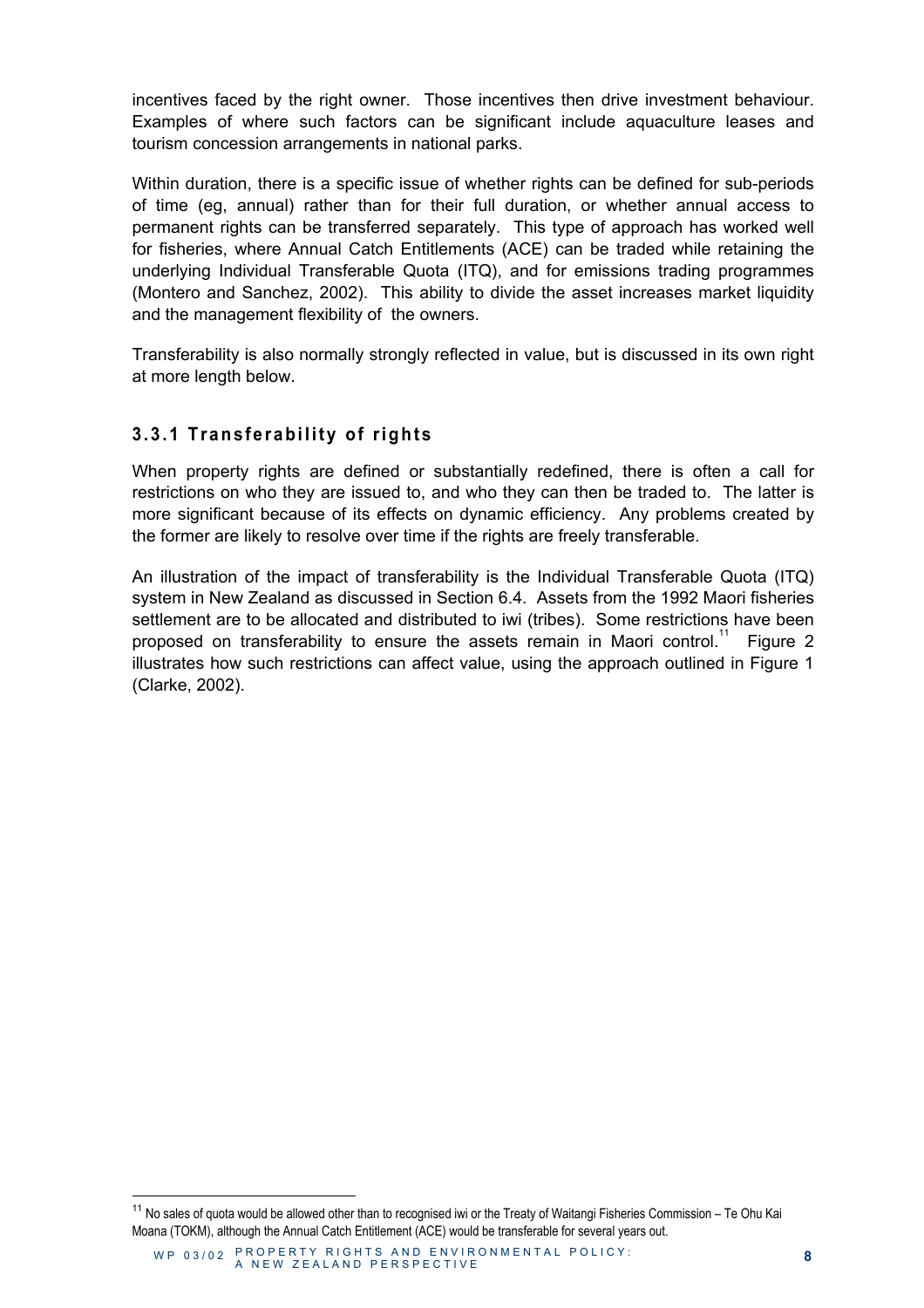incentives faced by the right owner. Those incentives then drive investment behaviour. Examples of where such factors can be significant include aquaculture leases and tourism concession arrangements in national parks.

Within duration, there is a specific issue of whether rights can be defined for sub-periods of time (eg, annual) rather than for their full duration, or whether annual access to permanent rights can be transferred separately. This type of approach has worked well for fisheries, where Annual Catch Entitlements (ACE) can be traded while retaining the underlying Individual Transferable Quota (ITQ), and for emissions trading programmes (Montero and Sanchez, 2002). This ability to divide the asset increases market liquidity and the management flexibility of the owners.

Transferability is also normally strongly reflected in value, but is discussed in its own right at more length below.

### 3.3.1 Transferability of rights

When property rights are defined or substantially redefined, there is often a call for restrictions on who they are issued to, and who they can then be traded to. The latter is more significant because of its effects on dynamic efficiency. Any problems created by the former are likely to resolve over time if the rights are freely transferable.

An illustration of the impact of transferability is the Individual Transferable Quota (ITQ) system in New Zealand as discussed in Section 6.4. Assets from the 1992 Maori fisheries settlement are to be allocated and distributed to iwi (tribes). Some restrictions have been proposed on transferability to ensure the assets remain in Maori control.[11] Figure 2 illustrates how such restrictions can affect value, using the approach outlined in Figure 1 (Clarke, 2002).

[11] No sales of quota would be allowed other than to recognised iwi or the Treaty of Waitangi Fisheries Commission – Te Ohu Kai Moana (TOKM), although the Annual Catch Entitlement (ACE) would be transferable for several years out.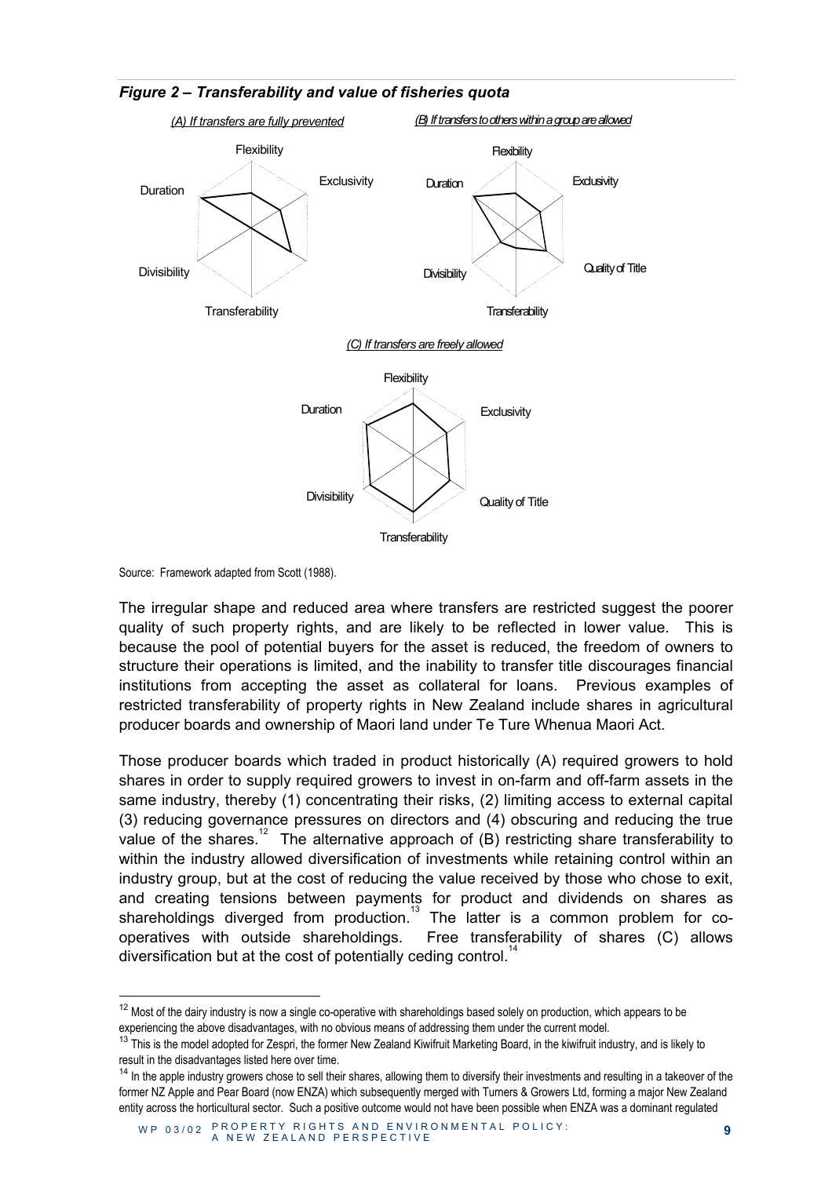***Figure 2 – Transferability and value of fisheries quota***

*(A) If transfers are fully prevented*

Flexibility
Exclusivity
Duration
Divisibility
Transferability

*(B) If transfers to others within a group are allowed*

Flexibility
Exclusivity
Duration
Quality of Title
Divisibility
Transferability

*(C) If transfers are freely allowed*

Flexibility
Exclusivity
Duration
Quality of Title
Divisibility
Transferability

Source: Framework adapted from Scott (1988).

The irregular shape and reduced area where transfers are restricted suggest the poorer quality of such property rights, and are likely to be reflected in lower value. This is because the pool of potential buyers for the asset is reduced, the freedom of owners to structure their operations is limited, and the inability to transfer title discourages financial institutions from accepting the asset as collateral for loans. Previous examples of restricted transferability of property rights in New Zealand include shares in agricultural producer boards and ownership of Maori land under Te Ture Whenua Maori Act.

Those producer boards which traded in product historically (A) required growers to hold shares in order to supply required growers to invest in on-farm and off-farm assets in the same industry, thereby (1) concentrating their risks, (2) limiting access to external capital (3) reducing governance pressures on directors and (4) obscuring and reducing the true value of the shares.[12] The alternative approach of (B) restricting share transferability to within the industry allowed diversification of investments while retaining control within an industry group, but at the cost of reducing the value received by those who chose to exit, and creating tensions between payments for product and dividends on shares as shareholdings diverged from production.[13] The latter is a common problem for co-operatives with outside shareholdings. Free transferability of shares (C) allows diversification but at the cost of potentially ceding control.[14]

---

[12] Most of the dairy industry is now a single co-operative with shareholdings based solely on production, which appears to be experiencing the above disadvantages, with no obvious means of addressing them under the current model.

[13] This is the model adopted for Zespri, the former New Zealand Kiwifruit Marketing Board, in the kiwifruit industry, and is likely to result in the disadvantages listed here over time.

[14] In the apple industry growers chose to sell their shares, allowing them to diversify their investments and resulting in a takeover of the former NZ Apple and Pear Board (now ENZA) which subsequently merged with Turners & Growers Ltd, forming a major New Zealand entity across the horticultural sector. Such a positive outcome would not have been possible when ENZA was a dominant regulated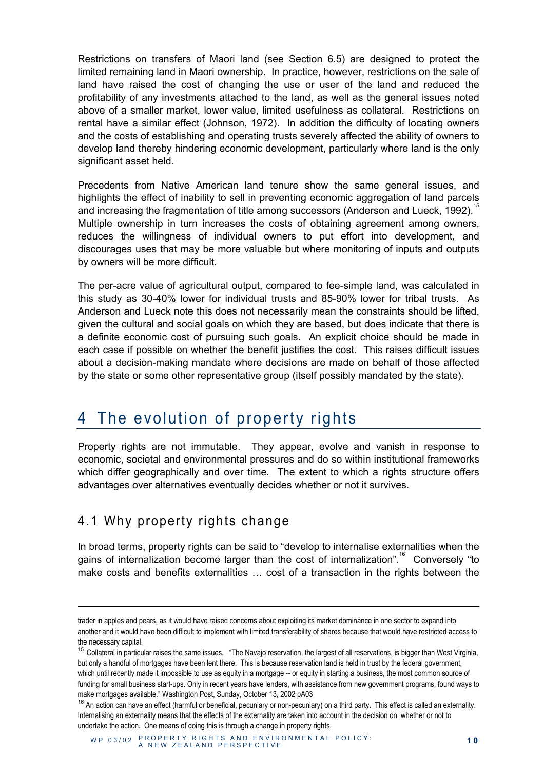Restrictions on transfers of Maori land (see Section 6.5) are designed to protect the limited remaining land in Maori ownership. In practice, however, restrictions on the sale of land have raised the cost of changing the use or user of the land and reduced the profitability of any investments attached to the land, as well as the general issues noted above of a smaller market, lower value, limited usefulness as collateral. Restrictions on rental have a similar effect (Johnson, 1972). In addition the difficulty of locating owners and the costs of establishing and operating trusts severely affected the ability of owners to develop land thereby hindering economic development, particularly where land is the only significant asset held.

Precedents from Native American land tenure show the same general issues, and highlights the effect of inability to sell in preventing economic aggregation of land parcels and increasing the fragmentation of title among successors (Anderson and Lueck, 1992).[15] Multiple ownership in turn increases the costs of obtaining agreement among owners, reduces the willingness of individual owners to put effort into development, and discourages uses that may be more valuable but where monitoring of inputs and outputs by owners will be more difficult.

The per-acre value of agricultural output, compared to fee-simple land, was calculated in this study as 30-40% lower for individual trusts and 85-90% lower for tribal trusts. As Anderson and Lueck note this does not necessarily mean the constraints should be lifted, given the cultural and social goals on which they are based, but does indicate that there is a definite economic cost of pursuing such goals. An explicit choice should be made in each case if possible on whether the benefit justifies the cost. This raises difficult issues about a decision-making mandate where decisions are made on behalf of those affected by the state or some other representative group (itself possibly mandated by the state).

# 4 The evolution of property rights

Property rights are not immutable. They appear, evolve and vanish in response to economic, societal and environmental pressures and do so within institutional frameworks which differ geographically and over time. The extent to which a rights structure offers advantages over alternatives eventually decides whether or not it survives.

## 4.1 Why property rights change

In broad terms, property rights can be said to "develop to internalise externalities when the gains of internalization become larger than the cost of internalization".[16] Conversely "to make costs and benefits externalities … cost of a transaction in the rights between the

---

trader in apples and pears, as it would have raised concerns about exploiting its market dominance in one sector to expand into another and it would have been difficult to implement with limited transferability of shares because that would have restricted access to the necessary capital.

[15] Collateral in particular raises the same issues. "The Navajo reservation, the largest of all reservations, is bigger than West Virginia, but only a handful of mortgages have been lent there. This is because reservation land is held in trust by the federal government, which until recently made it impossible to use as equity in a mortgage -- or equity in starting a business, the most common source of funding for small business start-ups. Only in recent years have lenders, with assistance from new government programs, found ways to make mortgages available." Washington Post, Sunday, October 13, 2002 pA03

[16] An action can have an effect (harmful or beneficial, pecuniary or non-pecuniary) on a third party. This effect is called an externality. Internalising an externality means that the effects of the externality are taken into account in the decision on whether or not to undertake the action. One means of doing this is through a change in property rights.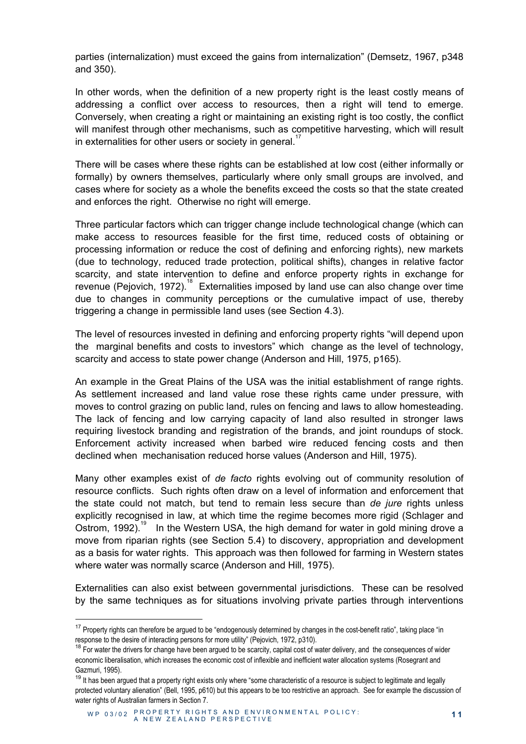parties (internalization) must exceed the gains from internalization" (Demsetz, 1967, p348 and 350).

In other words, when the definition of a new property right is the least costly means of addressing a conflict over access to resources, then a right will tend to emerge. Conversely, when creating a right or maintaining an existing right is too costly, the conflict will manifest through other mechanisms, such as competitive harvesting, which will result in externalities for other users or society in general.[17]

There will be cases where these rights can be established at low cost (either informally or formally) by owners themselves, particularly where only small groups are involved, and cases where for society as a whole the benefits exceed the costs so that the state created and enforces the right. Otherwise no right will emerge.

Three particular factors which can trigger change include technological change (which can make access to resources feasible for the first time, reduced costs of obtaining or processing information or reduce the cost of defining and enforcing rights), new markets (due to technology, reduced trade protection, political shifts), changes in relative factor scarcity, and state intervention to define and enforce property rights in exchange for revenue (Pejovich, 1972).[18] Externalities imposed by land use can also change over time due to changes in community perceptions or the cumulative impact of use, thereby triggering a change in permissible land uses (see Section 4.3).

The level of resources invested in defining and enforcing property rights "will depend upon the marginal benefits and costs to investors" which change as the level of technology, scarcity and access to state power change (Anderson and Hill, 1975, p165).

An example in the Great Plains of the USA was the initial establishment of range rights. As settlement increased and land value rose these rights came under pressure, with moves to control grazing on public land, rules on fencing and laws to allow homesteading. The lack of fencing and low carrying capacity of land also resulted in stronger laws requiring livestock branding and registration of the brands, and joint roundups of stock. Enforcement activity increased when barbed wire reduced fencing costs and then declined when mechanisation reduced horse values (Anderson and Hill, 1975).

Many other examples exist of *de facto* rights evolving out of community resolution of resource conflicts. Such rights often draw on a level of information and enforcement that the state could not match, but tend to remain less secure than *de jure* rights unless explicitly recognised in law, at which time the regime becomes more rigid (Schlager and Ostrom, 1992).[19] In the Western USA, the high demand for water in gold mining drove a move from riparian rights (see Section 5.4) to discovery, appropriation and development as a basis for water rights. This approach was then followed for farming in Western states where water was normally scarce (Anderson and Hill, 1975).

Externalities can also exist between governmental jurisdictions. These can be resolved by the same techniques as for situations involving private parties through interventions

---

[17] Property rights can therefore be argued to be "endogenously determined by changes in the cost-benefit ratio", taking place "in response to the desire of interacting persons for more utility" (Pejovich, 1972, p310).

[18] For water the drivers for change have been argued to be scarcity, capital cost of water delivery, and the consequences of wider economic liberalisation, which increases the economic cost of inflexible and inefficient water allocation systems (Rosegrant and Gazmuri, 1995).

[19] It has been argued that a property right exists only where "some characteristic of a resource is subject to legitimate and legally protected voluntary alienation" (Bell, 1995, p610) but this appears to be too restrictive an approach. See for example the discussion of water rights of Australian farmers in Section 7.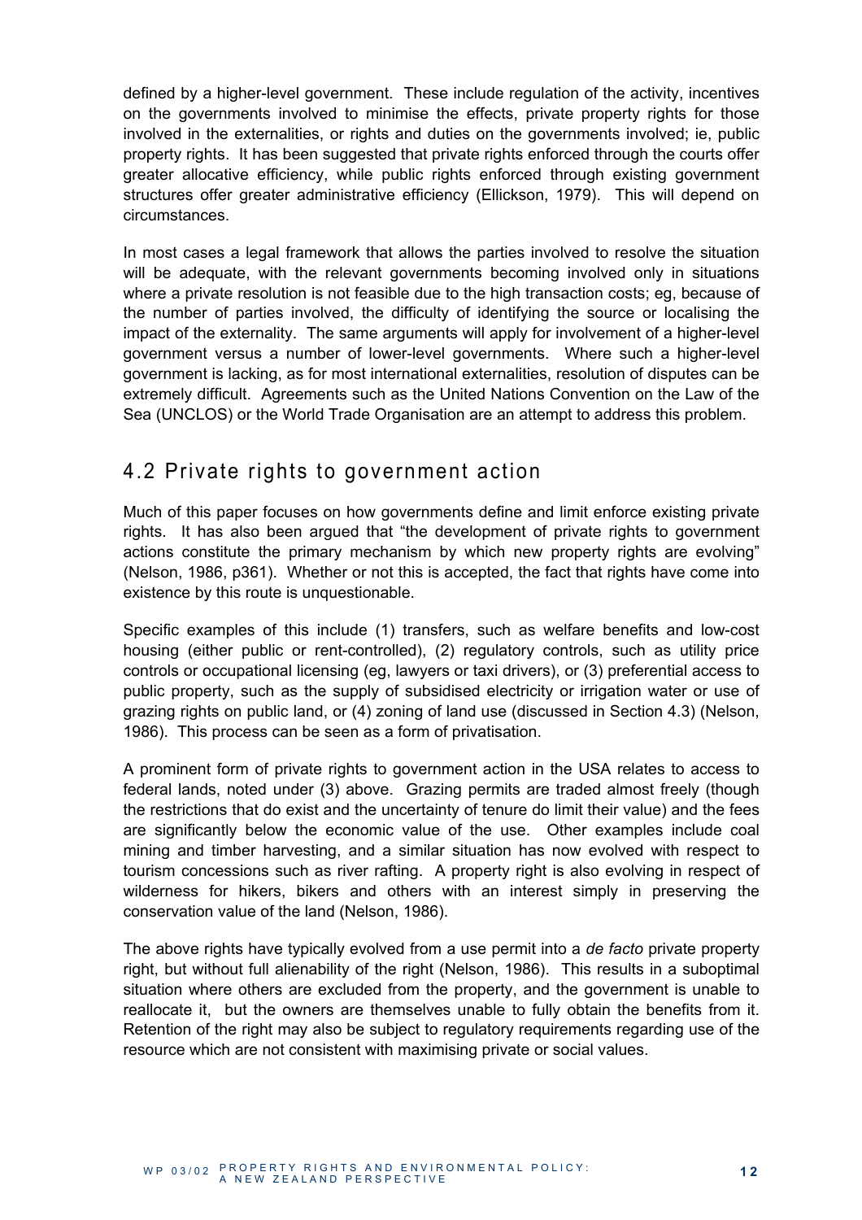defined by a higher-level government. These include regulation of the activity, incentives on the governments involved to minimise the effects, private property rights for those involved in the externalities, or rights and duties on the governments involved; ie, public property rights. It has been suggested that private rights enforced through the courts offer greater allocative efficiency, while public rights enforced through existing government structures offer greater administrative efficiency (Ellickson, 1979). This will depend on circumstances.

In most cases a legal framework that allows the parties involved to resolve the situation will be adequate, with the relevant governments becoming involved only in situations where a private resolution is not feasible due to the high transaction costs; eg, because of the number of parties involved, the difficulty of identifying the source or localising the impact of the externality. The same arguments will apply for involvement of a higher-level government versus a number of lower-level governments. Where such a higher-level government is lacking, as for most international externalities, resolution of disputes can be extremely difficult. Agreements such as the United Nations Convention on the Law of the Sea (UNCLOS) or the World Trade Organisation are an attempt to address this problem.

## 4.2 Private rights to government action

Much of this paper focuses on how governments define and limit enforce existing private rights. It has also been argued that "the development of private rights to government actions constitute the primary mechanism by which new property rights are evolving" (Nelson, 1986, p361). Whether or not this is accepted, the fact that rights have come into existence by this route is unquestionable.

Specific examples of this include (1) transfers, such as welfare benefits and low-cost housing (either public or rent-controlled), (2) regulatory controls, such as utility price controls or occupational licensing (eg, lawyers or taxi drivers), or (3) preferential access to public property, such as the supply of subsidised electricity or irrigation water or use of grazing rights on public land, or (4) zoning of land use (discussed in Section 4.3) (Nelson, 1986). This process can be seen as a form of privatisation.

A prominent form of private rights to government action in the USA relates to access to federal lands, noted under (3) above. Grazing permits are traded almost freely (though the restrictions that do exist and the uncertainty of tenure do limit their value) and the fees are significantly below the economic value of the use. Other examples include coal mining and timber harvesting, and a similar situation has now evolved with respect to tourism concessions such as river rafting. A property right is also evolving in respect of wilderness for hikers, bikers and others with an interest simply in preserving the conservation value of the land (Nelson, 1986).

The above rights have typically evolved from a use permit into a *de facto* private property right, but without full alienability of the right (Nelson, 1986). This results in a suboptimal situation where others are excluded from the property, and the government is unable to reallocate it, but the owners are themselves unable to fully obtain the benefits from it. Retention of the right may also be subject to regulatory requirements regarding use of the resource which are not consistent with maximising private or social values.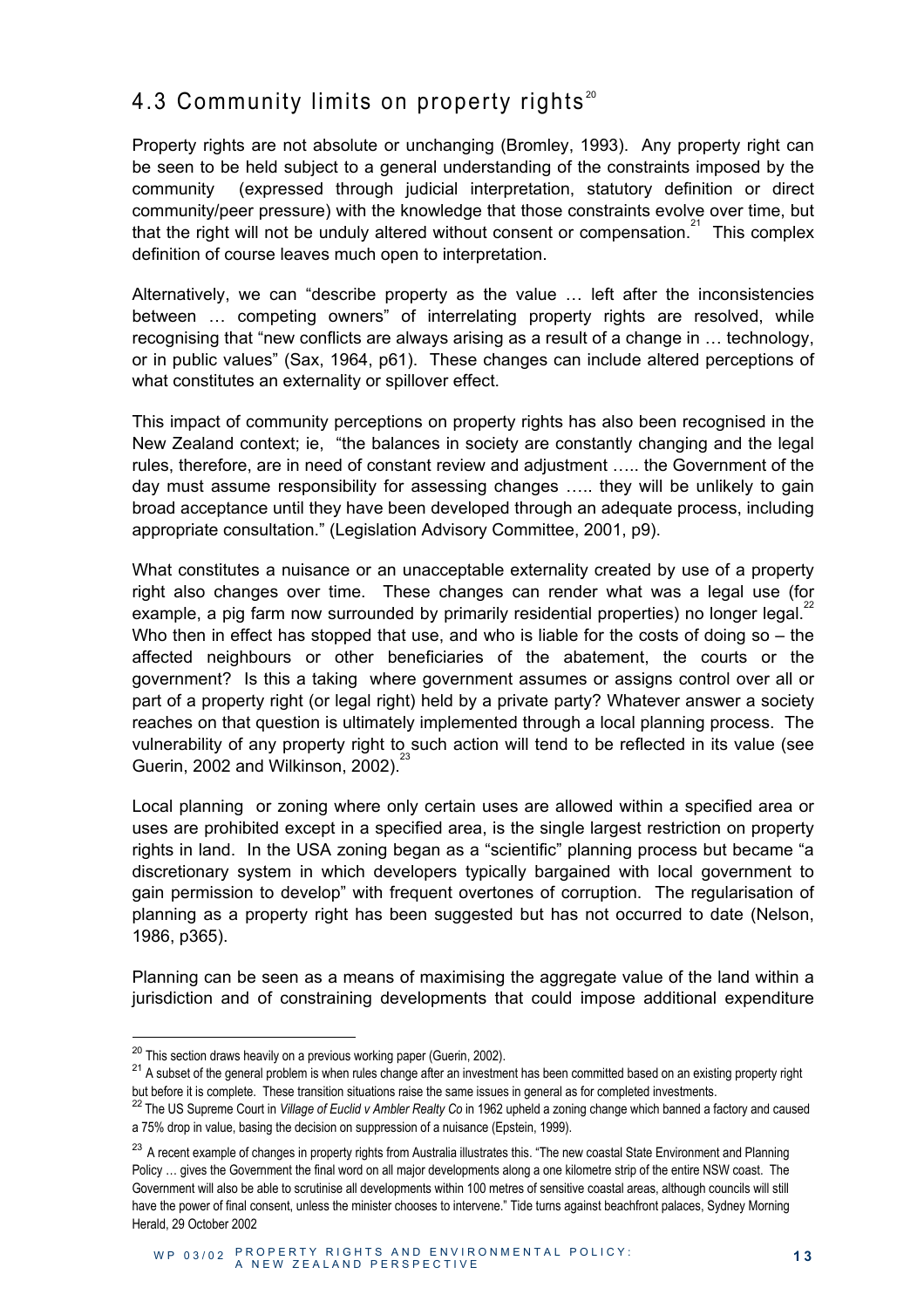## 4.3 Community limits on property rights[20]

Property rights are not absolute or unchanging (Bromley, 1993). Any property right can be seen to be held subject to a general understanding of the constraints imposed by the community (expressed through judicial interpretation, statutory definition or direct community/peer pressure) with the knowledge that those constraints evolve over time, but that the right will not be unduly altered without consent or compensation.[21] This complex definition of course leaves much open to interpretation.

Alternatively, we can "describe property as the value … left after the inconsistencies between … competing owners" of interrelating property rights are resolved, while recognising that "new conflicts are always arising as a result of a change in … technology, or in public values" (Sax, 1964, p61). These changes can include altered perceptions of what constitutes an externality or spillover effect.

This impact of community perceptions on property rights has also been recognised in the New Zealand context; ie, "the balances in society are constantly changing and the legal rules, therefore, are in need of constant review and adjustment ….. the Government of the day must assume responsibility for assessing changes ….. they will be unlikely to gain broad acceptance until they have been developed through an adequate process, including appropriate consultation." (Legislation Advisory Committee, 2001, p9).

What constitutes a nuisance or an unacceptable externality created by use of a property right also changes over time. These changes can render what was a legal use (for example, a pig farm now surrounded by primarily residential properties) no longer legal.[22] Who then in effect has stopped that use, and who is liable for the costs of doing so – the affected neighbours or other beneficiaries of the abatement, the courts or the government? Is this a taking where government assumes or assigns control over all or part of a property right (or legal right) held by a private party? Whatever answer a society reaches on that question is ultimately implemented through a local planning process. The vulnerability of any property right to such action will tend to be reflected in its value (see Guerin, 2002 and Wilkinson, 2002).[23]

Local planning or zoning where only certain uses are allowed within a specified area or uses are prohibited except in a specified area, is the single largest restriction on property rights in land. In the USA zoning began as a "scientific" planning process but became "a discretionary system in which developers typically bargained with local government to gain permission to develop" with frequent overtones of corruption. The regularisation of planning as a property right has been suggested but has not occurred to date (Nelson, 1986, p365).

Planning can be seen as a means of maximising the aggregate value of the land within a jurisdiction and of constraining developments that could impose additional expenditure

---

[20] This section draws heavily on a previous working paper (Guerin, 2002).

[21] A subset of the general problem is when rules change after an investment has been committed based on an existing property right but before it is complete. These transition situations raise the same issues in general as for completed investments.

[22] The US Supreme Court in *Village of Euclid v Ambler Realty Co* in 1962 upheld a zoning change which banned a factory and caused a 75% drop in value, basing the decision on suppression of a nuisance (Epstein, 1999).

[23] A recent example of changes in property rights from Australia illustrates this. "The new coastal State Environment and Planning Policy … gives the Government the final word on all major developments along a one kilometre strip of the entire NSW coast. The Government will also be able to scrutinise all developments within 100 metres of sensitive coastal areas, although councils will still have the power of final consent, unless the minister chooses to intervene." Tide turns against beachfront palaces, Sydney Morning Herald, 29 October 2002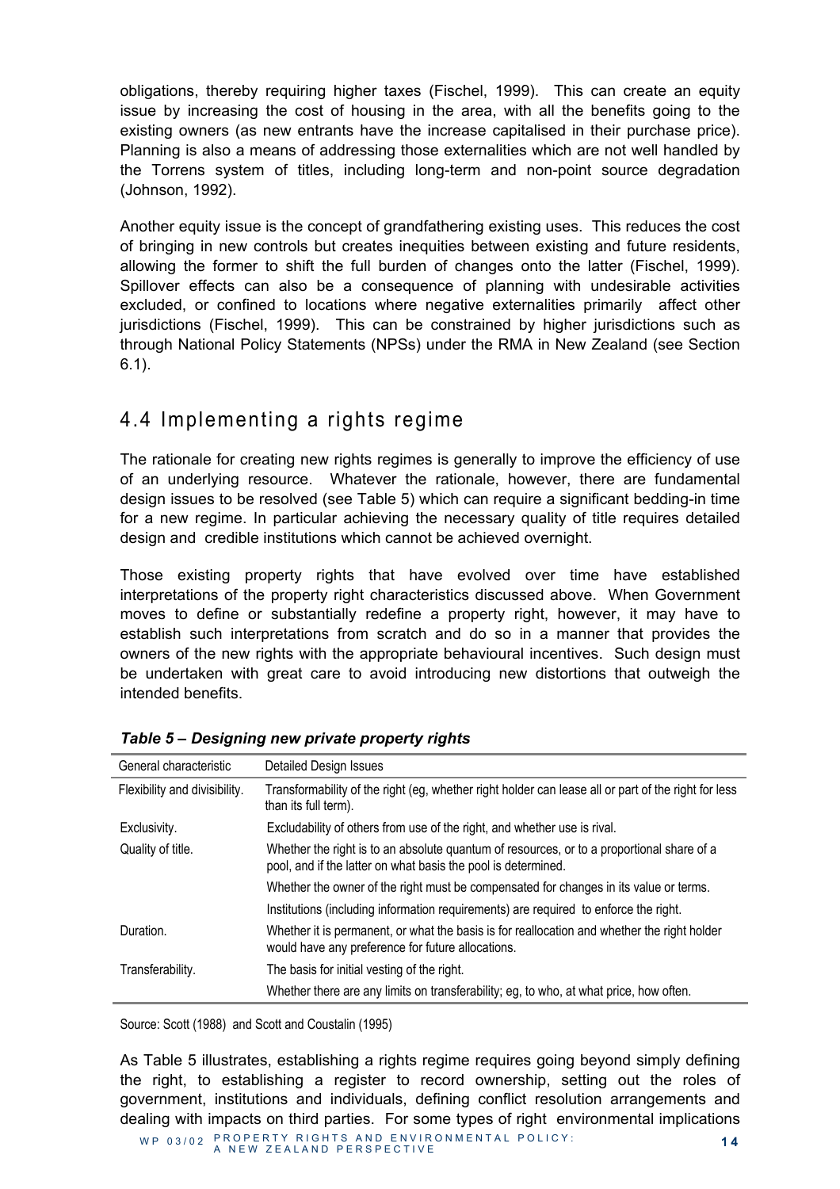obligations, thereby requiring higher taxes (Fischel, 1999). This can create an equity issue by increasing the cost of housing in the area, with all the benefits going to the existing owners (as new entrants have the increase capitalised in their purchase price). Planning is also a means of addressing those externalities which are not well handled by the Torrens system of titles, including long-term and non-point source degradation (Johnson, 1992).

Another equity issue is the concept of grandfathering existing uses. This reduces the cost of bringing in new controls but creates inequities between existing and future residents, allowing the former to shift the full burden of changes onto the latter (Fischel, 1999). Spillover effects can also be a consequence of planning with undesirable activities excluded, or confined to locations where negative externalities primarily affect other jurisdictions (Fischel, 1999). This can be constrained by higher jurisdictions such as through National Policy Statements (NPSs) under the RMA in New Zealand (see Section 6.1).

## 4.4 Implementing a rights regime

The rationale for creating new rights regimes is generally to improve the efficiency of use of an underlying resource. Whatever the rationale, however, there are fundamental design issues to be resolved (see Table 5) which can require a significant bedding-in time for a new regime. In particular achieving the necessary quality of title requires detailed design and credible institutions which cannot be achieved overnight.

Those existing property rights that have evolved over time have established interpretations of the property right characteristics discussed above. When Government moves to define or substantially redefine a property right, however, it may have to establish such interpretations from scratch and do so in a manner that provides the owners of the new rights with the appropriate behavioural incentives. Such design must be undertaken with great care to avoid introducing new distortions that outweigh the intended benefits.

***Table 5 – Designing new private property rights***

| General characteristic | Detailed Design Issues |
|---|---|
| Flexibility and divisibility. | Transformability of the right (eg, whether right holder can lease all or part of the right for less than its full term). |
| Exclusivity. | Excludability of others from use of the right, and whether use is rival. |
| Quality of title. | Whether the right is to an absolute quantum of resources, or to a proportional share of a pool, and if the latter on what basis the pool is determined. |
| | Whether the owner of the right must be compensated for changes in its value or terms. |
| | Institutions (including information requirements) are required to enforce the right. |
| Duration. | Whether it is permanent, or what the basis is for reallocation and whether the right holder would have any preference for future allocations. |
| Transferability. | The basis for initial vesting of the right. |
| | Whether there are any limits on transferability; eg, to who, at what price, how often. |

Source: Scott (1988) and Scott and Coustalin (1995)

As Table 5 illustrates, establishing a rights regime requires going beyond simply defining the right, to establishing a register to record ownership, setting out the roles of government, institutions and individuals, defining conflict resolution arrangements and dealing with impacts on third parties. For some types of right environmental implications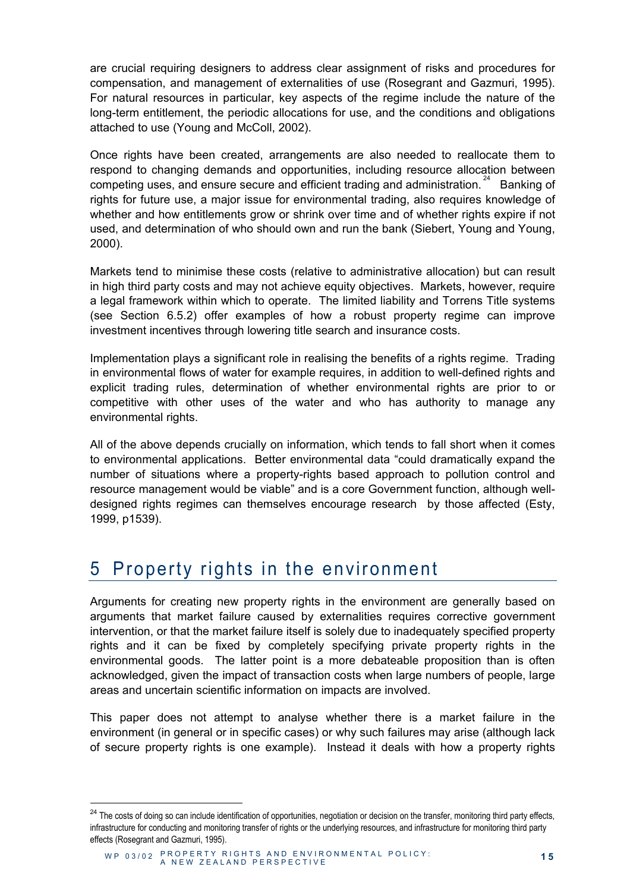are crucial requiring designers to address clear assignment of risks and procedures for compensation, and management of externalities of use (Rosegrant and Gazmuri, 1995). For natural resources in particular, key aspects of the regime include the nature of the long-term entitlement, the periodic allocations for use, and the conditions and obligations attached to use (Young and McColl, 2002).

Once rights have been created, arrangements are also needed to reallocate them to respond to changing demands and opportunities, including resource allocation between competing uses, and ensure secure and efficient trading and administration.[24] Banking of rights for future use, a major issue for environmental trading, also requires knowledge of whether and how entitlements grow or shrink over time and of whether rights expire if not used, and determination of who should own and run the bank (Siebert, Young and Young, 2000).

Markets tend to minimise these costs (relative to administrative allocation) but can result in high third party costs and may not achieve equity objectives. Markets, however, require a legal framework within which to operate. The limited liability and Torrens Title systems (see Section 6.5.2) offer examples of how a robust property regime can improve investment incentives through lowering title search and insurance costs.

Implementation plays a significant role in realising the benefits of a rights regime. Trading in environmental flows of water for example requires, in addition to well-defined rights and explicit trading rules, determination of whether environmental rights are prior to or competitive with other uses of the water and who has authority to manage any environmental rights.

All of the above depends crucially on information, which tends to fall short when it comes to environmental applications. Better environmental data "could dramatically expand the number of situations where a property-rights based approach to pollution control and resource management would be viable" and is a core Government function, although well-designed rights regimes can themselves encourage research by those affected (Esty, 1999, p1539).

# 5 Property rights in the environment

Arguments for creating new property rights in the environment are generally based on arguments that market failure caused by externalities requires corrective government intervention, or that the market failure itself is solely due to inadequately specified property rights and it can be fixed by completely specifying private property rights in the environmental goods. The latter point is a more debateable proposition than is often acknowledged, given the impact of transaction costs when large numbers of people, large areas and uncertain scientific information on impacts are involved.

This paper does not attempt to analyse whether there is a market failure in the environment (in general or in specific cases) or why such failures may arise (although lack of secure property rights is one example). Instead it deals with how a property rights

[24] The costs of doing so can include identification of opportunities, negotiation or decision on the transfer, monitoring third party effects, infrastructure for conducting and monitoring transfer of rights or the underlying resources, and infrastructure for monitoring third party effects (Rosegrant and Gazmuri, 1995).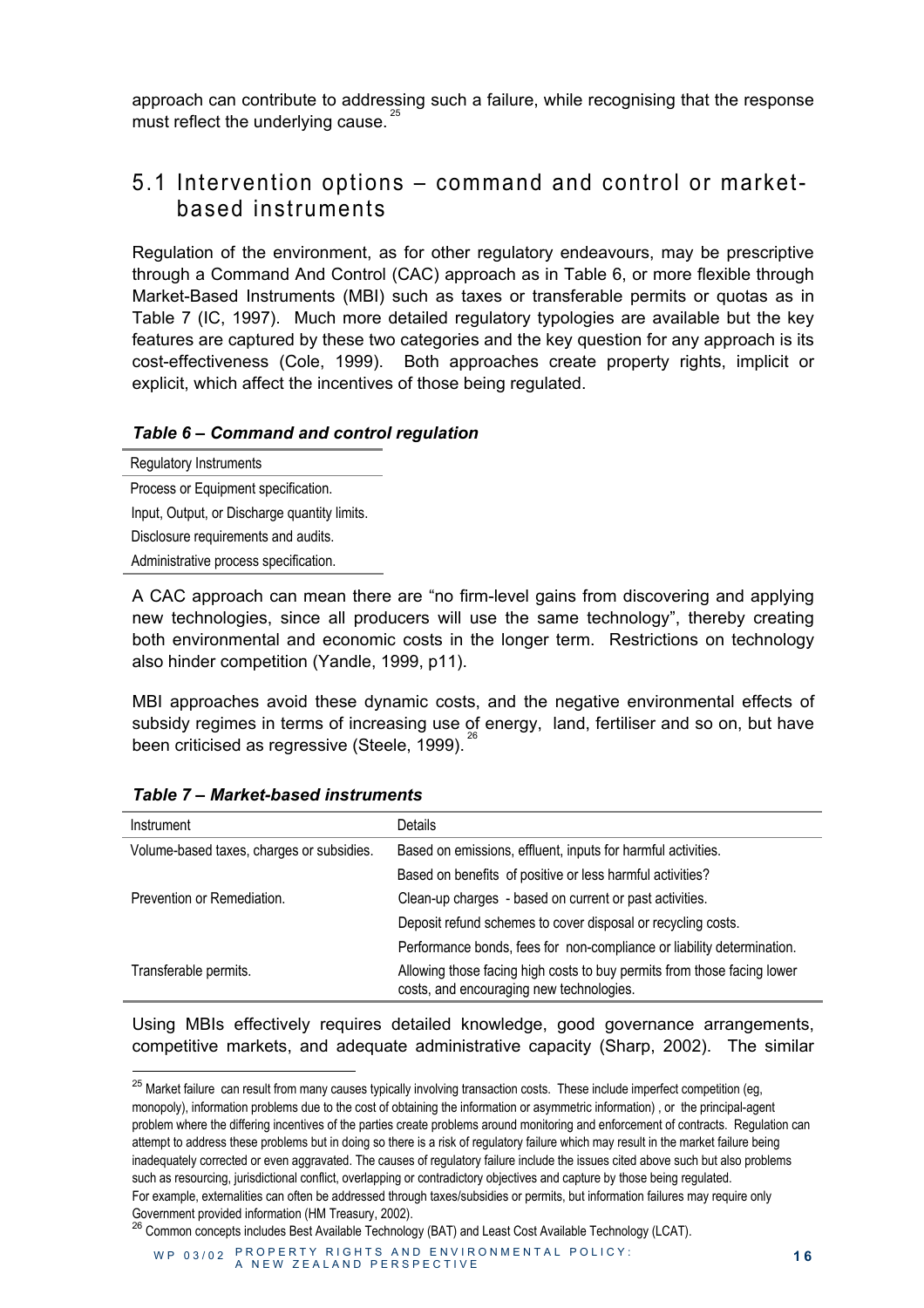approach can contribute to addressing such a failure, while recognising that the response must reflect the underlying cause.[25]

## 5.1 Intervention options – command and control or market-based instruments

Regulation of the environment, as for other regulatory endeavours, may be prescriptive through a Command And Control (CAC) approach as in Table 6, or more flexible through Market-Based Instruments (MBI) such as taxes or transferable permits or quotas as in Table 7 (IC, 1997). Much more detailed regulatory typologies are available but the key features are captured by these two categories and the key question for any approach is its cost-effectiveness (Cole, 1999). Both approaches create property rights, implicit or explicit, which affect the incentives of those being regulated.

***Table 6 – Command and control regulation***

| Regulatory Instruments |
|---|
| Process or Equipment specification. |
| Input, Output, or Discharge quantity limits. |
| Disclosure requirements and audits. |
| Administrative process specification. |

A CAC approach can mean there are "no firm-level gains from discovering and applying new technologies, since all producers will use the same technology", thereby creating both environmental and economic costs in the longer term. Restrictions on technology also hinder competition (Yandle, 1999, p11).

MBI approaches avoid these dynamic costs, and the negative environmental effects of subsidy regimes in terms of increasing use of energy, land, fertiliser and so on, but have been criticised as regressive (Steele, 1999).[26]

***Table 7 – Market-based instruments***

| Instrument | Details |
|---|---|
| Volume-based taxes, charges or subsidies. | Based on emissions, effluent, inputs for harmful activities. |
| | Based on benefits of positive or less harmful activities? |
| Prevention or Remediation. | Clean-up charges - based on current or past activities. |
| | Deposit refund schemes to cover disposal or recycling costs. |
| | Performance bonds, fees for non-compliance or liability determination. |
| Transferable permits. | Allowing those facing high costs to buy permits from those facing lower costs, and encouraging new technologies. |

Using MBIs effectively requires detailed knowledge, good governance arrangements, competitive markets, and adequate administrative capacity (Sharp, 2002). The similar

[25] Market failure can result from many causes typically involving transaction costs. These include imperfect competition (eg, monopoly), information problems due to the cost of obtaining the information or asymmetric information) , or the principal-agent problem where the differing incentives of the parties create problems around monitoring and enforcement of contracts. Regulation can attempt to address these problems but in doing so there is a risk of regulatory failure which may result in the market failure being inadequately corrected or even aggravated. The causes of regulatory failure include the issues cited above such but also problems such as resourcing, jurisdictional conflict, overlapping or contradictory objectives and capture by those being regulated.
For example, externalities can often be addressed through taxes/subsidies or permits, but information failures may require only Government provided information (HM Treasury, 2002).

[26] Common concepts includes Best Available Technology (BAT) and Least Cost Available Technology (LCAT).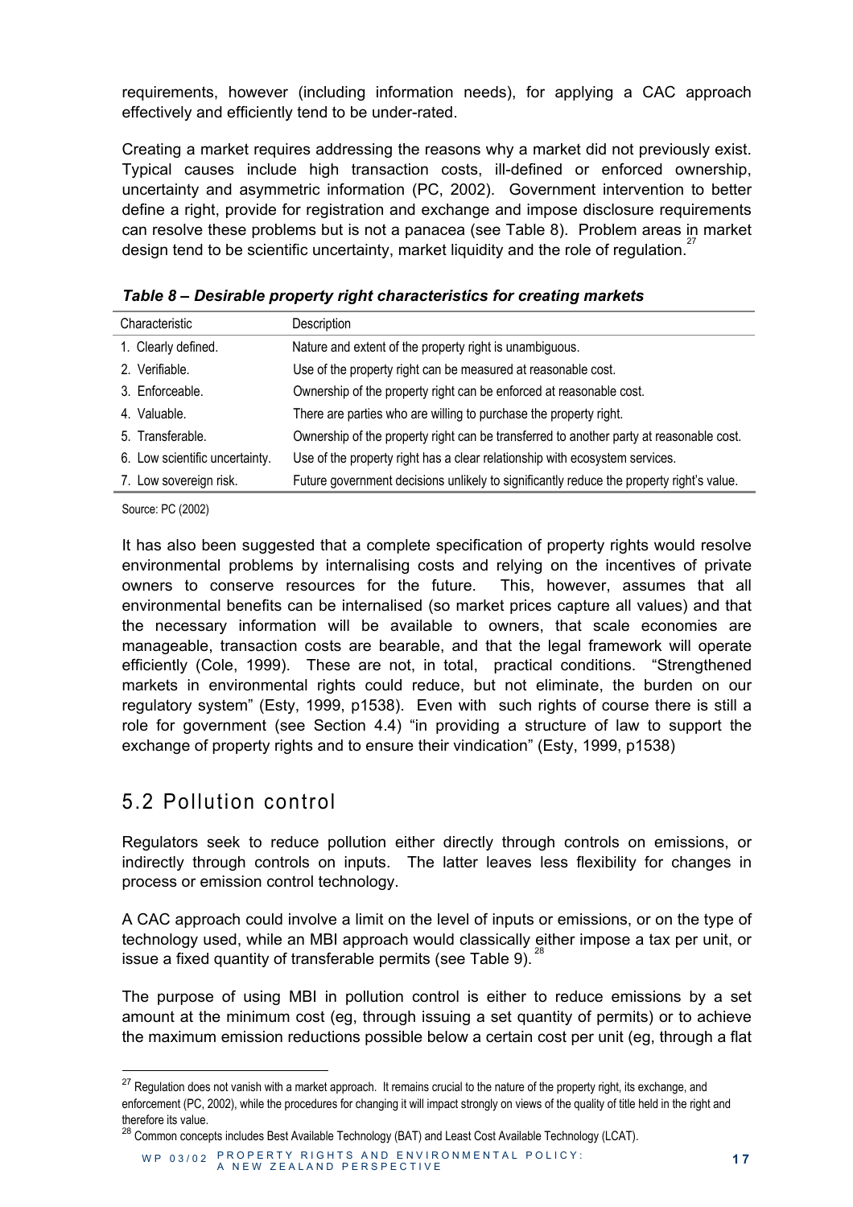requirements, however (including information needs), for applying a CAC approach effectively and efficiently tend to be under-rated.

Creating a market requires addressing the reasons why a market did not previously exist. Typical causes include high transaction costs, ill-defined or enforced ownership, uncertainty and asymmetric information (PC, 2002). Government intervention to better define a right, provide for registration and exchange and impose disclosure requirements can resolve these problems but is not a panacea (see Table 8). Problem areas in market design tend to be scientific uncertainty, market liquidity and the role of regulation.[27]

***Table 8 – Desirable property right characteristics for creating markets***

| Characteristic | Description |
|---|---|
| 1. Clearly defined. | Nature and extent of the property right is unambiguous. |
| 2. Verifiable. | Use of the property right can be measured at reasonable cost. |
| 3. Enforceable. | Ownership of the property right can be enforced at reasonable cost. |
| 4. Valuable. | There are parties who are willing to purchase the property right. |
| 5. Transferable. | Ownership of the property right can be transferred to another party at reasonable cost. |
| 6. Low scientific uncertainty. | Use of the property right has a clear relationship with ecosystem services. |
| 7. Low sovereign risk. | Future government decisions unlikely to significantly reduce the property right's value. |

Source: PC (2002)

It has also been suggested that a complete specification of property rights would resolve environmental problems by internalising costs and relying on the incentives of private owners to conserve resources for the future. This, however, assumes that all environmental benefits can be internalised (so market prices capture all values) and that the necessary information will be available to owners, that scale economies are manageable, transaction costs are bearable, and that the legal framework will operate efficiently (Cole, 1999). These are not, in total, practical conditions. "Strengthened markets in environmental rights could reduce, but not eliminate, the burden on our regulatory system" (Esty, 1999, p1538). Even with such rights of course there is still a role for government (see Section 4.4) "in providing a structure of law to support the exchange of property rights and to ensure their vindication" (Esty, 1999, p1538)

## 5.2 Pollution control

Regulators seek to reduce pollution either directly through controls on emissions, or indirectly through controls on inputs. The latter leaves less flexibility for changes in process or emission control technology.

A CAC approach could involve a limit on the level of inputs or emissions, or on the type of technology used, while an MBI approach would classically either impose a tax per unit, or issue a fixed quantity of transferable permits (see Table 9).[28]

The purpose of using MBI in pollution control is either to reduce emissions by a set amount at the minimum cost (eg, through issuing a set quantity of permits) or to achieve the maximum emission reductions possible below a certain cost per unit (eg, through a flat

[27] Regulation does not vanish with a market approach. It remains crucial to the nature of the property right, its exchange, and enforcement (PC, 2002), while the procedures for changing it will impact strongly on views of the quality of title held in the right and therefore its value.

[28] Common concepts includes Best Available Technology (BAT) and Least Cost Available Technology (LCAT).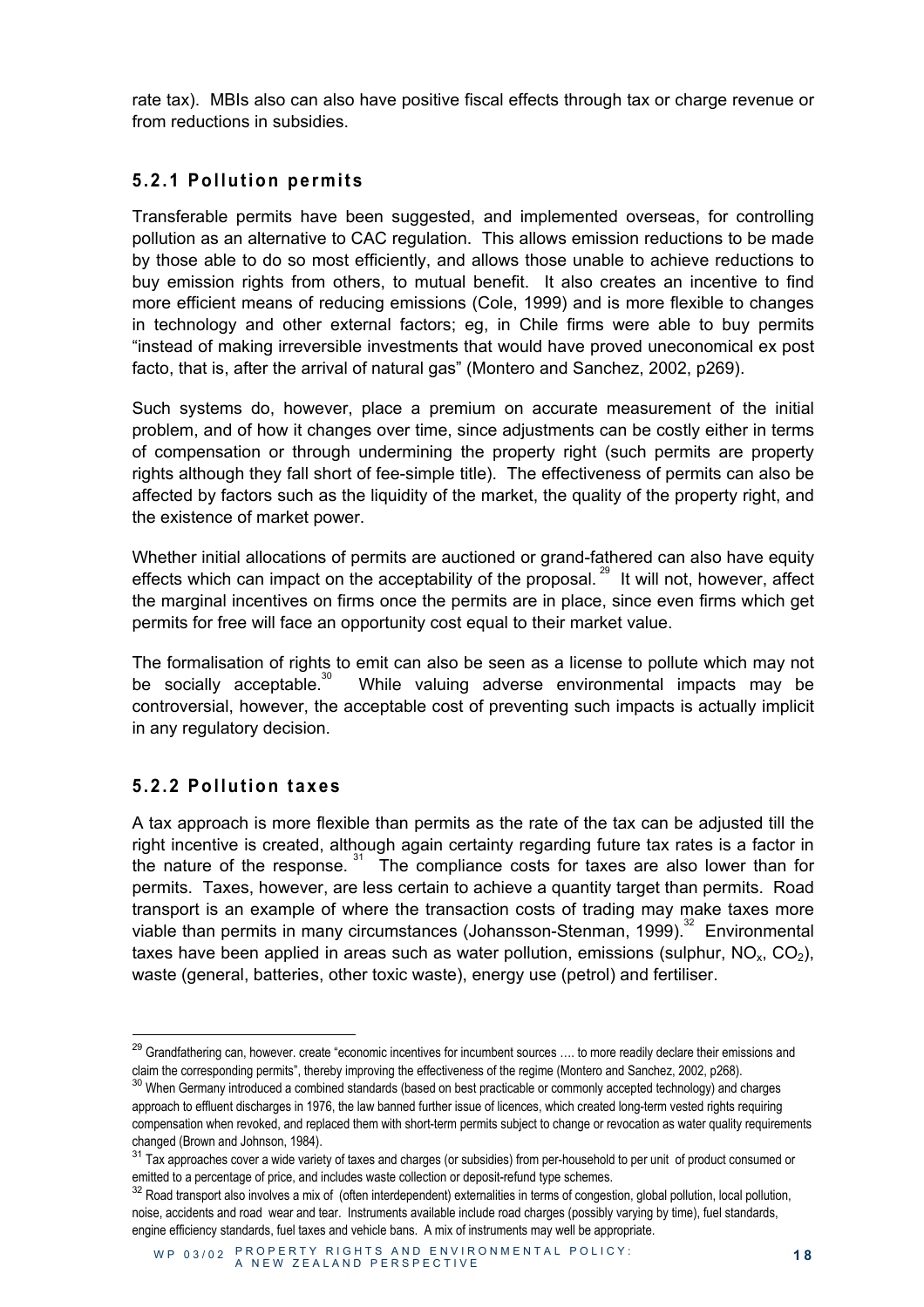rate tax). MBIs also can also have positive fiscal effects through tax or charge revenue or from reductions in subsidies.

### 5.2.1 Pollution permits

Transferable permits have been suggested, and implemented overseas, for controlling pollution as an alternative to CAC regulation. This allows emission reductions to be made by those able to do so most efficiently, and allows those unable to achieve reductions to buy emission rights from others, to mutual benefit. It also creates an incentive to find more efficient means of reducing emissions (Cole, 1999) and is more flexible to changes in technology and other external factors; eg, in Chile firms were able to buy permits "instead of making irreversible investments that would have proved uneconomical ex post facto, that is, after the arrival of natural gas" (Montero and Sanchez, 2002, p269).

Such systems do, however, place a premium on accurate measurement of the initial problem, and of how it changes over time, since adjustments can be costly either in terms of compensation or through undermining the property right (such permits are property rights although they fall short of fee-simple title). The effectiveness of permits can also be affected by factors such as the liquidity of the market, the quality of the property right, and the existence of market power.

Whether initial allocations of permits are auctioned or grand-fathered can also have equity effects which can impact on the acceptability of the proposal.[29] It will not, however, affect the marginal incentives on firms once the permits are in place, since even firms which get permits for free will face an opportunity cost equal to their market value.

The formalisation of rights to emit can also be seen as a license to pollute which may not be socially acceptable.[30] While valuing adverse environmental impacts may be controversial, however, the acceptable cost of preventing such impacts is actually implicit in any regulatory decision.

### 5.2.2 Pollution taxes

A tax approach is more flexible than permits as the rate of the tax can be adjusted till the right incentive is created, although again certainty regarding future tax rates is a factor in the nature of the response.[31] The compliance costs for taxes are also lower than for permits. Taxes, however, are less certain to achieve a quantity target than permits. Road transport is an example of where the transaction costs of trading may make taxes more viable than permits in many circumstances (Johansson-Stenman, 1999).[32] Environmental taxes have been applied in areas such as water pollution, emissions (sulphur, $NO_x$, $CO_2$), waste (general, batteries, other toxic waste), energy use (petrol) and fertiliser.

---

[29] Grandfathering can, however. create "economic incentives for incumbent sources .... to more readily declare their emissions and claim the corresponding permits", thereby improving the effectiveness of the regime (Montero and Sanchez, 2002, p268).

[30] When Germany introduced a combined standards (based on best practicable or commonly accepted technology) and charges approach to effluent discharges in 1976, the law banned further issue of licences, which created long-term vested rights requiring compensation when revoked, and replaced them with short-term permits subject to change or revocation as water quality requirements changed (Brown and Johnson, 1984).

[31] Tax approaches cover a wide variety of taxes and charges (or subsidies) from per-household to per unit of product consumed or emitted to a percentage of price, and includes waste collection or deposit-refund type schemes.

[32] Road transport also involves a mix of (often interdependent) externalities in terms of congestion, global pollution, local pollution, noise, accidents and road wear and tear. Instruments available include road charges (possibly varying by time), fuel standards, engine efficiency standards, fuel taxes and vehicle bans. A mix of instruments may well be appropriate.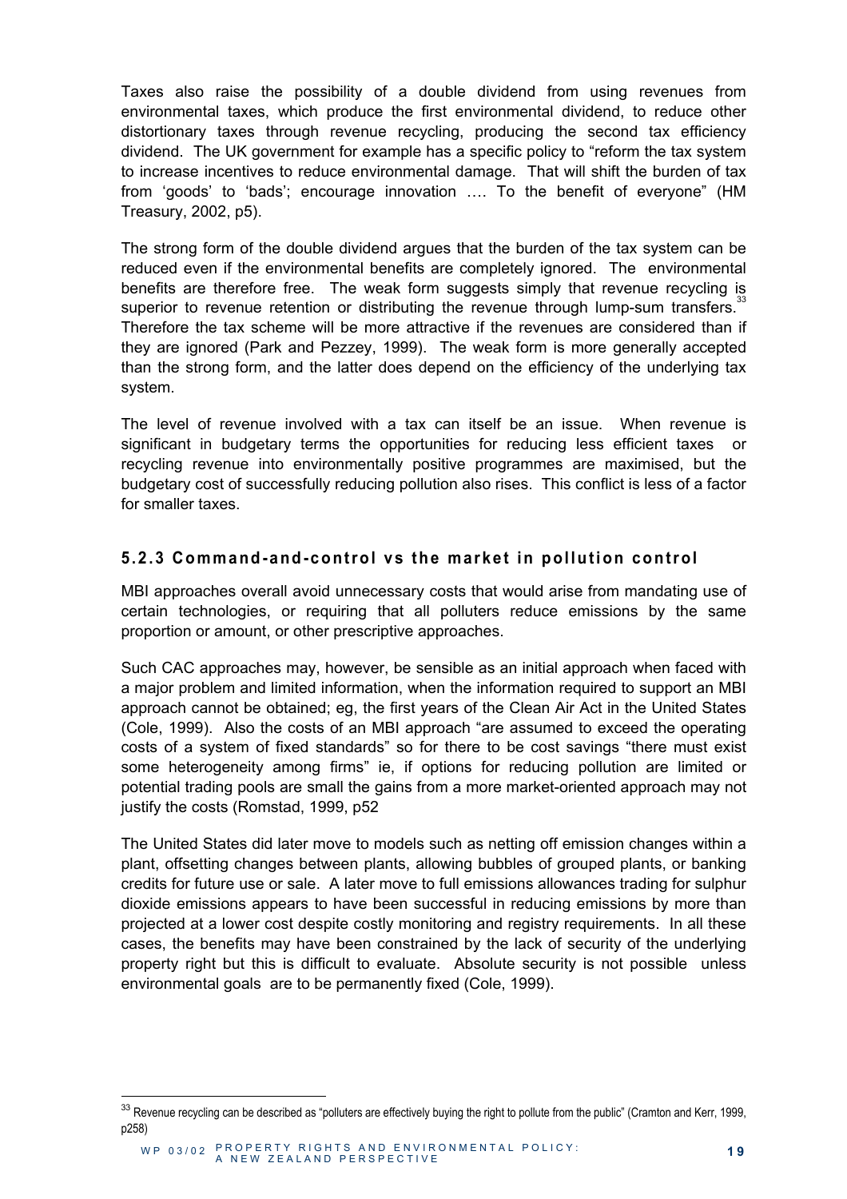Taxes also raise the possibility of a double dividend from using revenues from environmental taxes, which produce the first environmental dividend, to reduce other distortionary taxes through revenue recycling, producing the second tax efficiency dividend. The UK government for example has a specific policy to "reform the tax system to increase incentives to reduce environmental damage. That will shift the burden of tax from 'goods' to 'bads'; encourage innovation …. To the benefit of everyone" (HM Treasury, 2002, p5).

The strong form of the double dividend argues that the burden of the tax system can be reduced even if the environmental benefits are completely ignored. The environmental benefits are therefore free. The weak form suggests simply that revenue recycling is superior to revenue retention or distributing the revenue through lump-sum transfers.[33] Therefore the tax scheme will be more attractive if the revenues are considered than if they are ignored (Park and Pezzey, 1999). The weak form is more generally accepted than the strong form, and the latter does depend on the efficiency of the underlying tax system.

The level of revenue involved with a tax can itself be an issue. When revenue is significant in budgetary terms the opportunities for reducing less efficient taxes or recycling revenue into environmentally positive programmes are maximised, but the budgetary cost of successfully reducing pollution also rises. This conflict is less of a factor for smaller taxes.

### 5.2.3 Command-and-control vs the market in pollution control

MBI approaches overall avoid unnecessary costs that would arise from mandating use of certain technologies, or requiring that all polluters reduce emissions by the same proportion or amount, or other prescriptive approaches.

Such CAC approaches may, however, be sensible as an initial approach when faced with a major problem and limited information, when the information required to support an MBI approach cannot be obtained; eg, the first years of the Clean Air Act in the United States (Cole, 1999). Also the costs of an MBI approach "are assumed to exceed the operating costs of a system of fixed standards" so for there to be cost savings "there must exist some heterogeneity among firms" ie, if options for reducing pollution are limited or potential trading pools are small the gains from a more market-oriented approach may not justify the costs (Romstad, 1999, p52

The United States did later move to models such as netting off emission changes within a plant, offsetting changes between plants, allowing bubbles of grouped plants, or banking credits for future use or sale. A later move to full emissions allowances trading for sulphur dioxide emissions appears to have been successful in reducing emissions by more than projected at a lower cost despite costly monitoring and registry requirements. In all these cases, the benefits may have been constrained by the lack of security of the underlying property right but this is difficult to evaluate. Absolute security is not possible unless environmental goals are to be permanently fixed (Cole, 1999).

---

[33] Revenue recycling can be described as "polluters are effectively buying the right to pollute from the public" (Cramton and Kerr, 1999, p258)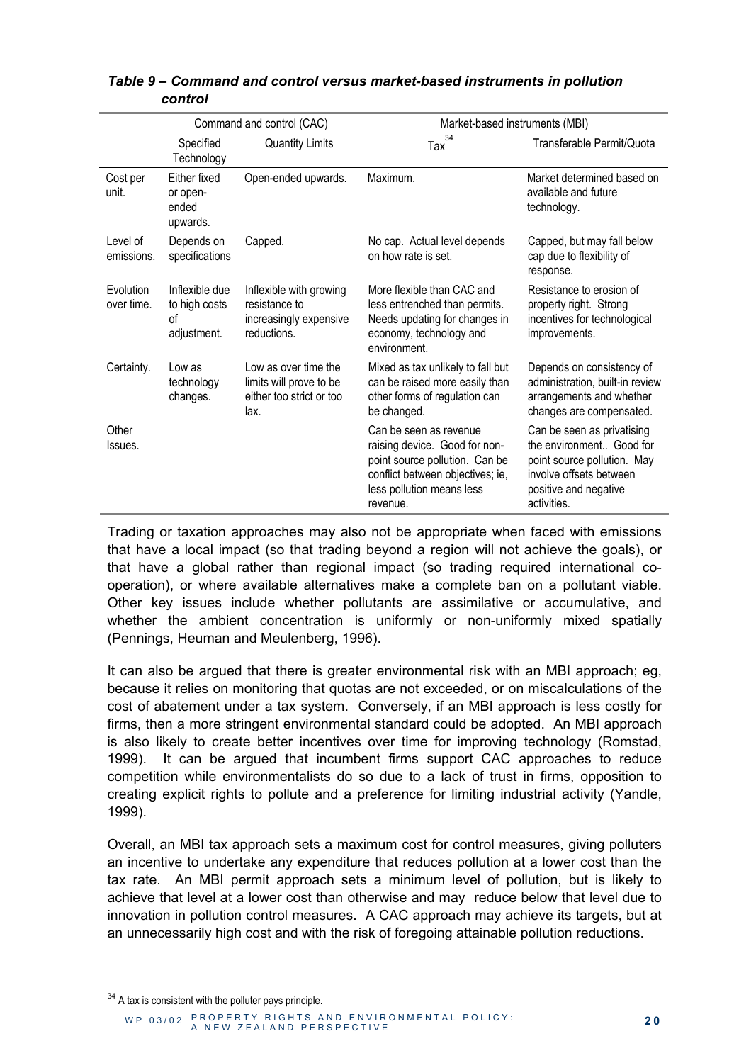*Table 9 – Command and control versus market-based instruments in pollution control*

| | Command and control (CAC) | | Market-based instruments (MBI) | |
|---|---|---|---|---|
| | Specified Technology | Quantity Limits | Tax[34] | Transferable Permit/Quota |
| Cost per unit. | Either fixed or open-ended upwards. | Open-ended upwards. | Maximum. | Market determined based on available and future technology. |
| Level of emissions. | Depends on specifications | Capped. | No cap. Actual level depends on how rate is set. | Capped, but may fall below cap due to flexibility of response. |
| Evolution over time. | Inflexible due to high costs of adjustment. | Inflexible with growing resistance to increasingly expensive reductions. | More flexible than CAC and less entrenched than permits. Needs updating for changes in economy, technology and environment. | Resistance to erosion of property right. Strong incentives for technological improvements. |
| Certainty. | Low as technology changes. | Low as over time the limits will prove to be either too strict or too lax. | Mixed as tax unlikely to fall but can be raised more easily than other forms of regulation can be changed. | Depends on consistency of administration, built-in review arrangements and whether changes are compensated. |
| Other Issues. | | | Can be seen as revenue raising device. Good for non-point source pollution. Can be conflict between objectives; ie, less pollution means less revenue. | Can be seen as privatising the environment.. Good for point source pollution. May involve offsets between positive and negative activities. |

Trading or taxation approaches may also not be appropriate when faced with emissions that have a local impact (so that trading beyond a region will not achieve the goals), or that have a global rather than regional impact (so trading required international co-operation), or where available alternatives make a complete ban on a pollutant viable. Other key issues include whether pollutants are assimilative or accumulative, and whether the ambient concentration is uniformly or non-uniformly mixed spatially (Pennings, Heuman and Meulenberg, 1996).

It can also be argued that there is greater environmental risk with an MBI approach; eg, because it relies on monitoring that quotas are not exceeded, or on miscalculations of the cost of abatement under a tax system. Conversely, if an MBI approach is less costly for firms, then a more stringent environmental standard could be adopted. An MBI approach is also likely to create better incentives over time for improving technology (Romstad, 1999). It can be argued that incumbent firms support CAC approaches to reduce competition while environmentalists do so due to a lack of trust in firms, opposition to creating explicit rights to pollute and a preference for limiting industrial activity (Yandle, 1999).

Overall, an MBI tax approach sets a maximum cost for control measures, giving polluters an incentive to undertake any expenditure that reduces pollution at a lower cost than the tax rate. An MBI permit approach sets a minimum level of pollution, but is likely to achieve that level at a lower cost than otherwise and may reduce below that level due to innovation in pollution control measures. A CAC approach may achieve its targets, but at an unnecessarily high cost and with the risk of foregoing attainable pollution reductions.

[34] A tax is consistent with the polluter pays principle.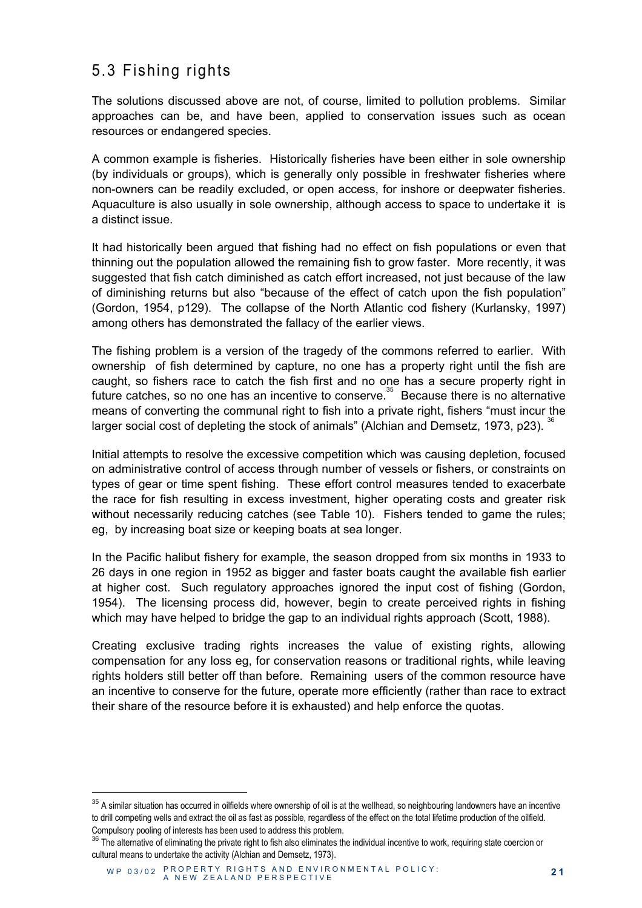## 5.3 Fishing rights

The solutions discussed above are not, of course, limited to pollution problems. Similar approaches can be, and have been, applied to conservation issues such as ocean resources or endangered species.

A common example is fisheries. Historically fisheries have been either in sole ownership (by individuals or groups), which is generally only possible in freshwater fisheries where non-owners can be readily excluded, or open access, for inshore or deepwater fisheries. Aquaculture is also usually in sole ownership, although access to space to undertake it is a distinct issue.

It had historically been argued that fishing had no effect on fish populations or even that thinning out the population allowed the remaining fish to grow faster. More recently, it was suggested that fish catch diminished as catch effort increased, not just because of the law of diminishing returns but also "because of the effect of catch upon the fish population" (Gordon, 1954, p129). The collapse of the North Atlantic cod fishery (Kurlansky, 1997) among others has demonstrated the fallacy of the earlier views.

The fishing problem is a version of the tragedy of the commons referred to earlier. With ownership of fish determined by capture, no one has a property right until the fish are caught, so fishers race to catch the fish first and no one has a secure property right in future catches, so no one has an incentive to conserve.[35] Because there is no alternative means of converting the communal right to fish into a private right, fishers "must incur the larger social cost of depleting the stock of animals" (Alchian and Demsetz, 1973, p23).[36]

Initial attempts to resolve the excessive competition which was causing depletion, focused on administrative control of access through number of vessels or fishers, or constraints on types of gear or time spent fishing. These effort control measures tended to exacerbate the race for fish resulting in excess investment, higher operating costs and greater risk without necessarily reducing catches (see Table 10). Fishers tended to game the rules; eg, by increasing boat size or keeping boats at sea longer.

In the Pacific halibut fishery for example, the season dropped from six months in 1933 to 26 days in one region in 1952 as bigger and faster boats caught the available fish earlier at higher cost. Such regulatory approaches ignored the input cost of fishing (Gordon, 1954). The licensing process did, however, begin to create perceived rights in fishing which may have helped to bridge the gap to an individual rights approach (Scott, 1988).

Creating exclusive trading rights increases the value of existing rights, allowing compensation for any loss eg, for conservation reasons or traditional rights, while leaving rights holders still better off than before. Remaining users of the common resource have an incentive to conserve for the future, operate more efficiently (rather than race to extract their share of the resource before it is exhausted) and help enforce the quotas.

---

[35] A similar situation has occurred in oilfields where ownership of oil is at the wellhead, so neighbouring landowners have an incentive to drill competing wells and extract the oil as fast as possible, regardless of the effect on the total lifetime production of the oilfield. Compulsory pooling of interests has been used to address this problem.

[36] The alternative of eliminating the private right to fish also eliminates the individual incentive to work, requiring state coercion or cultural means to undertake the activity (Alchian and Demsetz, 1973).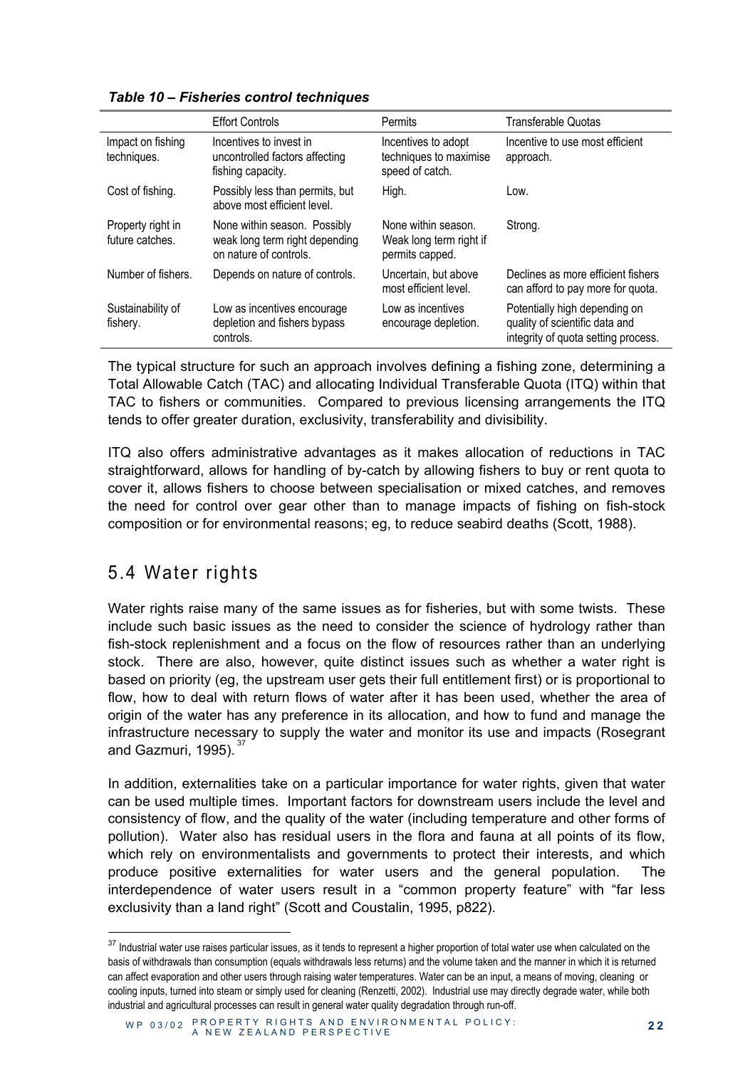*Table 10 – Fisheries control techniques*

| | Effort Controls | Permits | Transferable Quotas |
|---|---|---|---|
| Impact on fishing techniques. | Incentives to invest in uncontrolled factors affecting fishing capacity. | Incentives to adopt techniques to maximise speed of catch. | Incentive to use most efficient approach. |
| Cost of fishing. | Possibly less than permits, but above most efficient level. | High. | Low. |
| Property right in future catches. | None within season. Possibly weak long term right depending on nature of controls. | None within season. Weak long term right if permits capped. | Strong. |
| Number of fishers. | Depends on nature of controls. | Uncertain, but above most efficient level. | Declines as more efficient fishers can afford to pay more for quota. |
| Sustainability of fishery. | Low as incentives encourage depletion and fishers bypass controls. | Low as incentives encourage depletion. | Potentially high depending on quality of scientific data and integrity of quota setting process. |

The typical structure for such an approach involves defining a fishing zone, determining a Total Allowable Catch (TAC) and allocating Individual Transferable Quota (ITQ) within that TAC to fishers or communities. Compared to previous licensing arrangements the ITQ tends to offer greater duration, exclusivity, transferability and divisibility.

ITQ also offers administrative advantages as it makes allocation of reductions in TAC straightforward, allows for handling of by-catch by allowing fishers to buy or rent quota to cover it, allows fishers to choose between specialisation or mixed catches, and removes the need for control over gear other than to manage impacts of fishing on fish-stock composition or for environmental reasons; eg, to reduce seabird deaths (Scott, 1988).

## 5.4 Water rights

Water rights raise many of the same issues as for fisheries, but with some twists. These include such basic issues as the need to consider the science of hydrology rather than fish-stock replenishment and a focus on the flow of resources rather than an underlying stock. There are also, however, quite distinct issues such as whether a water right is based on priority (eg, the upstream user gets their full entitlement first) or is proportional to flow, how to deal with return flows of water after it has been used, whether the area of origin of the water has any preference in its allocation, and how to fund and manage the infrastructure necessary to supply the water and monitor its use and impacts (Rosegrant and Gazmuri, 1995).[37]

In addition, externalities take on a particular importance for water rights, given that water can be used multiple times. Important factors for downstream users include the level and consistency of flow, and the quality of the water (including temperature and other forms of pollution). Water also has residual users in the flora and fauna at all points of its flow, which rely on environmentalists and governments to protect their interests, and which produce positive externalities for water users and the general population. The interdependence of water users result in a "common property feature" with "far less exclusivity than a land right" (Scott and Coustalin, 1995, p822).

[37] Industrial water use raises particular issues, as it tends to represent a higher proportion of total water use when calculated on the basis of withdrawals than consumption (equals withdrawals less returns) and the volume taken and the manner in which it is returned can affect evaporation and other users through raising water temperatures. Water can be an input, a means of moving, cleaning or cooling inputs, turned into steam or simply used for cleaning (Renzetti, 2002). Industrial use may directly degrade water, while both industrial and agricultural processes can result in general water quality degradation through run-off.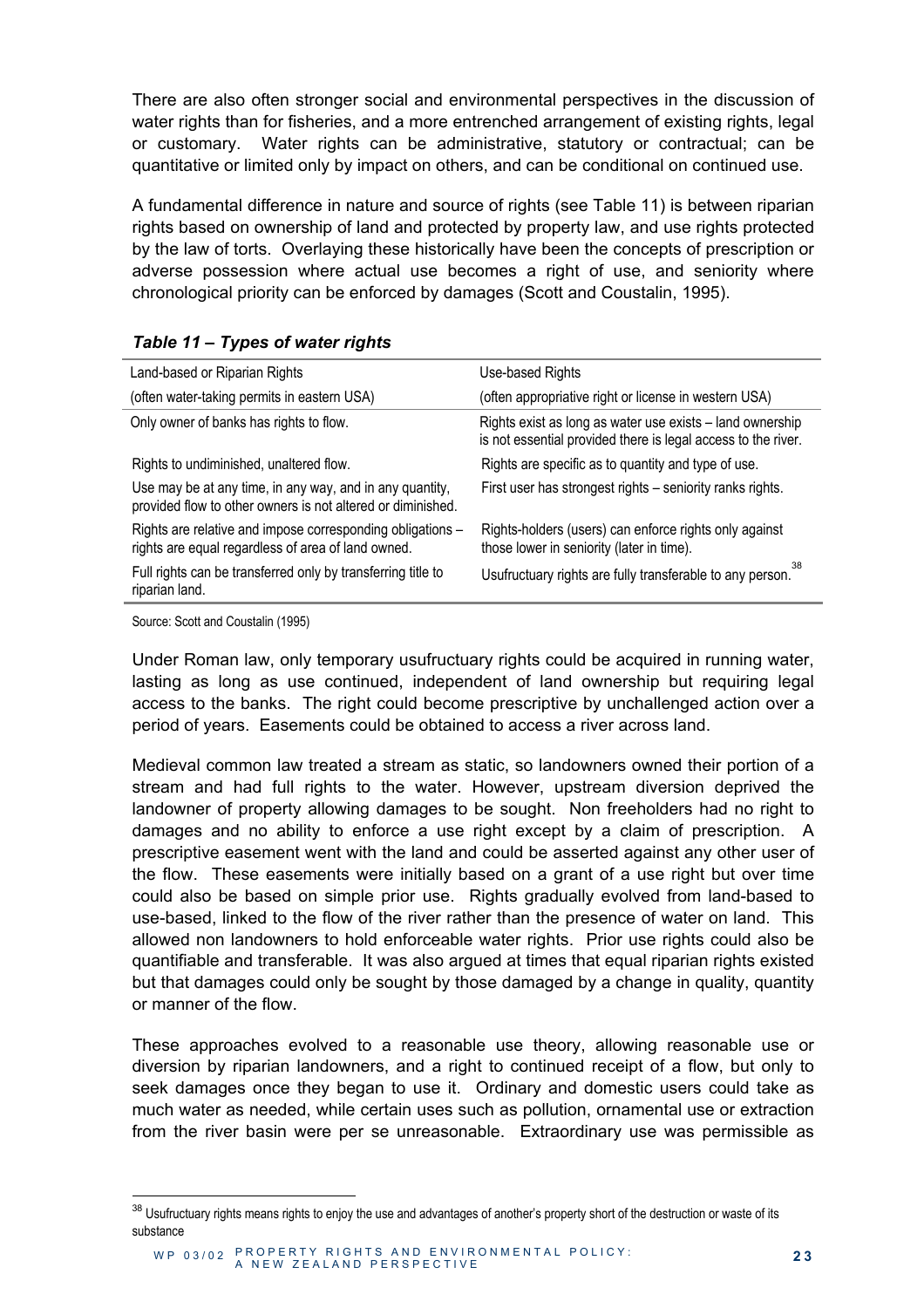There are also often stronger social and environmental perspectives in the discussion of water rights than for fisheries, and a more entrenched arrangement of existing rights, legal or customary. Water rights can be administrative, statutory or contractual; can be quantitative or limited only by impact on others, and can be conditional on continued use.

A fundamental difference in nature and source of rights (see Table 11) is between riparian rights based on ownership of land and protected by property law, and use rights protected by the law of torts. Overlaying these historically have been the concepts of prescription or adverse possession where actual use becomes a right of use, and seniority where chronological priority can be enforced by damages (Scott and Coustalin, 1995).

***Table 11 – Types of water rights***

| Land-based or Riparian Rights<br>(often water-taking permits in eastern USA) | Use-based Rights<br>(often appropriative right or license in western USA) |
|---|---|
| Only owner of banks has rights to flow. | Rights exist as long as water use exists – land ownership is not essential provided there is legal access to the river. |
| Rights to undiminished, unaltered flow. | Rights are specific as to quantity and type of use. |
| Use may be at any time, in any way, and in any quantity, provided flow to other owners is not altered or diminished. | First user has strongest rights – seniority ranks rights. |
| Rights are relative and impose corresponding obligations – rights are equal regardless of area of land owned. | Rights-holders (users) can enforce rights only against those lower in seniority (later in time). |
| Full rights can be transferred only by transferring title to riparian land. | Usufructuary rights are fully transferable to any person.[38] |

Source: Scott and Coustalin (1995)

Under Roman law, only temporary usufructuary rights could be acquired in running water, lasting as long as use continued, independent of land ownership but requiring legal access to the banks. The right could become prescriptive by unchallenged action over a period of years. Easements could be obtained to access a river across land.

Medieval common law treated a stream as static, so landowners owned their portion of a stream and had full rights to the water. However, upstream diversion deprived the landowner of property allowing damages to be sought. Non freeholders had no right to damages and no ability to enforce a use right except by a claim of prescription. A prescriptive easement went with the land and could be asserted against any other user of the flow. These easements were initially based on a grant of a use right but over time could also be based on simple prior use. Rights gradually evolved from land-based to use-based, linked to the flow of the river rather than the presence of water on land. This allowed non landowners to hold enforceable water rights. Prior use rights could also be quantifiable and transferable. It was also argued at times that equal riparian rights existed but that damages could only be sought by those damaged by a change in quality, quantity or manner of the flow.

These approaches evolved to a reasonable use theory, allowing reasonable use or diversion by riparian landowners, and a right to continued receipt of a flow, but only to seek damages once they began to use it. Ordinary and domestic users could take as much water as needed, while certain uses such as pollution, ornamental use or extraction from the river basin were per se unreasonable. Extraordinary use was permissible as

[38] Usufructuary rights means rights to enjoy the use and advantages of another's property short of the destruction or waste of its substance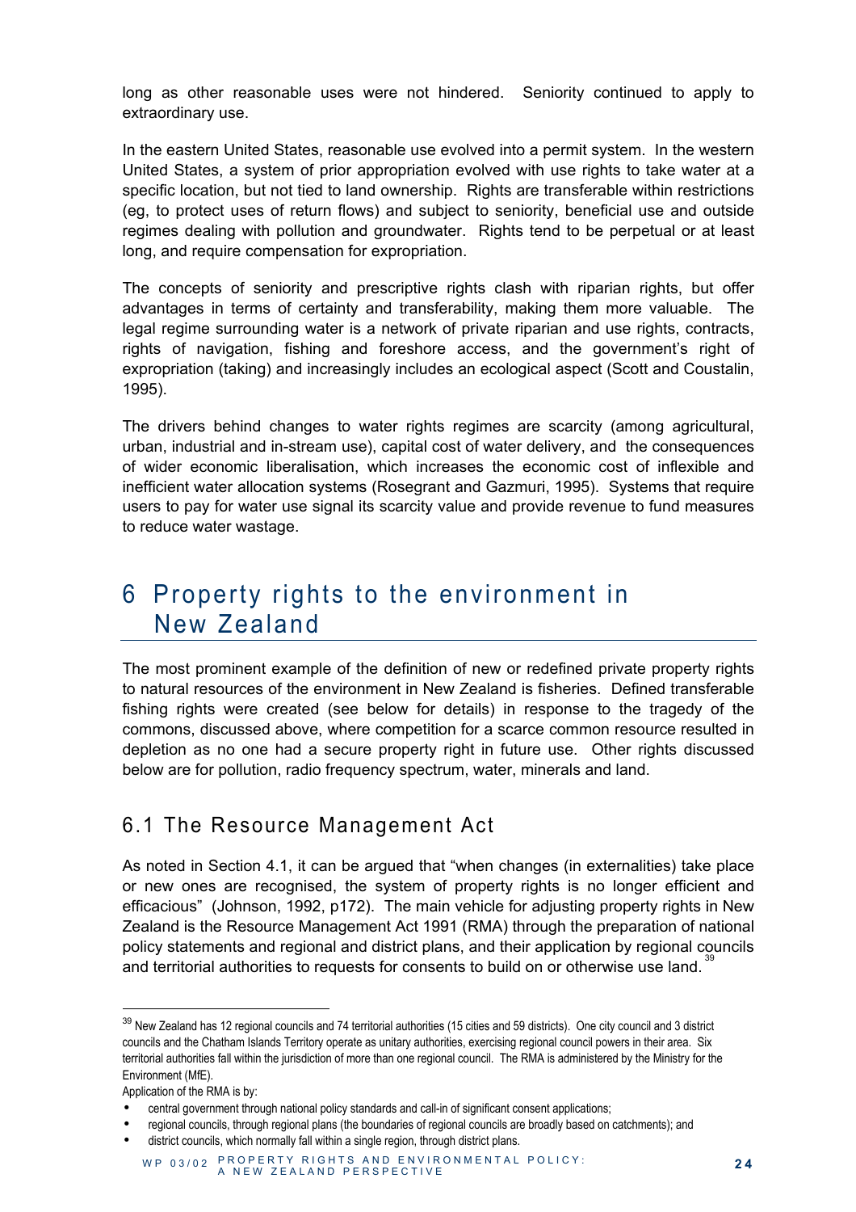long as other reasonable uses were not hindered. Seniority continued to apply to extraordinary use.

In the eastern United States, reasonable use evolved into a permit system. In the western United States, a system of prior appropriation evolved with use rights to take water at a specific location, but not tied to land ownership. Rights are transferable within restrictions (eg, to protect uses of return flows) and subject to seniority, beneficial use and outside regimes dealing with pollution and groundwater. Rights tend to be perpetual or at least long, and require compensation for expropriation.

The concepts of seniority and prescriptive rights clash with riparian rights, but offer advantages in terms of certainty and transferability, making them more valuable. The legal regime surrounding water is a network of private riparian and use rights, contracts, rights of navigation, fishing and foreshore access, and the government's right of expropriation (taking) and increasingly includes an ecological aspect (Scott and Coustalin, 1995).

The drivers behind changes to water rights regimes are scarcity (among agricultural, urban, industrial and in-stream use), capital cost of water delivery, and the consequences of wider economic liberalisation, which increases the economic cost of inflexible and inefficient water allocation systems (Rosegrant and Gazmuri, 1995). Systems that require users to pay for water use signal its scarcity value and provide revenue to fund measures to reduce water wastage.

# 6 Property rights to the environment in New Zealand

The most prominent example of the definition of new or redefined private property rights to natural resources of the environment in New Zealand is fisheries. Defined transferable fishing rights were created (see below for details) in response to the tragedy of the commons, discussed above, where competition for a scarce common resource resulted in depletion as no one had a secure property right in future use. Other rights discussed below are for pollution, radio frequency spectrum, water, minerals and land.

## 6.1 The Resource Management Act

As noted in Section 4.1, it can be argued that "when changes (in externalities) take place or new ones are recognised, the system of property rights is no longer efficient and efficacious" (Johnson, 1992, p172). The main vehicle for adjusting property rights in New Zealand is the Resource Management Act 1991 (RMA) through the preparation of national policy statements and regional and district plans, and their application by regional councils and territorial authorities to requests for consents to build on or otherwise use land.[39]

[39] New Zealand has 12 regional councils and 74 territorial authorities (15 cities and 59 districts). One city council and 3 district councils and the Chatham Islands Territory operate as unitary authorities, exercising regional council powers in their area. Six territorial authorities fall within the jurisdiction of more than one regional council. The RMA is administered by the Ministry for the Environment (MfE).

Application of the RMA is by:

- central government through national policy standards and call-in of significant consent applications;
- regional councils, through regional plans (the boundaries of regional councils are broadly based on catchments); and
- district councils, which normally fall within a single region, through district plans.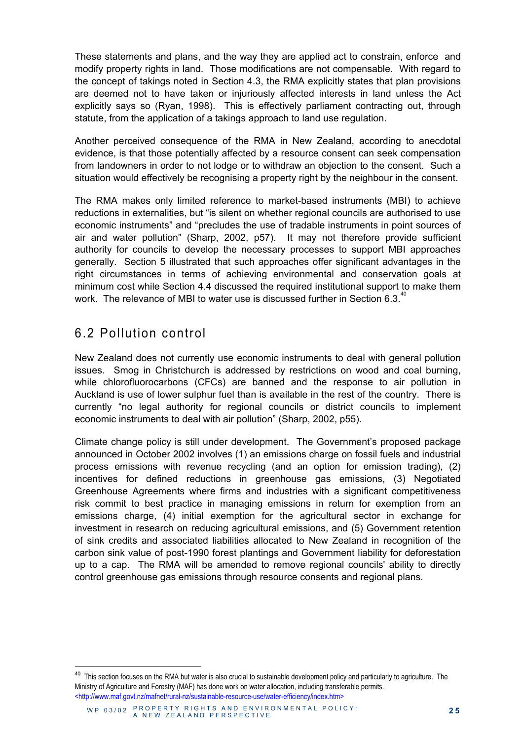These statements and plans, and the way they are applied act to constrain, enforce and modify property rights in land. Those modifications are not compensable. With regard to the concept of takings noted in Section 4.3, the RMA explicitly states that plan provisions are deemed not to have taken or injuriously affected interests in land unless the Act explicitly says so (Ryan, 1998). This is effectively parliament contracting out, through statute, from the application of a takings approach to land use regulation.

Another perceived consequence of the RMA in New Zealand, according to anecdotal evidence, is that those potentially affected by a resource consent can seek compensation from landowners in order to not lodge or to withdraw an objection to the consent. Such a situation would effectively be recognising a property right by the neighbour in the consent.

The RMA makes only limited reference to market-based instruments (MBI) to achieve reductions in externalities, but "is silent on whether regional councils are authorised to use economic instruments" and "precludes the use of tradable instruments in point sources of air and water pollution" (Sharp, 2002, p57). It may not therefore provide sufficient authority for councils to develop the necessary processes to support MBI approaches generally. Section 5 illustrated that such approaches offer significant advantages in the right circumstances in terms of achieving environmental and conservation goals at minimum cost while Section 4.4 discussed the required institutional support to make them work. The relevance of MBI to water use is discussed further in Section 6.3.[40]

## 6.2 Pollution control

New Zealand does not currently use economic instruments to deal with general pollution issues. Smog in Christchurch is addressed by restrictions on wood and coal burning, while chlorofluorocarbons (CFCs) are banned and the response to air pollution in Auckland is use of lower sulphur fuel than is available in the rest of the country. There is currently "no legal authority for regional councils or district councils to implement economic instruments to deal with air pollution" (Sharp, 2002, p55).

Climate change policy is still under development. The Government's proposed package announced in October 2002 involves (1) an emissions charge on fossil fuels and industrial process emissions with revenue recycling (and an option for emission trading), (2) incentives for defined reductions in greenhouse gas emissions, (3) Negotiated Greenhouse Agreements where firms and industries with a significant competitiveness risk commit to best practice in managing emissions in return for exemption from an emissions charge, (4) initial exemption for the agricultural sector in exchange for investment in research on reducing agricultural emissions, and (5) Government retention of sink credits and associated liabilities allocated to New Zealand in recognition of the carbon sink value of post-1990 forest plantings and Government liability for deforestation up to a cap. The RMA will be amended to remove regional councils' ability to directly control greenhouse gas emissions through resource consents and regional plans.

[40] This section focuses on the RMA but water is also crucial to sustainable development policy and particularly to agriculture. The Ministry of Agriculture and Forestry (MAF) has done work on water allocation, including transferable permits. <http://www.maf.govt.nz/mafnet/rural-nz/sustainable-resource-use/water-efficiency/index.htm>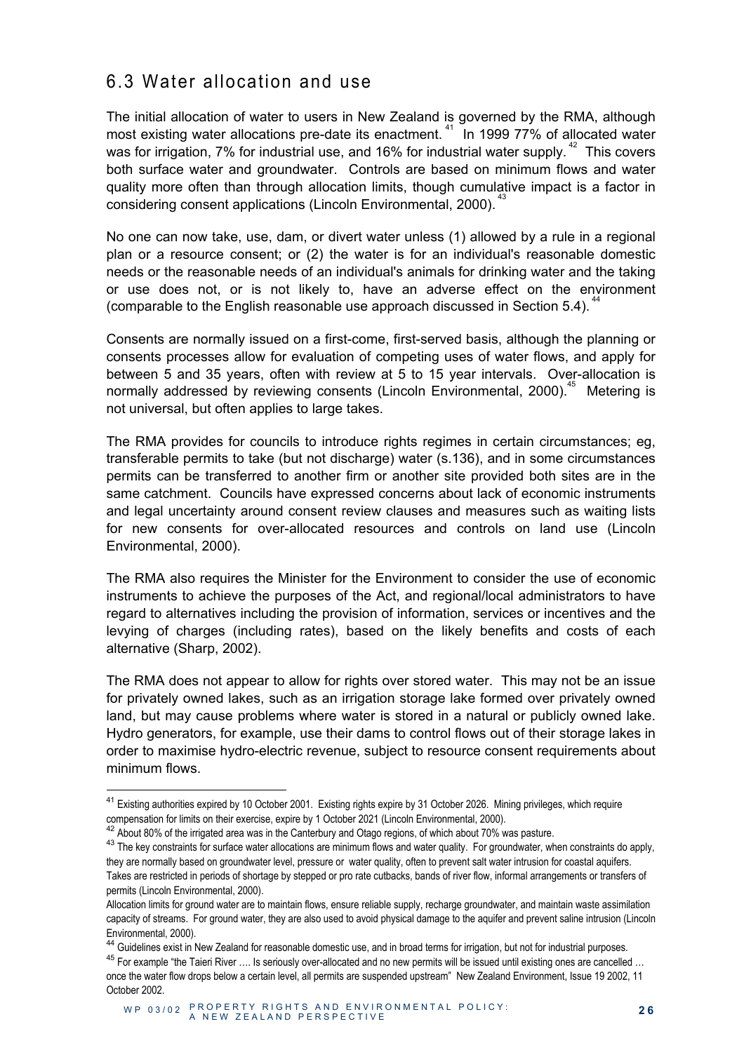## 6.3 Water allocation and use

The initial allocation of water to users in New Zealand is governed by the RMA, although most existing water allocations pre-date its enactment.[41] In 1999 77% of allocated water was for irrigation, 7% for industrial use, and 16% for industrial water supply.[42] This covers both surface water and groundwater. Controls are based on minimum flows and water quality more often than through allocation limits, though cumulative impact is a factor in considering consent applications (Lincoln Environmental, 2000).[43]

No one can now take, use, dam, or divert water unless (1) allowed by a rule in a regional plan or a resource consent; or (2) the water is for an individual's reasonable domestic needs or the reasonable needs of an individual's animals for drinking water and the taking or use does not, or is not likely to, have an adverse effect on the environment (comparable to the English reasonable use approach discussed in Section 5.4).[44]

Consents are normally issued on a first-come, first-served basis, although the planning or consents processes allow for evaluation of competing uses of water flows, and apply for between 5 and 35 years, often with review at 5 to 15 year intervals. Over-allocation is normally addressed by reviewing consents (Lincoln Environmental, 2000).[45] Metering is not universal, but often applies to large takes.

The RMA provides for councils to introduce rights regimes in certain circumstances; eg, transferable permits to take (but not discharge) water (s.136), and in some circumstances permits can be transferred to another firm or another site provided both sites are in the same catchment. Councils have expressed concerns about lack of economic instruments and legal uncertainty around consent review clauses and measures such as waiting lists for new consents for over-allocated resources and controls on land use (Lincoln Environmental, 2000).

The RMA also requires the Minister for the Environment to consider the use of economic instruments to achieve the purposes of the Act, and regional/local administrators to have regard to alternatives including the provision of information, services or incentives and the levying of charges (including rates), based on the likely benefits and costs of each alternative (Sharp, 2002).

The RMA does not appear to allow for rights over stored water. This may not be an issue for privately owned lakes, such as an irrigation storage lake formed over privately owned land, but may cause problems where water is stored in a natural or publicly owned lake. Hydro generators, for example, use their dams to control flows out of their storage lakes in order to maximise hydro-electric revenue, subject to resource consent requirements about minimum flows.

---

[41] Existing authorities expired by 10 October 2001. Existing rights expire by 31 October 2026. Mining privileges, which require compensation for limits on their exercise, expire by 1 October 2021 (Lincoln Environmental, 2000).

[42] About 80% of the irrigated area was in the Canterbury and Otago regions, of which about 70% was pasture.

[43] The key constraints for surface water allocations are minimum flows and water quality. For groundwater, when constraints do apply, they are normally based on groundwater level, pressure or water quality, often to prevent salt water intrusion for coastal aquifers. Takes are restricted in periods of shortage by stepped or pro rate cutbacks, bands of river flow, informal arrangements or transfers of permits (Lincoln Environmental, 2000).

Allocation limits for ground water are to maintain flows, ensure reliable supply, recharge groundwater, and maintain waste assimilation capacity of streams. For ground water, they are also used to avoid physical damage to the aquifer and prevent saline intrusion (Lincoln Environmental, 2000).

[44] Guidelines exist in New Zealand for reasonable domestic use, and in broad terms for irrigation, but not for industrial purposes.

[45] For example "the Taieri River …. Is seriously over-allocated and no new permits will be issued until existing ones are cancelled … once the water flow drops below a certain level, all permits are suspended upstream" New Zealand Environment, Issue 19 2002, 11 October 2002.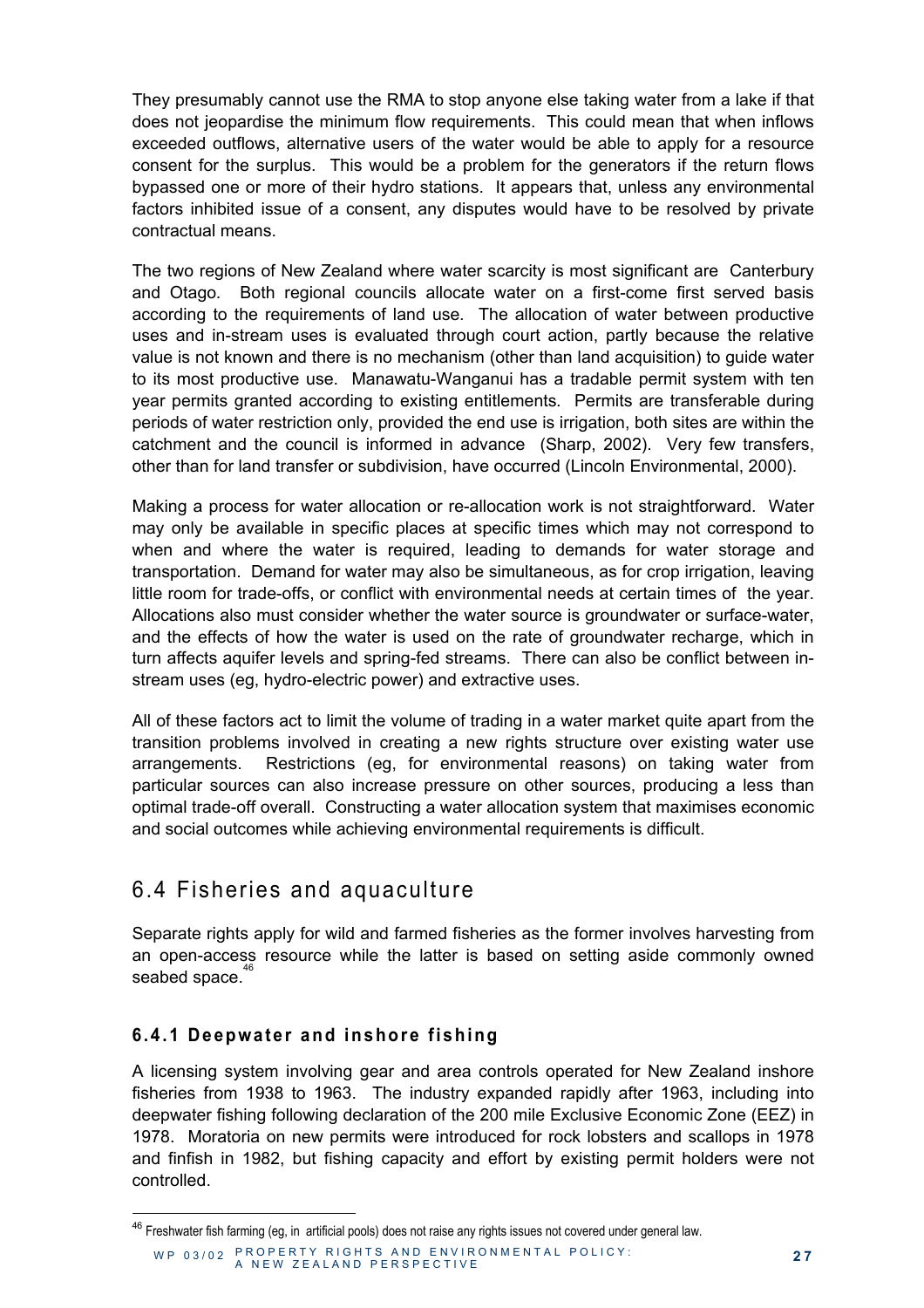They presumably cannot use the RMA to stop anyone else taking water from a lake if that does not jeopardise the minimum flow requirements. This could mean that when inflows exceeded outflows, alternative users of the water would be able to apply for a resource consent for the surplus. This would be a problem for the generators if the return flows bypassed one or more of their hydro stations. It appears that, unless any environmental factors inhibited issue of a consent, any disputes would have to be resolved by private contractual means.

The two regions of New Zealand where water scarcity is most significant are Canterbury and Otago. Both regional councils allocate water on a first-come first served basis according to the requirements of land use. The allocation of water between productive uses and in-stream uses is evaluated through court action, partly because the relative value is not known and there is no mechanism (other than land acquisition) to guide water to its most productive use. Manawatu-Wanganui has a tradable permit system with ten year permits granted according to existing entitlements. Permits are transferable during periods of water restriction only, provided the end use is irrigation, both sites are within the catchment and the council is informed in advance (Sharp, 2002). Very few transfers, other than for land transfer or subdivision, have occurred (Lincoln Environmental, 2000).

Making a process for water allocation or re-allocation work is not straightforward. Water may only be available in specific places at specific times which may not correspond to when and where the water is required, leading to demands for water storage and transportation. Demand for water may also be simultaneous, as for crop irrigation, leaving little room for trade-offs, or conflict with environmental needs at certain times of the year. Allocations also must consider whether the water source is groundwater or surface-water, and the effects of how the water is used on the rate of groundwater recharge, which in turn affects aquifer levels and spring-fed streams. There can also be conflict between in-stream uses (eg, hydro-electric power) and extractive uses.

All of these factors act to limit the volume of trading in a water market quite apart from the transition problems involved in creating a new rights structure over existing water use arrangements. Restrictions (eg, for environmental reasons) on taking water from particular sources can also increase pressure on other sources, producing a less than optimal trade-off overall. Constructing a water allocation system that maximises economic and social outcomes while achieving environmental requirements is difficult.

## 6.4 Fisheries and aquaculture

Separate rights apply for wild and farmed fisheries as the former involves harvesting from an open-access resource while the latter is based on setting aside commonly owned seabed space.[46]

### 6.4.1 Deepwater and inshore fishing

A licensing system involving gear and area controls operated for New Zealand inshore fisheries from 1938 to 1963. The industry expanded rapidly after 1963, including into deepwater fishing following declaration of the 200 mile Exclusive Economic Zone (EEZ) in 1978. Moratoria on new permits were introduced for rock lobsters and scallops in 1978 and finfish in 1982, but fishing capacity and effort by existing permit holders were not controlled.

[46] Freshwater fish farming (eg, in artificial pools) does not raise any rights issues not covered under general law.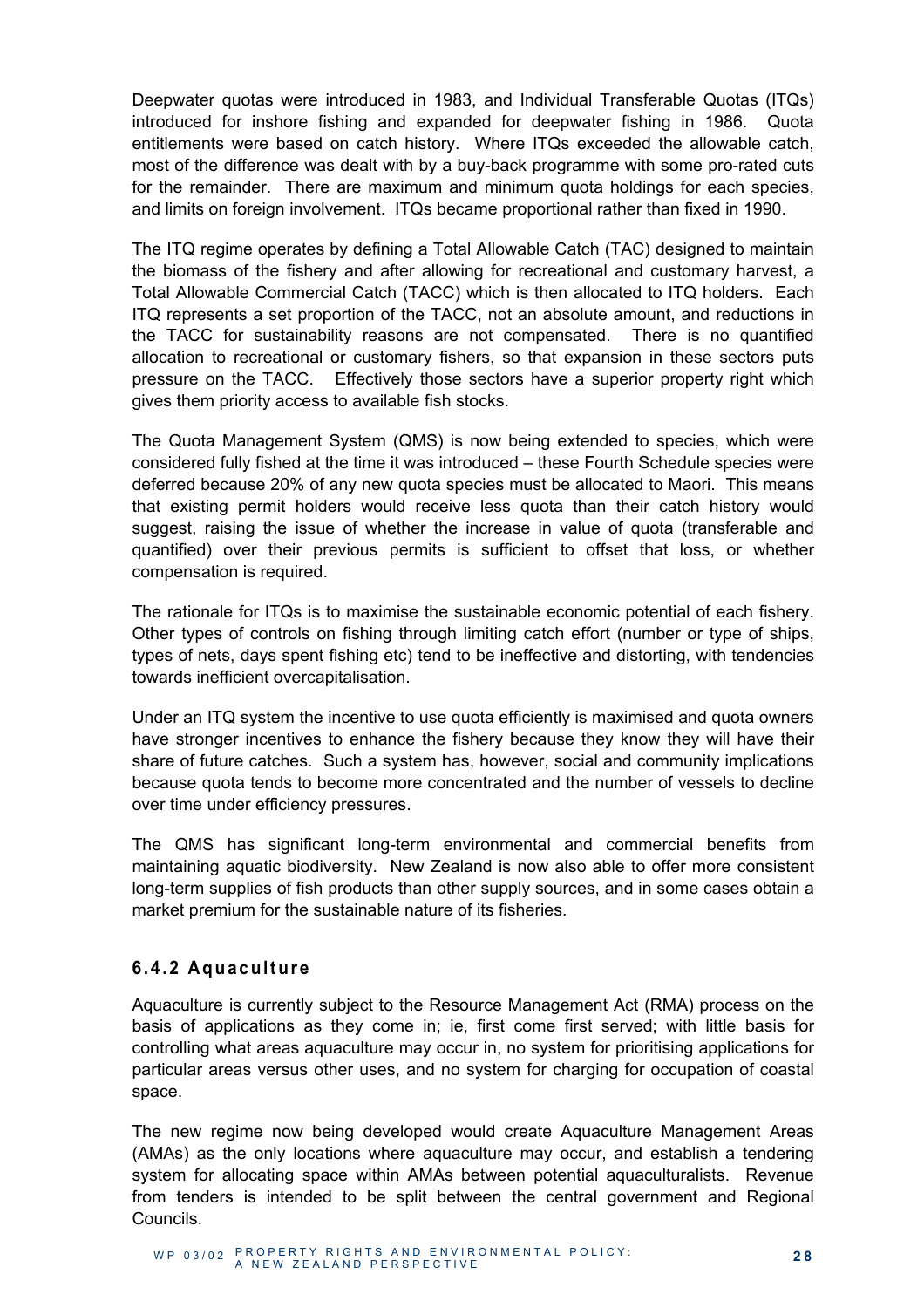Deepwater quotas were introduced in 1983, and Individual Transferable Quotas (ITQs) introduced for inshore fishing and expanded for deepwater fishing in 1986. Quota entitlements were based on catch history. Where ITQs exceeded the allowable catch, most of the difference was dealt with by a buy-back programme with some pro-rated cuts for the remainder. There are maximum and minimum quota holdings for each species, and limits on foreign involvement. ITQs became proportional rather than fixed in 1990.

The ITQ regime operates by defining a Total Allowable Catch (TAC) designed to maintain the biomass of the fishery and after allowing for recreational and customary harvest, a Total Allowable Commercial Catch (TACC) which is then allocated to ITQ holders. Each ITQ represents a set proportion of the TACC, not an absolute amount, and reductions in the TACC for sustainability reasons are not compensated. There is no quantified allocation to recreational or customary fishers, so that expansion in these sectors puts pressure on the TACC. Effectively those sectors have a superior property right which gives them priority access to available fish stocks.

The Quota Management System (QMS) is now being extended to species, which were considered fully fished at the time it was introduced – these Fourth Schedule species were deferred because 20% of any new quota species must be allocated to Maori. This means that existing permit holders would receive less quota than their catch history would suggest, raising the issue of whether the increase in value of quota (transferable and quantified) over their previous permits is sufficient to offset that loss, or whether compensation is required.

The rationale for ITQs is to maximise the sustainable economic potential of each fishery. Other types of controls on fishing through limiting catch effort (number or type of ships, types of nets, days spent fishing etc) tend to be ineffective and distorting, with tendencies towards inefficient overcapitalisation.

Under an ITQ system the incentive to use quota efficiently is maximised and quota owners have stronger incentives to enhance the fishery because they know they will have their share of future catches. Such a system has, however, social and community implications because quota tends to become more concentrated and the number of vessels to decline over time under efficiency pressures.

The QMS has significant long-term environmental and commercial benefits from maintaining aquatic biodiversity. New Zealand is now also able to offer more consistent long-term supplies of fish products than other supply sources, and in some cases obtain a market premium for the sustainable nature of its fisheries.

### 6.4.2 Aquaculture

Aquaculture is currently subject to the Resource Management Act (RMA) process on the basis of applications as they come in; ie, first come first served; with little basis for controlling what areas aquaculture may occur in, no system for prioritising applications for particular areas versus other uses, and no system for charging for occupation of coastal space.

The new regime now being developed would create Aquaculture Management Areas (AMAs) as the only locations where aquaculture may occur, and establish a tendering system for allocating space within AMAs between potential aquaculturalists. Revenue from tenders is intended to be split between the central government and Regional Councils.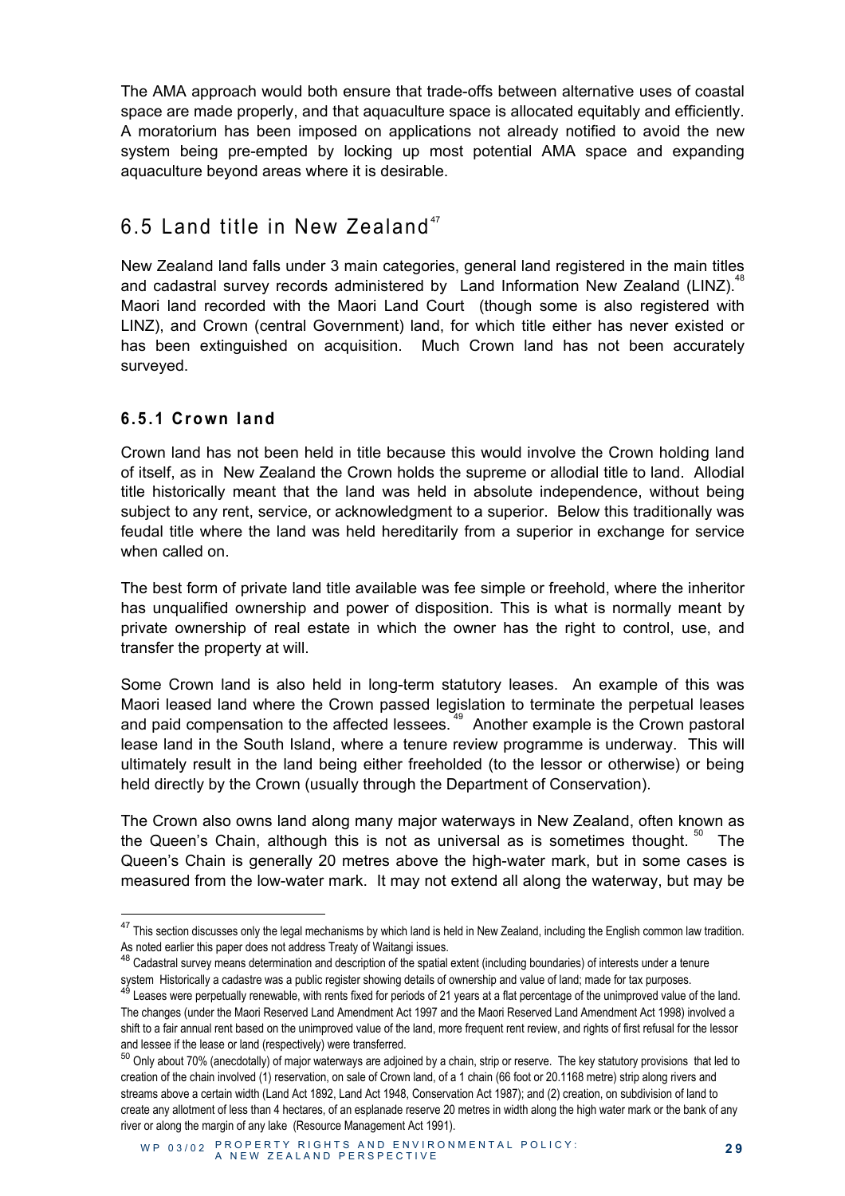The AMA approach would both ensure that trade-offs between alternative uses of coastal space are made properly, and that aquaculture space is allocated equitably and efficiently. A moratorium has been imposed on applications not already notified to avoid the new system being pre-empted by locking up most potential AMA space and expanding aquaculture beyond areas where it is desirable.

## 6.5 Land title in New Zealand[47]

New Zealand land falls under 3 main categories, general land registered in the main titles and cadastral survey records administered by Land Information New Zealand (LINZ).[48] Maori land recorded with the Maori Land Court (though some is also registered with LINZ), and Crown (central Government) land, for which title either has never existed or has been extinguished on acquisition. Much Crown land has not been accurately surveyed.

### 6.5.1 Crown land

Crown land has not been held in title because this would involve the Crown holding land of itself, as in New Zealand the Crown holds the supreme or allodial title to land. Allodial title historically meant that the land was held in absolute independence, without being subject to any rent, service, or acknowledgment to a superior. Below this traditionally was feudal title where the land was held hereditarily from a superior in exchange for service when called on.

The best form of private land title available was fee simple or freehold, where the inheritor has unqualified ownership and power of disposition. This is what is normally meant by private ownership of real estate in which the owner has the right to control, use, and transfer the property at will.

Some Crown land is also held in long-term statutory leases. An example of this was Maori leased land where the Crown passed legislation to terminate the perpetual leases and paid compensation to the affected lessees.[49] Another example is the Crown pastoral lease land in the South Island, where a tenure review programme is underway. This will ultimately result in the land being either freeholded (to the lessor or otherwise) or being held directly by the Crown (usually through the Department of Conservation).

The Crown also owns land along many major waterways in New Zealand, often known as the Queen's Chain, although this is not as universal as is sometimes thought.[50] The Queen's Chain is generally 20 metres above the high-water mark, but in some cases is measured from the low-water mark. It may not extend all along the waterway, but may be

---

[47] This section discusses only the legal mechanisms by which land is held in New Zealand, including the English common law tradition. As noted earlier this paper does not address Treaty of Waitangi issues.

[48] Cadastral survey means determination and description of the spatial extent (including boundaries) of interests under a tenure system Historically a cadastre was a public register showing details of ownership and value of land; made for tax purposes.

[49] Leases were perpetually renewable, with rents fixed for periods of 21 years at a flat percentage of the unimproved value of the land. The changes (under the Maori Reserved Land Amendment Act 1997 and the Maori Reserved Land Amendment Act 1998) involved a shift to a fair annual rent based on the unimproved value of the land, more frequent rent review, and rights of first refusal for the lessor and lessee if the lease or land (respectively) were transferred.

[50] Only about 70% (anecdotally) of major waterways are adjoined by a chain, strip or reserve. The key statutory provisions that led to creation of the chain involved (1) reservation, on sale of Crown land, of a 1 chain (66 foot or 20.1168 metre) strip along rivers and streams above a certain width (Land Act 1892, Land Act 1948, Conservation Act 1987); and (2) creation, on subdivision of land to create any allotment of less than 4 hectares, of an esplanade reserve 20 metres in width along the high water mark or the bank of any river or along the margin of any lake (Resource Management Act 1991).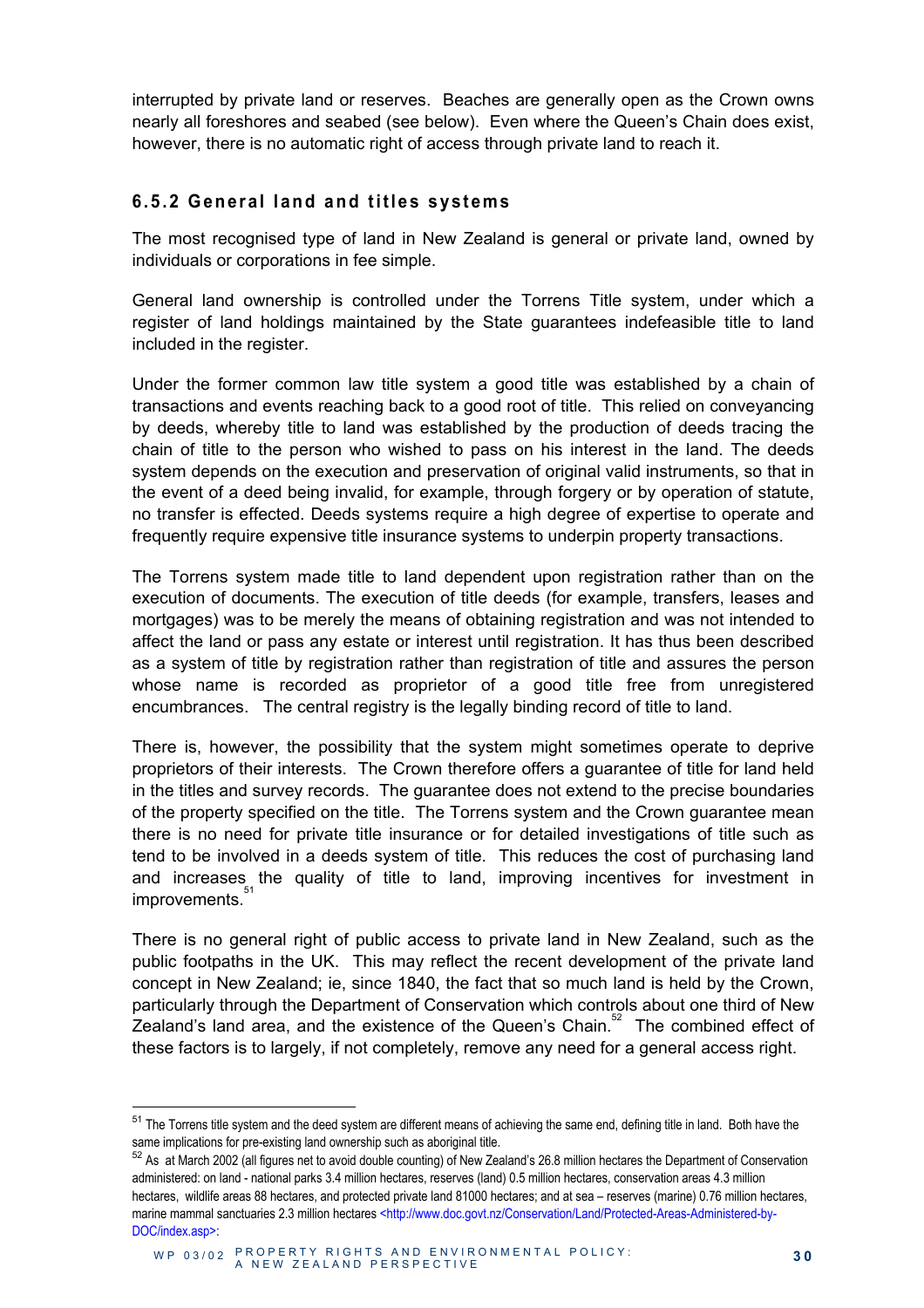interrupted by private land or reserves. Beaches are generally open as the Crown owns nearly all foreshores and seabed (see below). Even where the Queen's Chain does exist, however, there is no automatic right of access through private land to reach it.

### 6.5.2 General land and titles systems

The most recognised type of land in New Zealand is general or private land, owned by individuals or corporations in fee simple.

General land ownership is controlled under the Torrens Title system, under which a register of land holdings maintained by the State guarantees indefeasible title to land included in the register.

Under the former common law title system a good title was established by a chain of transactions and events reaching back to a good root of title. This relied on conveyancing by deeds, whereby title to land was established by the production of deeds tracing the chain of title to the person who wished to pass on his interest in the land. The deeds system depends on the execution and preservation of original valid instruments, so that in the event of a deed being invalid, for example, through forgery or by operation of statute, no transfer is effected. Deeds systems require a high degree of expertise to operate and frequently require expensive title insurance systems to underpin property transactions.

The Torrens system made title to land dependent upon registration rather than on the execution of documents. The execution of title deeds (for example, transfers, leases and mortgages) was to be merely the means of obtaining registration and was not intended to affect the land or pass any estate or interest until registration. It has thus been described as a system of title by registration rather than registration of title and assures the person whose name is recorded as proprietor of a good title free from unregistered encumbrances. The central registry is the legally binding record of title to land.

There is, however, the possibility that the system might sometimes operate to deprive proprietors of their interests. The Crown therefore offers a guarantee of title for land held in the titles and survey records. The guarantee does not extend to the precise boundaries of the property specified on the title. The Torrens system and the Crown guarantee mean there is no need for private title insurance or for detailed investigations of title such as tend to be involved in a deeds system of title. This reduces the cost of purchasing land and increases the quality of title to land, improving incentives for investment in improvements.[51]

There is no general right of public access to private land in New Zealand, such as the public footpaths in the UK. This may reflect the recent development of the private land concept in New Zealand; ie, since 1840, the fact that so much land is held by the Crown, particularly through the Department of Conservation which controls about one third of New Zealand's land area, and the existence of the Queen's Chain.[52] The combined effect of these factors is to largely, if not completely, remove any need for a general access right.

---

[51] The Torrens title system and the deed system are different means of achieving the same end, defining title in land. Both have the same implications for pre-existing land ownership such as aboriginal title.

[52] As at March 2002 (all figures net to avoid double counting) of New Zealand's 26.8 million hectares the Department of Conservation administered: on land - national parks 3.4 million hectares, reserves (land) 0.5 million hectares, conservation areas 4.3 million hectares, wildlife areas 88 hectares, and protected private land 81000 hectares; and at sea – reserves (marine) 0.76 million hectares, marine mammal sanctuaries 2.3 million hectares <http://www.doc.govt.nz/Conservation/Land/Protected-Areas-Administered-by-DOC/index.asp>: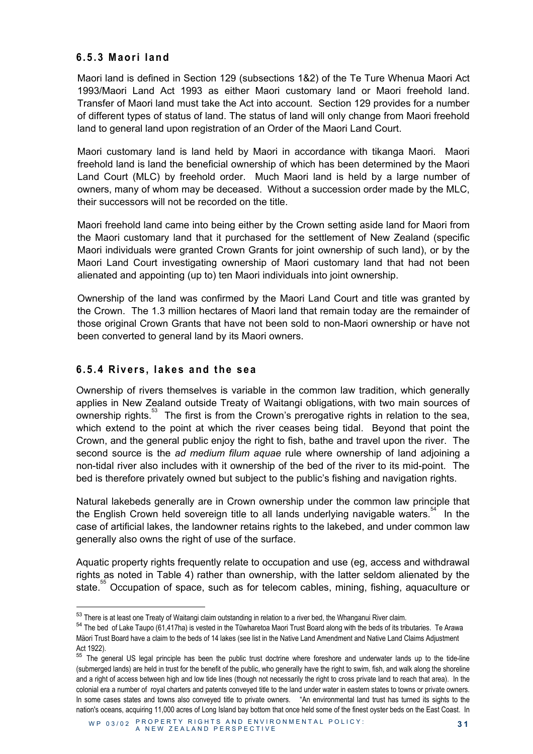### 6.5.3 Maori land

Maori land is defined in Section 129 (subsections 1&2) of the Te Ture Whenua Maori Act 1993/Maori Land Act 1993 as either Maori customary land or Maori freehold land. Transfer of Maori land must take the Act into account. Section 129 provides for a number of different types of status of land. The status of land will only change from Maori freehold land to general land upon registration of an Order of the Maori Land Court.

Maori customary land is land held by Maori in accordance with tikanga Maori. Maori freehold land is land the beneficial ownership of which has been determined by the Maori Land Court (MLC) by freehold order. Much Maori land is held by a large number of owners, many of whom may be deceased. Without a succession order made by the MLC, their successors will not be recorded on the title.

Maori freehold land came into being either by the Crown setting aside land for Maori from the Maori customary land that it purchased for the settlement of New Zealand (specific Maori individuals were granted Crown Grants for joint ownership of such land), or by the Maori Land Court investigating ownership of Maori customary land that had not been alienated and appointing (up to) ten Maori individuals into joint ownership.

Ownership of the land was confirmed by the Maori Land Court and title was granted by the Crown. The 1.3 million hectares of Maori land that remain today are the remainder of those original Crown Grants that have not been sold to non-Maori ownership or have not been converted to general land by its Maori owners.

### 6.5.4 Rivers, lakes and the sea

Ownership of rivers themselves is variable in the common law tradition, which generally applies in New Zealand outside Treaty of Waitangi obligations, with two main sources of ownership rights.[53] The first is from the Crown's prerogative rights in relation to the sea, which extend to the point at which the river ceases being tidal. Beyond that point the Crown, and the general public enjoy the right to fish, bathe and travel upon the river. The second source is the *ad medium filum aquae* rule where ownership of land adjoining a non-tidal river also includes with it ownership of the bed of the river to its mid-point. The bed is therefore privately owned but subject to the public's fishing and navigation rights.

Natural lakebeds generally are in Crown ownership under the common law principle that the English Crown held sovereign title to all lands underlying navigable waters.[54] In the case of artificial lakes, the landowner retains rights to the lakebed, and under common law generally also owns the right of use of the surface.

Aquatic property rights frequently relate to occupation and use (eg, access and withdrawal rights as noted in Table 4) rather than ownership, with the latter seldom alienated by the state.[55] Occupation of space, such as for telecom cables, mining, fishing, aquaculture or

---

[53] There is at least one Treaty of Waitangi claim outstanding in relation to a river bed, the Whanganui River claim.

[54] The bed of Lake Taupo (61,417ha) is vested in the Tūwharetoa Maori Trust Board along with the beds of its tributaries. Te Arawa Mäori Trust Board have a claim to the beds of 14 lakes (see list in the Native Land Amendment and Native Land Claims Adjustment Act 1922).

[55] The general US legal principle has been the public trust doctrine where foreshore and underwater lands up to the tide-line (submerged lands) are held in trust for the benefit of the public, who generally have the right to swim, fish, and walk along the shoreline and a right of access between high and low tide lines (though not necessarily the right to cross private land to reach that area). In the colonial era a number of royal charters and patents conveyed title to the land under water in eastern states to towns or private owners. In some cases states and towns also conveyed title to private owners. "An environmental land trust has turned its sights to the nation's oceans, acquiring 11,000 acres of Long Island bay bottom that once held some of the finest oyster beds on the East Coast. In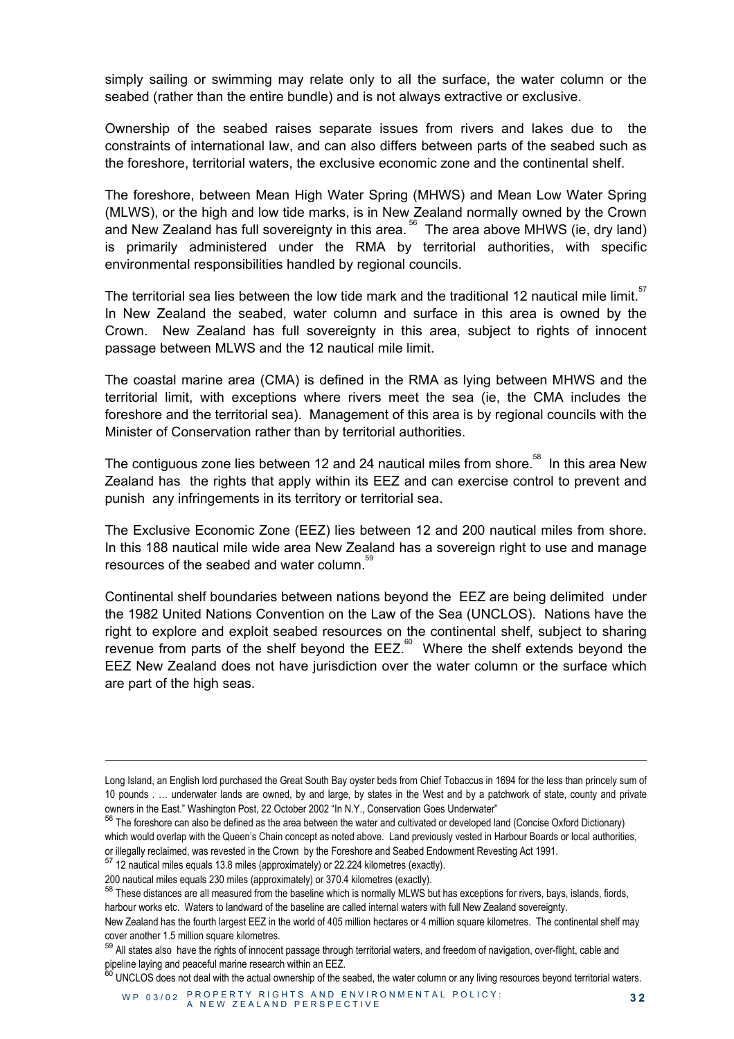simply sailing or swimming may relate only to all the surface, the water column or the seabed (rather than the entire bundle) and is not always extractive or exclusive.

Ownership of the seabed raises separate issues from rivers and lakes due to the constraints of international law, and can also differs between parts of the seabed such as the foreshore, territorial waters, the exclusive economic zone and the continental shelf.

The foreshore, between Mean High Water Spring (MHWS) and Mean Low Water Spring (MLWS), or the high and low tide marks, is in New Zealand normally owned by the Crown and New Zealand has full sovereignty in this area.[56] The area above MHWS (ie, dry land) is primarily administered under the RMA by territorial authorities, with specific environmental responsibilities handled by regional councils.

The territorial sea lies between the low tide mark and the traditional 12 nautical mile limit.[57] In New Zealand the seabed, water column and surface in this area is owned by the Crown. New Zealand has full sovereignty in this area, subject to rights of innocent passage between MLWS and the 12 nautical mile limit.

The coastal marine area (CMA) is defined in the RMA as lying between MHWS and the territorial limit, with exceptions where rivers meet the sea (ie, the CMA includes the foreshore and the territorial sea). Management of this area is by regional councils with the Minister of Conservation rather than by territorial authorities.

The contiguous zone lies between 12 and 24 nautical miles from shore.[58] In this area New Zealand has the rights that apply within its EEZ and can exercise control to prevent and punish any infringements in its territory or territorial sea.

The Exclusive Economic Zone (EEZ) lies between 12 and 200 nautical miles from shore. In this 188 nautical mile wide area New Zealand has a sovereign right to use and manage resources of the seabed and water column.[59]

Continental shelf boundaries between nations beyond the EEZ are being delimited under the 1982 United Nations Convention on the Law of the Sea (UNCLOS). Nations have the right to explore and exploit seabed resources on the continental shelf, subject to sharing revenue from parts of the shelf beyond the EEZ.[60] Where the shelf extends beyond the EEZ New Zealand does not have jurisdiction over the water column or the surface which are part of the high seas.

---

Long Island, an English lord purchased the Great South Bay oyster beds from Chief Tobaccus in 1694 for the less than princely sum of 10 pounds . … underwater lands are owned, by and large, by states in the West and by a patchwork of state, county and private owners in the East." Washington Post, 22 October 2002 "In N.Y., Conservation Goes Underwater"

[56] The foreshore can also be defined as the area between the water and cultivated or developed land (Concise Oxford Dictionary) which would overlap with the Queen's Chain concept as noted above. Land previously vested in Harbour Boards or local authorities, or illegally reclaimed, was revested in the Crown by the Foreshore and Seabed Endowment Revesting Act 1991.

[57] 12 nautical miles equals 13.8 miles (approximately) or 22.224 kilometres (exactly).
200 nautical miles equals 230 miles (approximately) or 370.4 kilometres (exactly).

[58] These distances are all measured from the baseline which is normally MLWS but has exceptions for rivers, bays, islands, fiords, harbour works etc. Waters to landward of the baseline are called internal waters with full New Zealand sovereignty.
New Zealand has the fourth largest EEZ in the world of 405 million hectares or 4 million square kilometres. The continental shelf may cover another 1.5 million square kilometres.

[59] All states also have the rights of innocent passage through territorial waters, and freedom of navigation, over-flight, cable and pipeline laying and peaceful marine research within an EEZ.

[60] UNCLOS does not deal with the actual ownership of the seabed, the water column or any living resources beyond territorial waters.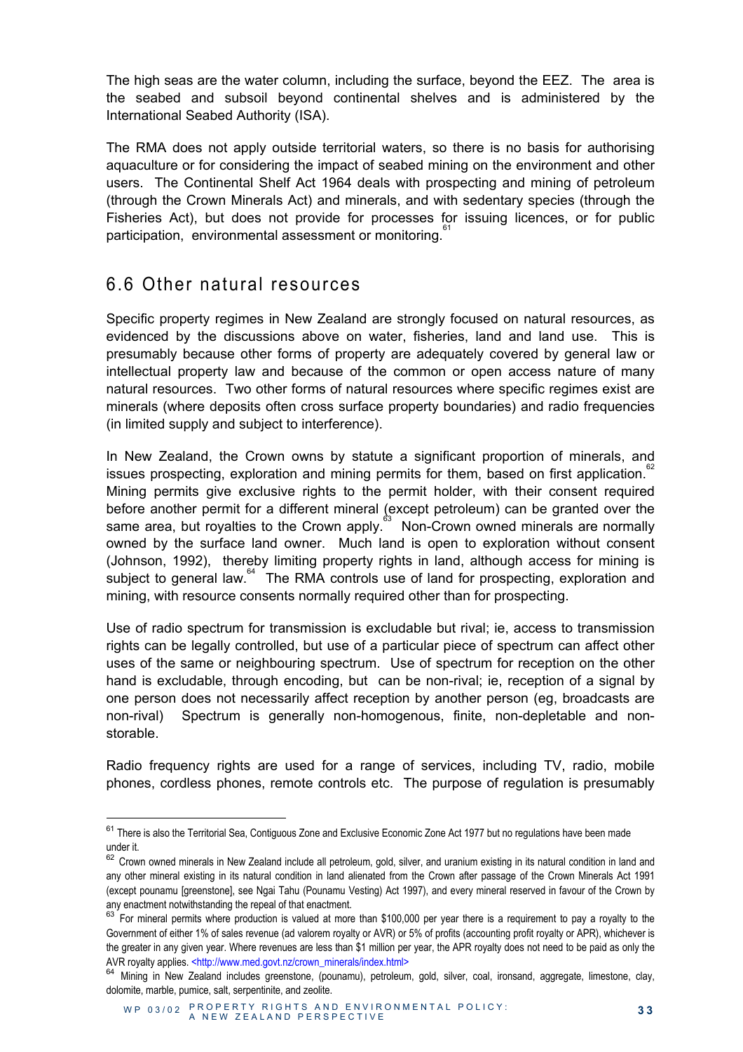The high seas are the water column, including the surface, beyond the EEZ. The area is the seabed and subsoil beyond continental shelves and is administered by the International Seabed Authority (ISA).

The RMA does not apply outside territorial waters, so there is no basis for authorising aquaculture or for considering the impact of seabed mining on the environment and other users. The Continental Shelf Act 1964 deals with prospecting and mining of petroleum (through the Crown Minerals Act) and minerals, and with sedentary species (through the Fisheries Act), but does not provide for processes for issuing licences, or for public participation, environmental assessment or monitoring.[61]

## 6.6 Other natural resources

Specific property regimes in New Zealand are strongly focused on natural resources, as evidenced by the discussions above on water, fisheries, land and land use. This is presumably because other forms of property are adequately covered by general law or intellectual property law and because of the common or open access nature of many natural resources. Two other forms of natural resources where specific regimes exist are minerals (where deposits often cross surface property boundaries) and radio frequencies (in limited supply and subject to interference).

In New Zealand, the Crown owns by statute a significant proportion of minerals, and issues prospecting, exploration and mining permits for them, based on first application.[62] Mining permits give exclusive rights to the permit holder, with their consent required before another permit for a different mineral (except petroleum) can be granted over the same area, but royalties to the Crown apply.[63] Non-Crown owned minerals are normally owned by the surface land owner. Much land is open to exploration without consent (Johnson, 1992), thereby limiting property rights in land, although access for mining is subject to general law.[64] The RMA controls use of land for prospecting, exploration and mining, with resource consents normally required other than for prospecting.

Use of radio spectrum for transmission is excludable but rival; ie, access to transmission rights can be legally controlled, but use of a particular piece of spectrum can affect other uses of the same or neighbouring spectrum. Use of spectrum for reception on the other hand is excludable, through encoding, but can be non-rival; ie, reception of a signal by one person does not necessarily affect reception by another person (eg, broadcasts are non-rival) Spectrum is generally non-homogenous, finite, non-depletable and non-storable.

Radio frequency rights are used for a range of services, including TV, radio, mobile phones, cordless phones, remote controls etc. The purpose of regulation is presumably

---

[61] There is also the Territorial Sea, Contiguous Zone and Exclusive Economic Zone Act 1977 but no regulations have been made under it.

[62] Crown owned minerals in New Zealand include all petroleum, gold, silver, and uranium existing in its natural condition in land and any other mineral existing in its natural condition in land alienated from the Crown after passage of the Crown Minerals Act 1991 (except pounamu [greenstone], see Ngai Tahu (Pounamu Vesting) Act 1997), and every mineral reserved in favour of the Crown by any enactment notwithstanding the repeal of that enactment.

[63] For mineral permits where production is valued at more than $100,000 per year there is a requirement to pay a royalty to the Government of either 1% of sales revenue (ad valorem royalty or AVR) or 5% of profits (accounting profit royalty or APR), whichever is the greater in any given year. Where revenues are less than $1 million per year, the APR royalty does not need to be paid as only the AVR royalty applies. <http://www.med.govt.nz/crown_minerals/index.html>

[64] Mining in New Zealand includes greenstone, (pounamu), petroleum, gold, silver, coal, ironsand, aggregate, limestone, clay, dolomite, marble, pumice, salt, serpentinite, and zeolite.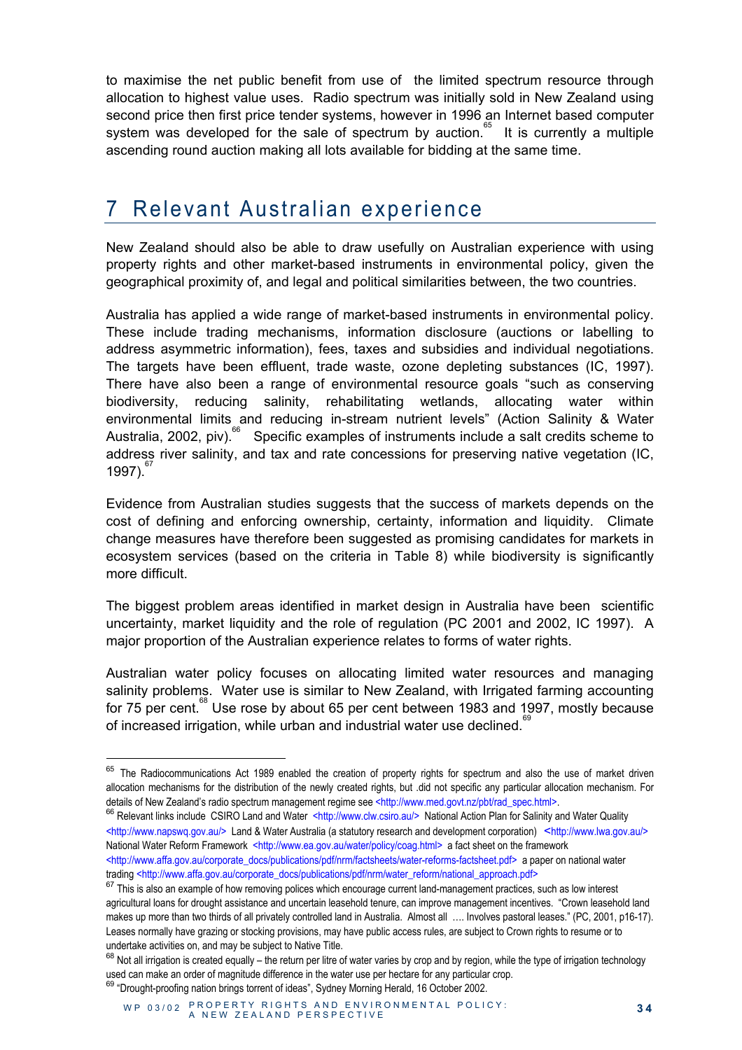to maximise the net public benefit from use of the limited spectrum resource through allocation to highest value uses. Radio spectrum was initially sold in New Zealand using second price then first price tender systems, however in 1996 an Internet based computer system was developed for the sale of spectrum by auction.[65] It is currently a multiple ascending round auction making all lots available for bidding at the same time.

# 7 Relevant Australian experience

New Zealand should also be able to draw usefully on Australian experience with using property rights and other market-based instruments in environmental policy, given the geographical proximity of, and legal and political similarities between, the two countries.

Australia has applied a wide range of market-based instruments in environmental policy. These include trading mechanisms, information disclosure (auctions or labelling to address asymmetric information), fees, taxes and subsidies and individual negotiations. The targets have been effluent, trade waste, ozone depleting substances (IC, 1997). There have also been a range of environmental resource goals "such as conserving biodiversity, reducing salinity, rehabilitating wetlands, allocating water within environmental limits and reducing in-stream nutrient levels" (Action Salinity & Water Australia, 2002, piv).[66] Specific examples of instruments include a salt credits scheme to address river salinity, and tax and rate concessions for preserving native vegetation (IC, 1997).[67]

Evidence from Australian studies suggests that the success of markets depends on the cost of defining and enforcing ownership, certainty, information and liquidity. Climate change measures have therefore been suggested as promising candidates for markets in ecosystem services (based on the criteria in Table 8) while biodiversity is significantly more difficult.

The biggest problem areas identified in market design in Australia have been scientific uncertainty, market liquidity and the role of regulation (PC 2001 and 2002, IC 1997). A major proportion of the Australian experience relates to forms of water rights.

Australian water policy focuses on allocating limited water resources and managing salinity problems. Water use is similar to New Zealand, with Irrigated farming accounting for 75 per cent.[68] Use rose by about 65 per cent between 1983 and 1997, mostly because of increased irrigation, while urban and industrial water use declined.[69]

---

[65] The Radiocommunications Act 1989 enabled the creation of property rights for spectrum and also the use of market driven allocation mechanisms for the distribution of the newly created rights, but .did not specific any particular allocation mechanism. For details of New Zealand's radio spectrum management regime see <http://www.med.govt.nz/pbt/rad_spec.html>.

[66] Relevant links include CSIRO Land and Water <http://www.clw.csiro.au/> National Action Plan for Salinity and Water Quality <http://www.napswq.gov.au/> Land & Water Australia (a statutory research and development corporation) <http://www.lwa.gov.au/> National Water Reform Framework <http://www.ea.gov.au/water/policy/coag.html> a fact sheet on the framework <http://www.affa.gov.au/corporate_docs/publications/pdf/nrm/factsheets/water-reforms-factsheet.pdf> a paper on national water trading <http://www.affa.gov.au/corporate_docs/publications/pdf/nrm/water_reform/national_approach.pdf>

[67] This is also an example of how removing polices which encourage current land-management practices, such as low interest agricultural loans for drought assistance and uncertain leasehold tenure, can improve management incentives. "Crown leasehold land makes up more than two thirds of all privately controlled land in Australia. Almost all …. Involves pastoral leases." (PC, 2001, p16-17). Leases normally have grazing or stocking provisions, may have public access rules, are subject to Crown rights to resume or to undertake activities on, and may be subject to Native Title.

[68] Not all irrigation is created equally – the return per litre of water varies by crop and by region, while the type of irrigation technology used can make an order of magnitude difference in the water use per hectare for any particular crop.

[69] "Drought-proofing nation brings torrent of ideas", Sydney Morning Herald, 16 October 2002.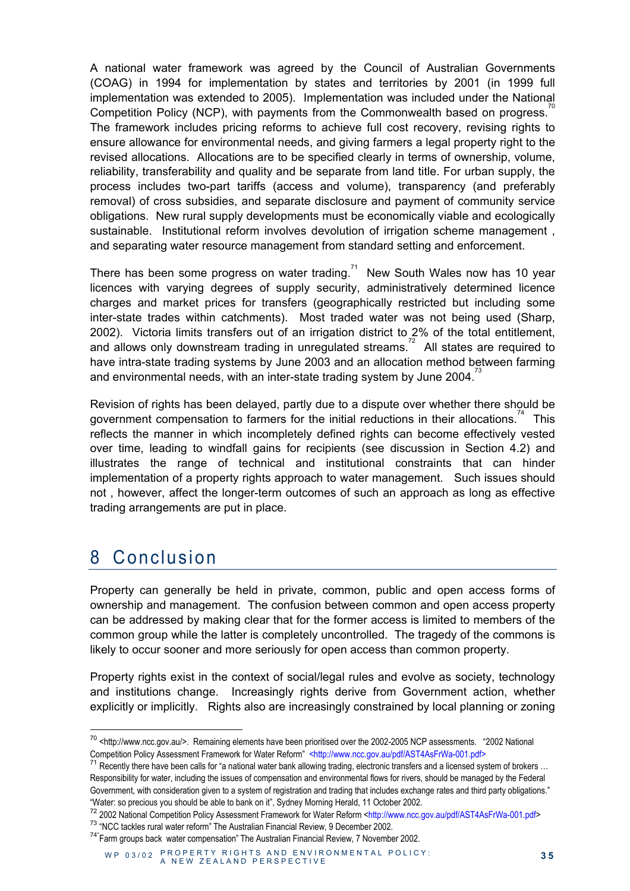A national water framework was agreed by the Council of Australian Governments (COAG) in 1994 for implementation by states and territories by 2001 (in 1999 full implementation was extended to 2005). Implementation was included under the National Competition Policy (NCP), with payments from the Commonwealth based on progress.[70] The framework includes pricing reforms to achieve full cost recovery, revising rights to ensure allowance for environmental needs, and giving farmers a legal property right to the revised allocations. Allocations are to be specified clearly in terms of ownership, volume, reliability, transferability and quality and be separate from land title. For urban supply, the process includes two-part tariffs (access and volume), transparency (and preferably removal) of cross subsidies, and separate disclosure and payment of community service obligations. New rural supply developments must be economically viable and ecologically sustainable. Institutional reform involves devolution of irrigation scheme management , and separating water resource management from standard setting and enforcement.

There has been some progress on water trading.[71] New South Wales now has 10 year licences with varying degrees of supply security, administratively determined licence charges and market prices for transfers (geographically restricted but including some inter-state trades within catchments). Most traded water was not being used (Sharp, 2002). Victoria limits transfers out of an irrigation district to 2% of the total entitlement, and allows only downstream trading in unregulated streams.[72] All states are required to have intra-state trading systems by June 2003 and an allocation method between farming and environmental needs, with an inter-state trading system by June 2004.[73]

Revision of rights has been delayed, partly due to a dispute over whether there should be government compensation to farmers for the initial reductions in their allocations.[74] This reflects the manner in which incompletely defined rights can become effectively vested over time, leading to windfall gains for recipients (see discussion in Section 4.2) and illustrates the range of technical and institutional constraints that can hinder implementation of a property rights approach to water management. Such issues should not , however, affect the longer-term outcomes of such an approach as long as effective trading arrangements are put in place.

# 8 Conclusion

Property can generally be held in private, common, public and open access forms of ownership and management. The confusion between common and open access property can be addressed by making clear that for the former access is limited to members of the common group while the latter is completely uncontrolled. The tragedy of the commons is likely to occur sooner and more seriously for open access than common property.

Property rights exist in the context of social/legal rules and evolve as society, technology and institutions change. Increasingly rights derive from Government action, whether explicitly or implicitly. Rights also are increasingly constrained by local planning or zoning

---

[70] <http://www.ncc.gov.au/>. Remaining elements have been prioritised over the 2002-2005 NCP assessments. "2002 National Competition Policy Assessment Framework for Water Reform" <http://www.ncc.gov.au/pdf/AST4AsFrWa-001.pdf>

[71] Recently there have been calls for "a national water bank allowing trading, electronic transfers and a licensed system of brokers … Responsibility for water, including the issues of compensation and environmental flows for rivers, should be managed by the Federal Government, with consideration given to a system of registration and trading that includes exchange rates and third party obligations." "Water: so precious you should be able to bank on it", Sydney Morning Herald, 11 October 2002.

[72] 2002 National Competition Policy Assessment Framework for Water Reform <http://www.ncc.gov.au/pdf/AST4AsFrWa-001.pdf>

[73] "NCC tackles rural water reform" The Australian Financial Review, 9 December 2002.

[74] "Farm groups back water compensation" The Australian Financial Review, 7 November 2002.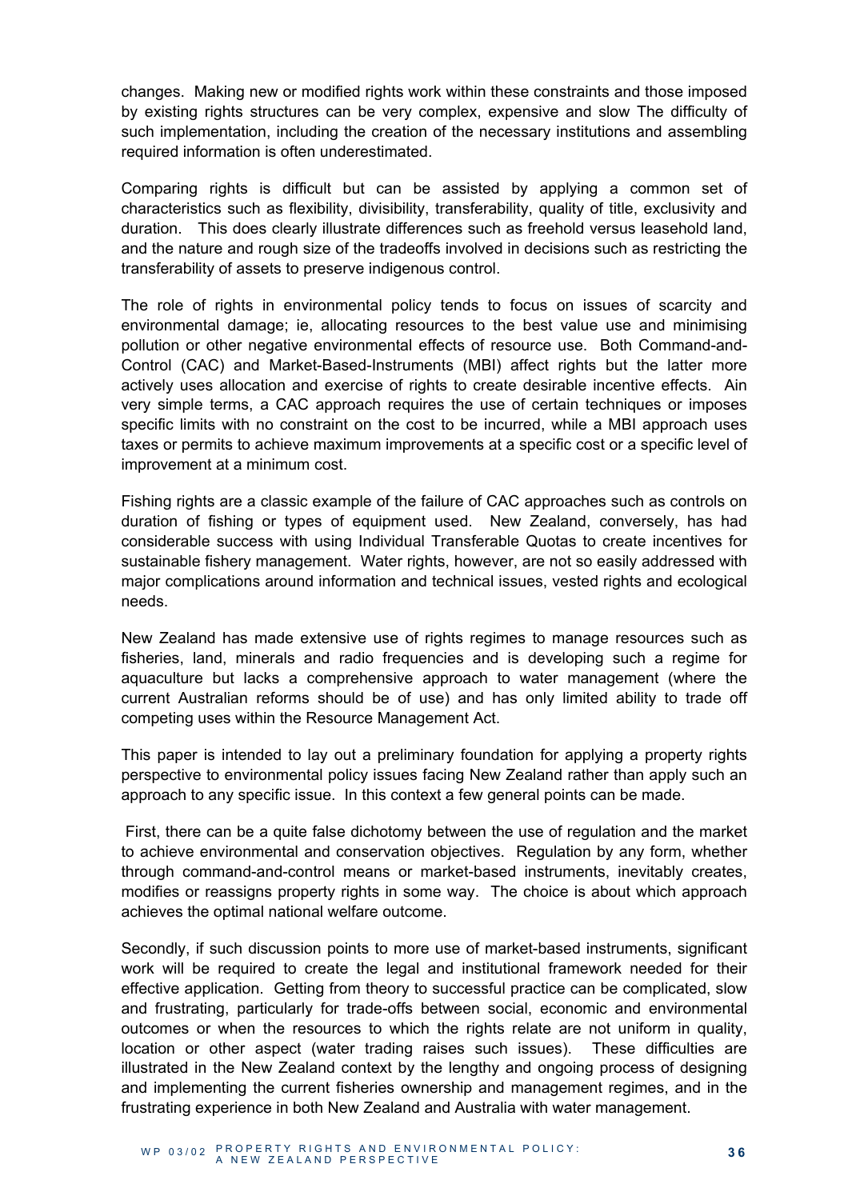changes. Making new or modified rights work within these constraints and those imposed by existing rights structures can be very complex, expensive and slow The difficulty of such implementation, including the creation of the necessary institutions and assembling required information is often underestimated.

Comparing rights is difficult but can be assisted by applying a common set of characteristics such as flexibility, divisibility, transferability, quality of title, exclusivity and duration. This does clearly illustrate differences such as freehold versus leasehold land, and the nature and rough size of the tradeoffs involved in decisions such as restricting the transferability of assets to preserve indigenous control.

The role of rights in environmental policy tends to focus on issues of scarcity and environmental damage; ie, allocating resources to the best value use and minimising pollution or other negative environmental effects of resource use. Both Command-and-Control (CAC) and Market-Based-Instruments (MBI) affect rights but the latter more actively uses allocation and exercise of rights to create desirable incentive effects. Ain very simple terms, a CAC approach requires the use of certain techniques or imposes specific limits with no constraint on the cost to be incurred, while a MBI approach uses taxes or permits to achieve maximum improvements at a specific cost or a specific level of improvement at a minimum cost.

Fishing rights are a classic example of the failure of CAC approaches such as controls on duration of fishing or types of equipment used. New Zealand, conversely, has had considerable success with using Individual Transferable Quotas to create incentives for sustainable fishery management. Water rights, however, are not so easily addressed with major complications around information and technical issues, vested rights and ecological needs.

New Zealand has made extensive use of rights regimes to manage resources such as fisheries, land, minerals and radio frequencies and is developing such a regime for aquaculture but lacks a comprehensive approach to water management (where the current Australian reforms should be of use) and has only limited ability to trade off competing uses within the Resource Management Act.

This paper is intended to lay out a preliminary foundation for applying a property rights perspective to environmental policy issues facing New Zealand rather than apply such an approach to any specific issue. In this context a few general points can be made.

First, there can be a quite false dichotomy between the use of regulation and the market to achieve environmental and conservation objectives. Regulation by any form, whether through command-and-control means or market-based instruments, inevitably creates, modifies or reassigns property rights in some way. The choice is about which approach achieves the optimal national welfare outcome.

Secondly, if such discussion points to more use of market-based instruments, significant work will be required to create the legal and institutional framework needed for their effective application. Getting from theory to successful practice can be complicated, slow and frustrating, particularly for trade-offs between social, economic and environmental outcomes or when the resources to which the rights relate are not uniform in quality, location or other aspect (water trading raises such issues). These difficulties are illustrated in the New Zealand context by the lengthy and ongoing process of designing and implementing the current fisheries ownership and management regimes, and in the frustrating experience in both New Zealand and Australia with water management.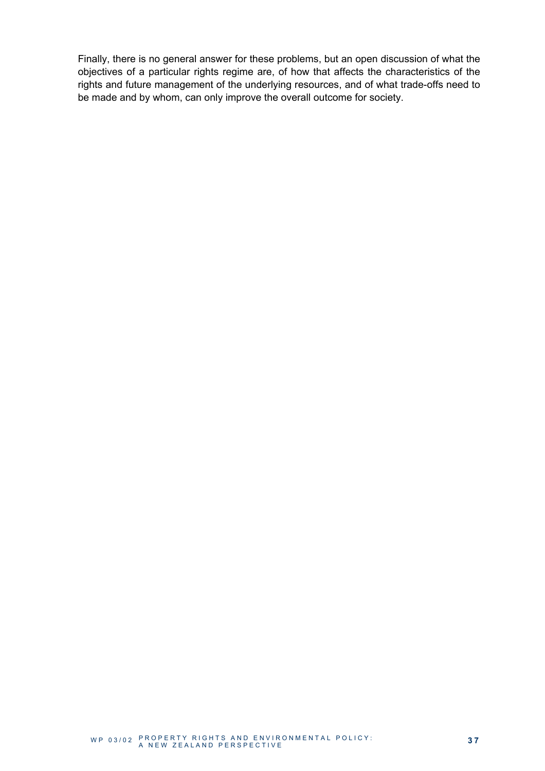Finally, there is no general answer for these problems, but an open discussion of what the objectives of a particular rights regime are, of how that affects the characteristics of the rights and future management of the underlying resources, and of what trade-offs need to be made and by whom, can only improve the overall outcome for society.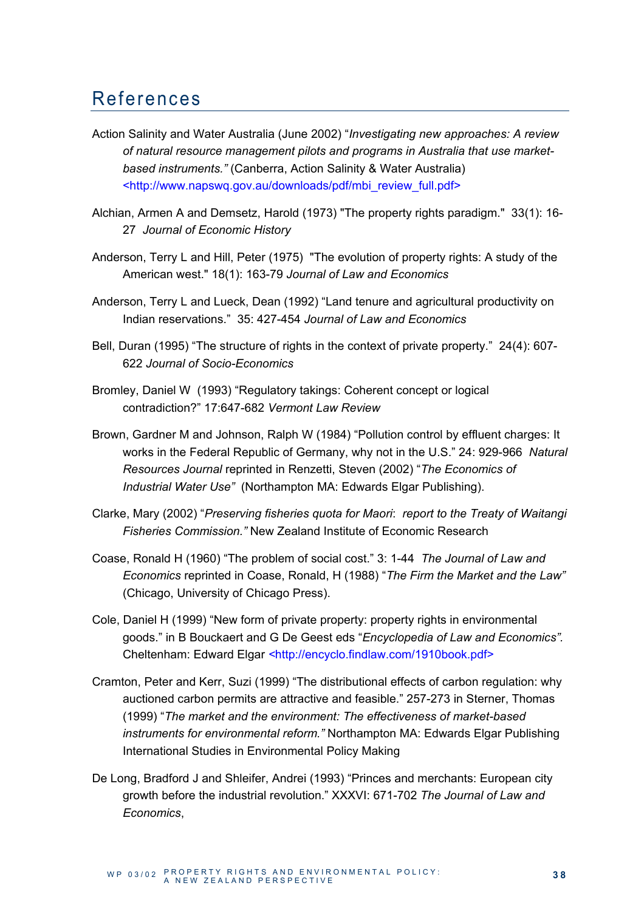# References

Action Salinity and Water Australia (June 2002) "*Investigating new approaches: A review of natural resource management pilots and programs in Australia that use market-based instruments.*" (Canberra, Action Salinity & Water Australia) <http://www.napswq.gov.au/downloads/pdf/mbi_review_full.pdf>

Alchian, Armen A and Demsetz, Harold (1973) "The property rights paradigm." 33(1): 16-27 *Journal of Economic History*

Anderson, Terry L and Hill, Peter (1975) "The evolution of property rights: A study of the American west." 18(1): 163-79 *Journal of Law and Economics*

Anderson, Terry L and Lueck, Dean (1992) "Land tenure and agricultural productivity on Indian reservations." 35: 427-454 *Journal of Law and Economics*

Bell, Duran (1995) "The structure of rights in the context of private property." 24(4): 607-622 *Journal of Socio-Economics*

Bromley, Daniel W (1993) "Regulatory takings: Coherent concept or logical contradiction?" 17:647-682 *Vermont Law Review*

Brown, Gardner M and Johnson, Ralph W (1984) "Pollution control by effluent charges: It works in the Federal Republic of Germany, why not in the U.S." 24: 929-966 *Natural Resources Journal* reprinted in Renzetti, Steven (2002) "*The Economics of Industrial Water Use*" (Northampton MA: Edwards Elgar Publishing).

Clarke, Mary (2002) "*Preserving fisheries quota for Maori*: *report to the Treaty of Waitangi Fisheries Commission.*" New Zealand Institute of Economic Research

Coase, Ronald H (1960) "The problem of social cost." 3: 1-44 *The Journal of Law and Economics* reprinted in Coase, Ronald, H (1988) "*The Firm the Market and the Law*" (Chicago, University of Chicago Press).

Cole, Daniel H (1999) "New form of private property: property rights in environmental goods." in B Bouckaert and G De Geest eds "*Encyclopedia of Law and Economics*". Cheltenham: Edward Elgar <http://encyclo.findlaw.com/1910book.pdf>

Cramton, Peter and Kerr, Suzi (1999) "The distributional effects of carbon regulation: why auctioned carbon permits are attractive and feasible." 257-273 in Sterner, Thomas (1999) "*The market and the environment: The effectiveness of market-based instruments for environmental reform.*" Northampton MA: Edwards Elgar Publishing International Studies in Environmental Policy Making

De Long, Bradford J and Shleifer, Andrei (1993) "Princes and merchants: European city growth before the industrial revolution." XXXVI: 671-702 *The Journal of Law and Economics*,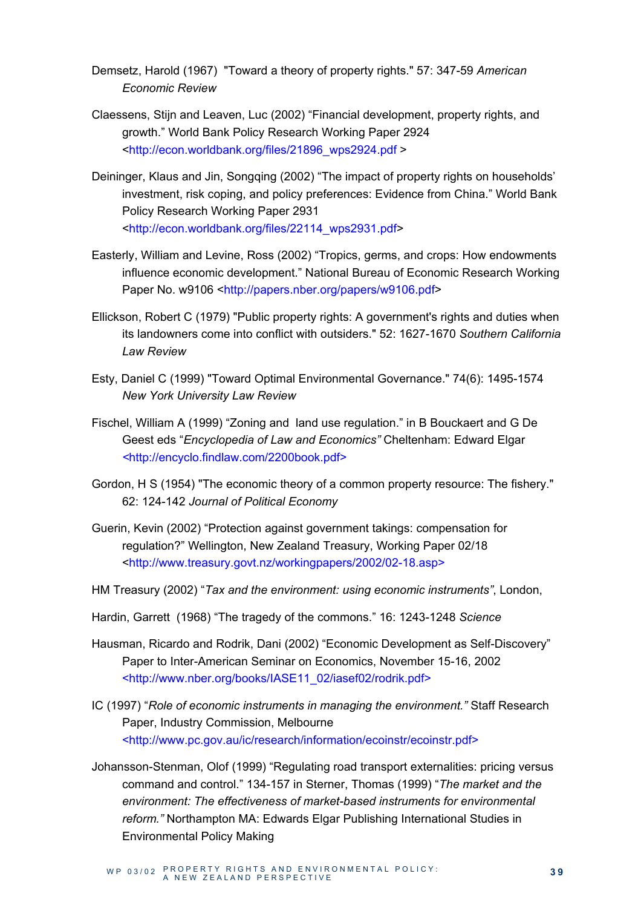Demsetz, Harold (1967) "Toward a theory of property rights." 57: 347-59 *American Economic Review*

Claessens, Stijn and Leaven, Luc (2002) "Financial development, property rights, and growth." World Bank Policy Research Working Paper 2924 <http://econ.worldbank.org/files/21896_wps2924.pdf >

Deininger, Klaus and Jin, Songqing (2002) "The impact of property rights on households' investment, risk coping, and policy preferences: Evidence from China." World Bank Policy Research Working Paper 2931 <http://econ.worldbank.org/files/22114_wps2931.pdf>

Easterly, William and Levine, Ross (2002) "Tropics, germs, and crops: How endowments influence economic development." National Bureau of Economic Research Working Paper No. w9106 <http://papers.nber.org/papers/w9106.pdf>

Ellickson, Robert C (1979) "Public property rights: A government's rights and duties when its landowners come into conflict with outsiders." 52: 1627-1670 *Southern California Law Review*

Esty, Daniel C (1999) "Toward Optimal Environmental Governance." 74(6): 1495-1574 *New York University Law Review*

Fischel, William A (1999) "Zoning and land use regulation." in B Bouckaert and G De Geest eds "*Encyclopedia of Law and Economics"* Cheltenham: Edward Elgar <http://encyclo.findlaw.com/2200book.pdf>

Gordon, H S (1954) "The economic theory of a common property resource: The fishery." 62: 124-142 *Journal of Political Economy*

Guerin, Kevin (2002) "Protection against government takings: compensation for regulation?" Wellington, New Zealand Treasury, Working Paper 02/18 <http://www.treasury.govt.nz/workingpapers/2002/02-18.asp>

HM Treasury (2002) "*Tax and the environment: using economic instruments"*, London,

Hardin, Garrett (1968) "The tragedy of the commons." 16: 1243-1248 *Science*

Hausman, Ricardo and Rodrik, Dani (2002) "Economic Development as Self-Discovery" Paper to Inter-American Seminar on Economics, November 15-16, 2002 <http://www.nber.org/books/IASE11_02/iasef02/rodrik.pdf>

IC (1997) "*Role of economic instruments in managing the environment."* Staff Research Paper, Industry Commission, Melbourne <http://www.pc.gov.au/ic/research/information/ecoinstr/ecoinstr.pdf>

Johansson-Stenman, Olof (1999) "Regulating road transport externalities: pricing versus command and control." 134-157 in Sterner, Thomas (1999) "*The market and the environment: The effectiveness of market-based instruments for environmental reform."* Northampton MA: Edwards Elgar Publishing International Studies in Environmental Policy Making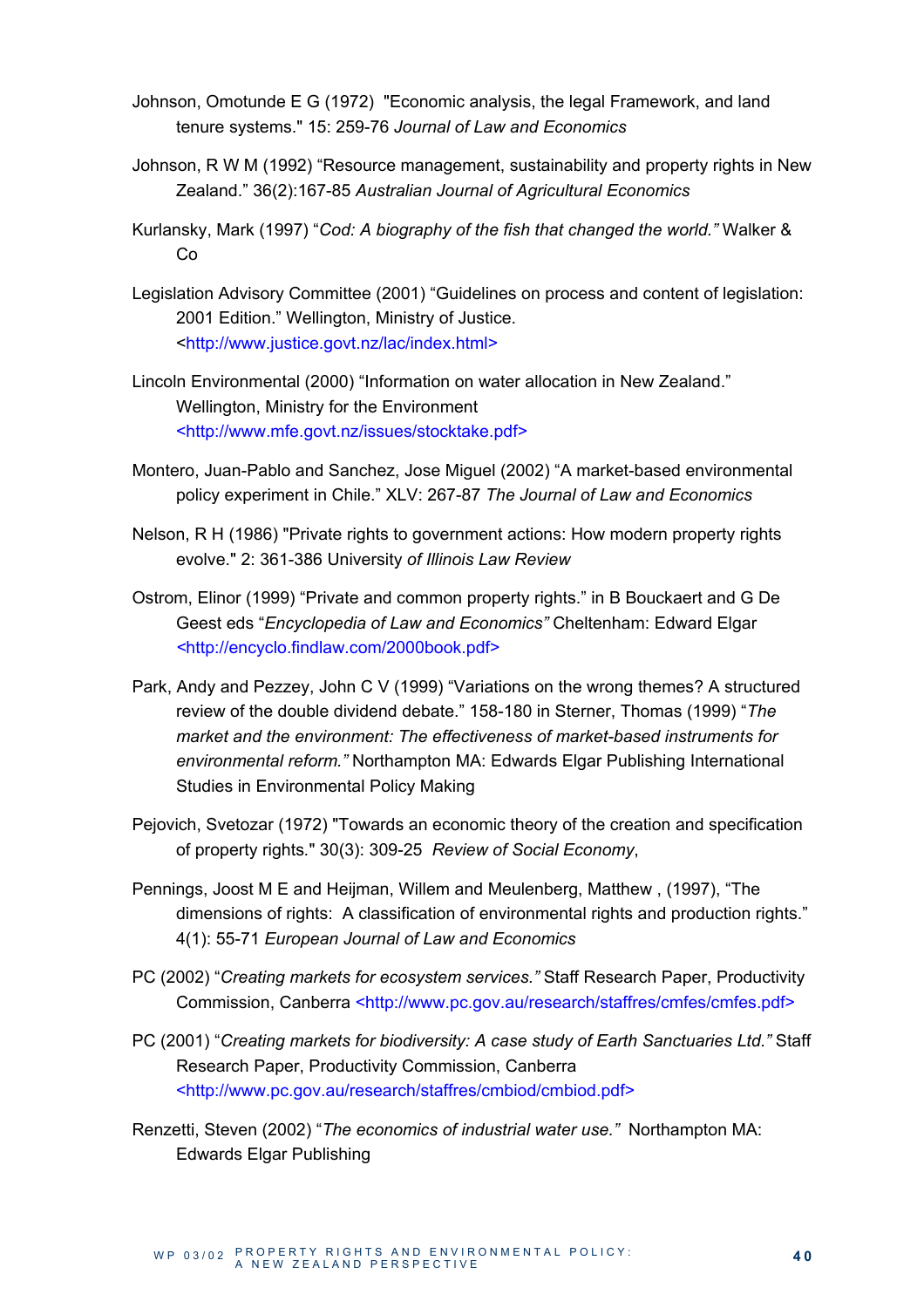Johnson, Omotunde E G (1972) "Economic analysis, the legal Framework, and land tenure systems." 15: 259-76 *Journal of Law and Economics*

Johnson, R W M (1992) "Resource management, sustainability and property rights in New Zealand." 36(2):167-85 *Australian Journal of Agricultural Economics*

Kurlansky, Mark (1997) "*Cod: A biography of the fish that changed the world.*" Walker & Co

Legislation Advisory Committee (2001) "Guidelines on process and content of legislation: 2001 Edition." Wellington, Ministry of Justice. <http://www.justice.govt.nz/lac/index.html>

Lincoln Environmental (2000) "Information on water allocation in New Zealand." Wellington, Ministry for the Environment <http://www.mfe.govt.nz/issues/stocktake.pdf>

Montero, Juan-Pablo and Sanchez, Jose Miguel (2002) "A market-based environmental policy experiment in Chile." XLV: 267-87 *The Journal of Law and Economics*

Nelson, R H (1986) "Private rights to government actions: How modern property rights evolve." 2: 361-386 University *of Illinois Law Review*

Ostrom, Elinor (1999) "Private and common property rights." in B Bouckaert and G De Geest eds "*Encyclopedia of Law and Economics*" Cheltenham: Edward Elgar <http://encyclo.findlaw.com/2000book.pdf>

Park, Andy and Pezzey, John C V (1999) "Variations on the wrong themes? A structured review of the double dividend debate." 158-180 in Sterner, Thomas (1999) "*The market and the environment: The effectiveness of market-based instruments for environmental reform.*" Northampton MA: Edwards Elgar Publishing International Studies in Environmental Policy Making

Pejovich, Svetozar (1972) "Towards an economic theory of the creation and specification of property rights." 30(3): 309-25 *Review of Social Economy*,

Pennings, Joost M E and Heijman, Willem and Meulenberg, Matthew , (1997), "The dimensions of rights: A classification of environmental rights and production rights." 4(1): 55-71 *European Journal of Law and Economics*

PC (2002) "*Creating markets for ecosystem services.*" Staff Research Paper, Productivity Commission, Canberra <http://www.pc.gov.au/research/staffres/cmfes/cmfes.pdf>

PC (2001) "*Creating markets for biodiversity: A case study of Earth Sanctuaries Ltd.*" Staff Research Paper, Productivity Commission, Canberra <http://www.pc.gov.au/research/staffres/cmbiod/cmbiod.pdf>

Renzetti, Steven (2002) "*The economics of industrial water use.*" Northampton MA: Edwards Elgar Publishing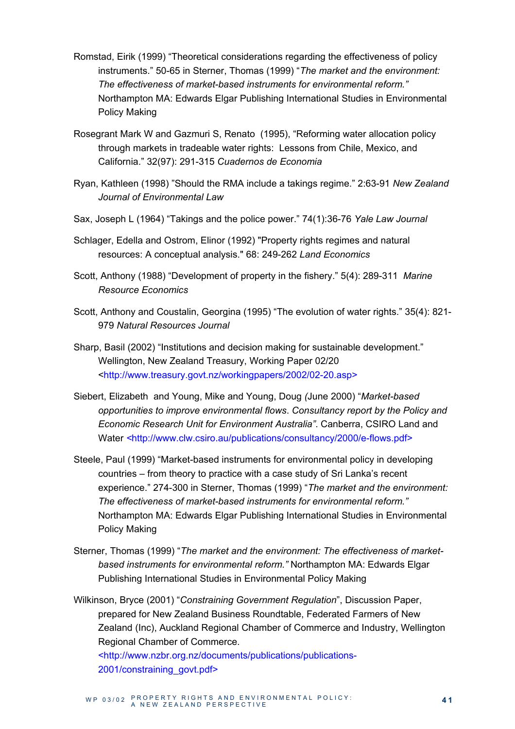Romstad, Eirik (1999) “Theoretical considerations regarding the effectiveness of policy instruments.” 50-65 in Sterner, Thomas (1999) “*The market and the environment: The effectiveness of market-based instruments for environmental reform.”* Northampton MA: Edwards Elgar Publishing International Studies in Environmental Policy Making

Rosegrant Mark W and Gazmuri S, Renato (1995), “Reforming water allocation policy through markets in tradeable water rights: Lessons from Chile, Mexico, and California.” 32(97): 291-315 *Cuadernos de Economia*

Ryan, Kathleen (1998) ”Should the RMA include a takings regime.” 2:63-91 *New Zealand Journal of Environmental Law*

Sax, Joseph L (1964) “Takings and the police power.” 74(1):36-76 *Yale Law Journal*

Schlager, Edella and Ostrom, Elinor (1992) "Property rights regimes and natural resources: A conceptual analysis." 68: 249-262 *Land Economics*

Scott, Anthony (1988) “Development of property in the fishery.” 5(4): 289-311 *Marine Resource Economics*

Scott, Anthony and Coustalin, Georgina (1995) “The evolution of water rights.” 35(4): 821-979 *Natural Resources Journal*

Sharp, Basil (2002) “Institutions and decision making for sustainable development.” Wellington, New Zealand Treasury, Working Paper 02/20 <http://www.treasury.govt.nz/workingpapers/2002/02-20.asp>

Siebert, Elizabeth and Young, Mike and Young, Doug (June 2000) “*Market-based opportunities to improve environmental flows*. *Consultancy report by the Policy and Economic Research Unit for Environment Australia”*. Canberra, CSIRO Land and Water <http://www.clw.csiro.au/publications/consultancy/2000/e-flows.pdf>

Steele, Paul (1999) “Market-based instruments for environmental policy in developing countries – from theory to practice with a case study of Sri Lanka’s recent experience.” 274-300 in Sterner, Thomas (1999) “*The market and the environment: The effectiveness of market-based instruments for environmental reform.”* Northampton MA: Edwards Elgar Publishing International Studies in Environmental Policy Making

Sterner, Thomas (1999) “*The market and the environment: The effectiveness of market-based instruments for environmental reform.”* Northampton MA: Edwards Elgar Publishing International Studies in Environmental Policy Making

Wilkinson, Bryce (2001) “*Constraining Government Regulation*”, Discussion Paper, prepared for New Zealand Business Roundtable, Federated Farmers of New Zealand (Inc), Auckland Regional Chamber of Commerce and Industry, Wellington Regional Chamber of Commerce. <http://www.nzbr.org.nz/documents/publications/publications-2001/constraining_govt.pdf>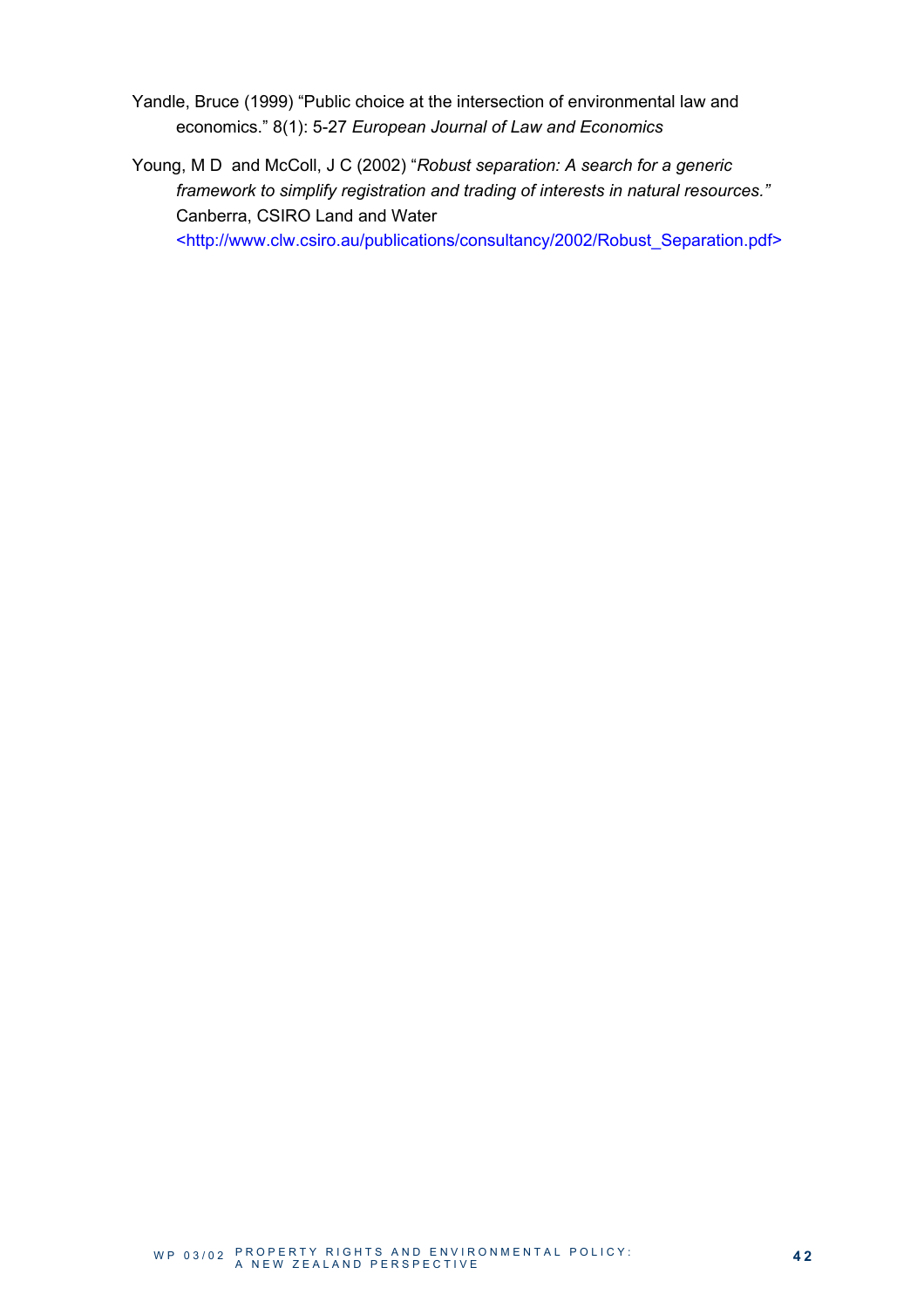Yandle, Bruce (1999) “Public choice at the intersection of environmental law and economics.” 8(1): 5-27 *European Journal of Law and Economics*

Young, M D and McColl, J C (2002) “*Robust separation: A search for a generic framework to simplify registration and trading of interests in natural resources.”* Canberra, CSIRO Land and Water <http://www.clw.csiro.au/publications/consultancy/2002/Robust_Separation.pdf>